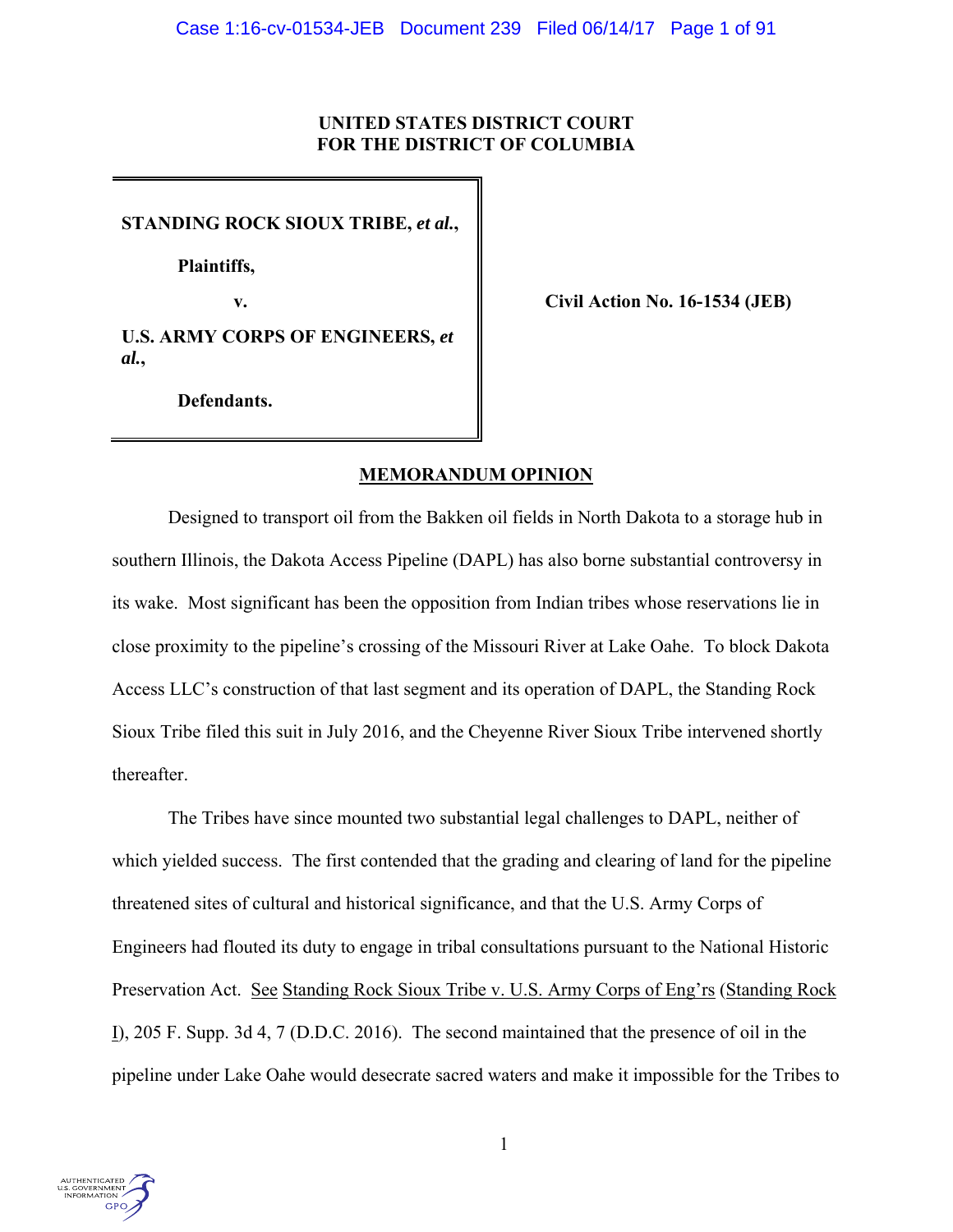**UNITED STATES DISTRICT COURT**
**FOR THE DISTRICT OF COLUMBIA**

| | |
|---|---|
| **STANDING ROCK SIOUX TRIBE, *et al.*,**<br><br>**Plaintiffs,**<br><br>**v.**<br><br>**U.S. ARMY CORPS OF ENGINEERS, *et al.*,**<br><br>**Defendants.** | **Civil Action No. 16-1534 (JEB)** |

## MEMORANDUM OPINION

Designed to transport oil from the Bakken oil fields in North Dakota to a storage hub in southern Illinois, the Dakota Access Pipeline (DAPL) has also borne substantial controversy in its wake. Most significant has been the opposition from Indian tribes whose reservations lie in close proximity to the pipeline's crossing of the Missouri River at Lake Oahe. To block Dakota Access LLC's construction of that last segment and its operation of DAPL, the Standing Rock Sioux Tribe filed this suit in July 2016, and the Cheyenne River Sioux Tribe intervened shortly thereafter.

The Tribes have since mounted two substantial legal challenges to DAPL, neither of which yielded success. The first contended that the grading and clearing of land for the pipeline threatened sites of cultural and historical significance, and that the U.S. Army Corps of Engineers had flouted its duty to engage in tribal consultations pursuant to the National Historic Preservation Act. See Standing Rock Sioux Tribe v. U.S. Army Corps of Eng'rs (Standing Rock I), 205 F. Supp. 3d 4, 7 (D.D.C. 2016). The second maintained that the presence of oil in the pipeline under Lake Oahe would desecrate sacred waters and make it impossible for the Tribes to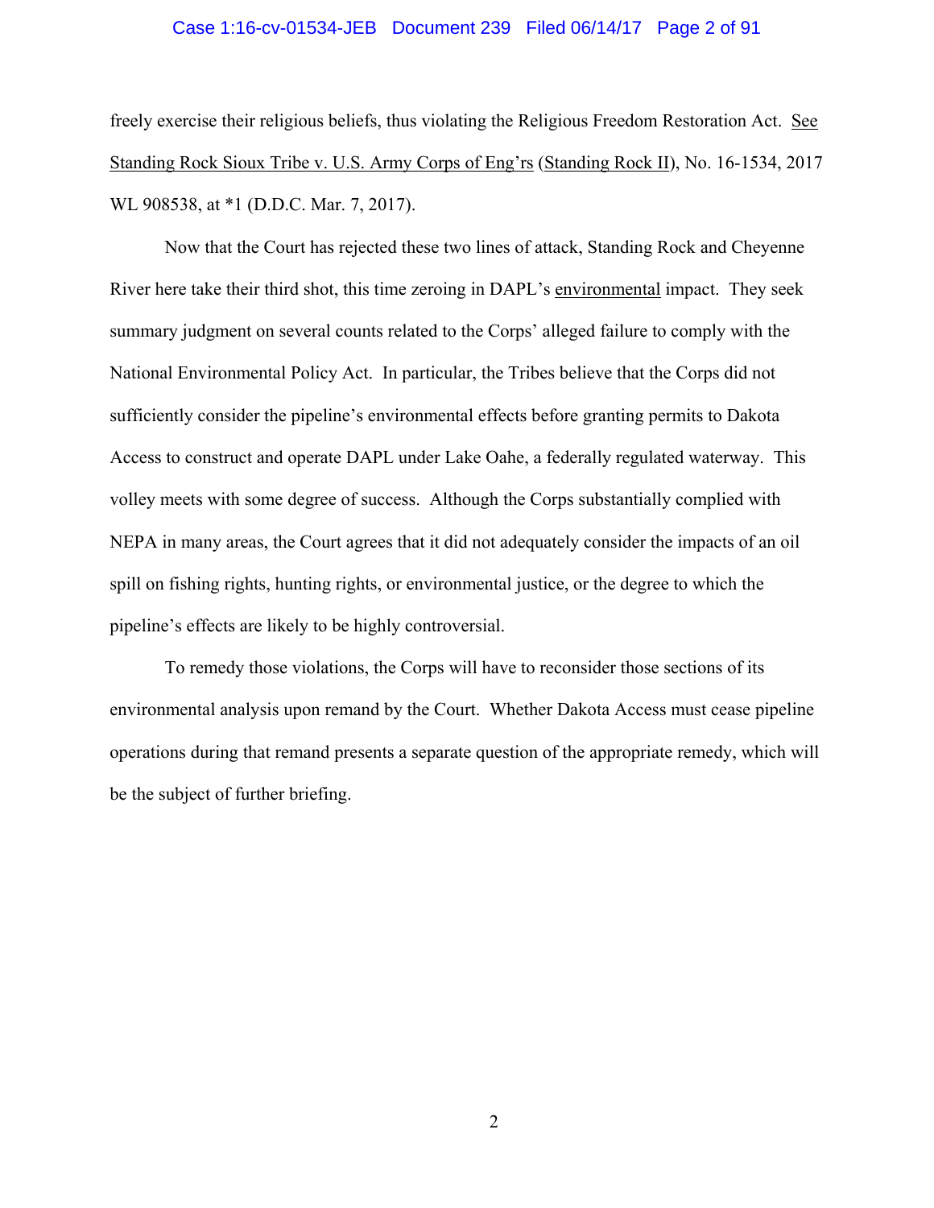freely exercise their religious beliefs, thus violating the Religious Freedom Restoration Act. See Standing Rock Sioux Tribe v. U.S. Army Corps of Eng'rs (Standing Rock II), No. 16-1534, 2017 WL 908538, at *1 (D.D.C. Mar. 7, 2017).

Now that the Court has rejected these two lines of attack, Standing Rock and Cheyenne River here take their third shot, this time zeroing in DAPL's environmental impact. They seek summary judgment on several counts related to the Corps' alleged failure to comply with the National Environmental Policy Act. In particular, the Tribes believe that the Corps did not sufficiently consider the pipeline's environmental effects before granting permits to Dakota Access to construct and operate DAPL under Lake Oahe, a federally regulated waterway. This volley meets with some degree of success. Although the Corps substantially complied with NEPA in many areas, the Court agrees that it did not adequately consider the impacts of an oil spill on fishing rights, hunting rights, or environmental justice, or the degree to which the pipeline's effects are likely to be highly controversial.

To remedy those violations, the Corps will have to reconsider those sections of its environmental analysis upon remand by the Court. Whether Dakota Access must cease pipeline operations during that remand presents a separate question of the appropriate remedy, which will be the subject of further briefing.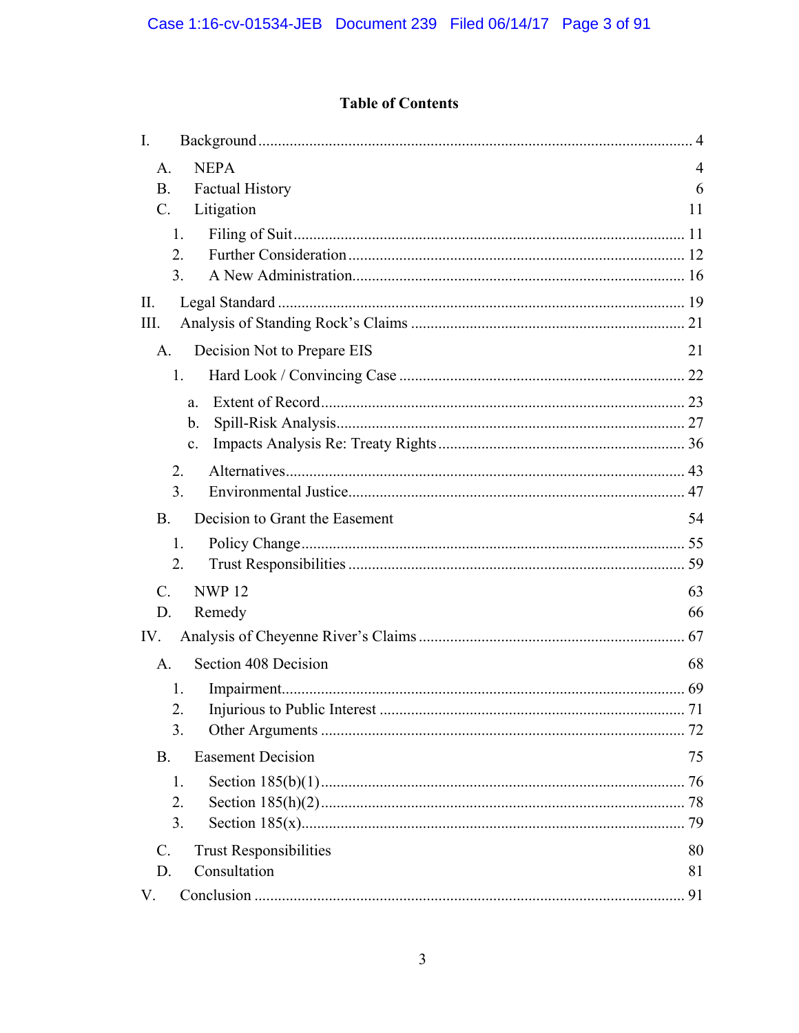**Table of Contents**

I. Background ........................................................................................................ 4

- A. NEPA 4
- B. Factual History 6
- C. Litigation 11
  - 1. Filing of Suit ........................................................................................ 11
  - 2. Further Consideration ......................................................................... 12
  - 3. A New Administration ......................................................................... 16

II. Legal Standard ................................................................................................. 19

III. Analysis of Standing Rock's Claims ............................................................... 21

- A. Decision Not to Prepare EIS 21
  - 1. Hard Look / Convincing Case ............................................................... 22
    - a. Extent of Record .............................................................................. 23
    - b. Spill-Risk Analysis ........................................................................... 27
    - c. Impacts Analysis Re: Treaty Rights .................................................. 36
  - 2. Alternatives .......................................................................................... 43
  - 3. Environmental Justice .......................................................................... 47
- B. Decision to Grant the Easement 54
  - 1. Policy Change ....................................................................................... 55
  - 2. Trust Responsibilities ........................................................................... 59
- C. NWP 12 63
- D. Remedy 66

IV. Analysis of Cheyenne River's Claims ............................................................. 67

- A. Section 408 Decision 68
  - 1. Impairment ........................................................................................... 69
  - 2. Injurious to Public Interest ................................................................... 71
  - 3. Other Arguments .................................................................................. 72
- B. Easement Decision 75
  - 1. Section 185(b)(1) .................................................................................. 76
  - 2. Section 185(h)(2) .................................................................................. 78
  - 3. Section 185(x) ....................................................................................... 79
- C. Trust Responsibilities 80
- D. Consultation 81

V. Conclusion ....................................................................................................... 91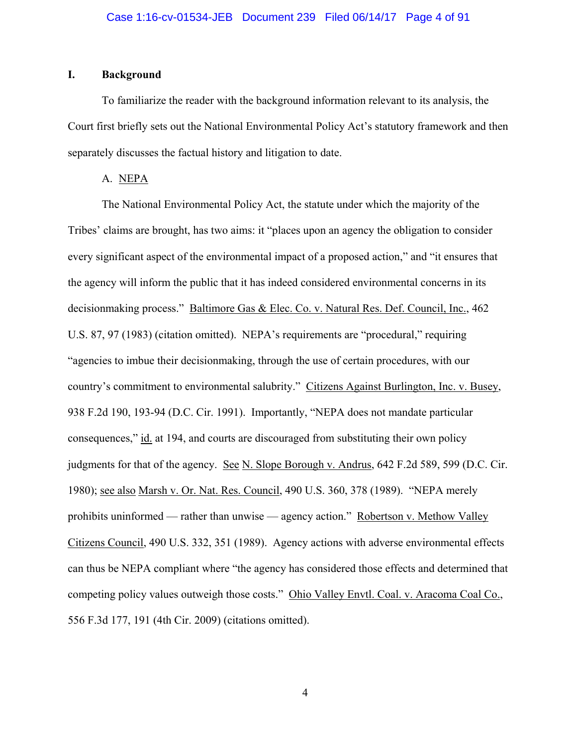## I. Background

To familiarize the reader with the background information relevant to its analysis, the Court first briefly sets out the National Environmental Policy Act's statutory framework and then separately discusses the factual history and litigation to date.

### A. NEPA

The National Environmental Policy Act, the statute under which the majority of the Tribes' claims are brought, has two aims: it "places upon an agency the obligation to consider every significant aspect of the environmental impact of a proposed action," and "it ensures that the agency will inform the public that it has indeed considered environmental concerns in its decisionmaking process." Baltimore Gas & Elec. Co. v. Natural Res. Def. Council, Inc., 462 U.S. 87, 97 (1983) (citation omitted). NEPA's requirements are "procedural," requiring "agencies to imbue their decisionmaking, through the use of certain procedures, with our country's commitment to environmental salubrity." Citizens Against Burlington, Inc. v. Busey, 938 F.2d 190, 193-94 (D.C. Cir. 1991). Importantly, "NEPA does not mandate particular consequences," id. at 194, and courts are discouraged from substituting their own policy judgments for that of the agency. See N. Slope Borough v. Andrus, 642 F.2d 589, 599 (D.C. Cir. 1980); see also Marsh v. Or. Nat. Res. Council, 490 U.S. 360, 378 (1989). "NEPA merely prohibits uninformed — rather than unwise — agency action." Robertson v. Methow Valley Citizens Council, 490 U.S. 332, 351 (1989). Agency actions with adverse environmental effects can thus be NEPA compliant where "the agency has considered those effects and determined that competing policy values outweigh those costs." Ohio Valley Envtl. Coal. v. Aracoma Coal Co., 556 F.3d 177, 191 (4th Cir. 2009) (citations omitted).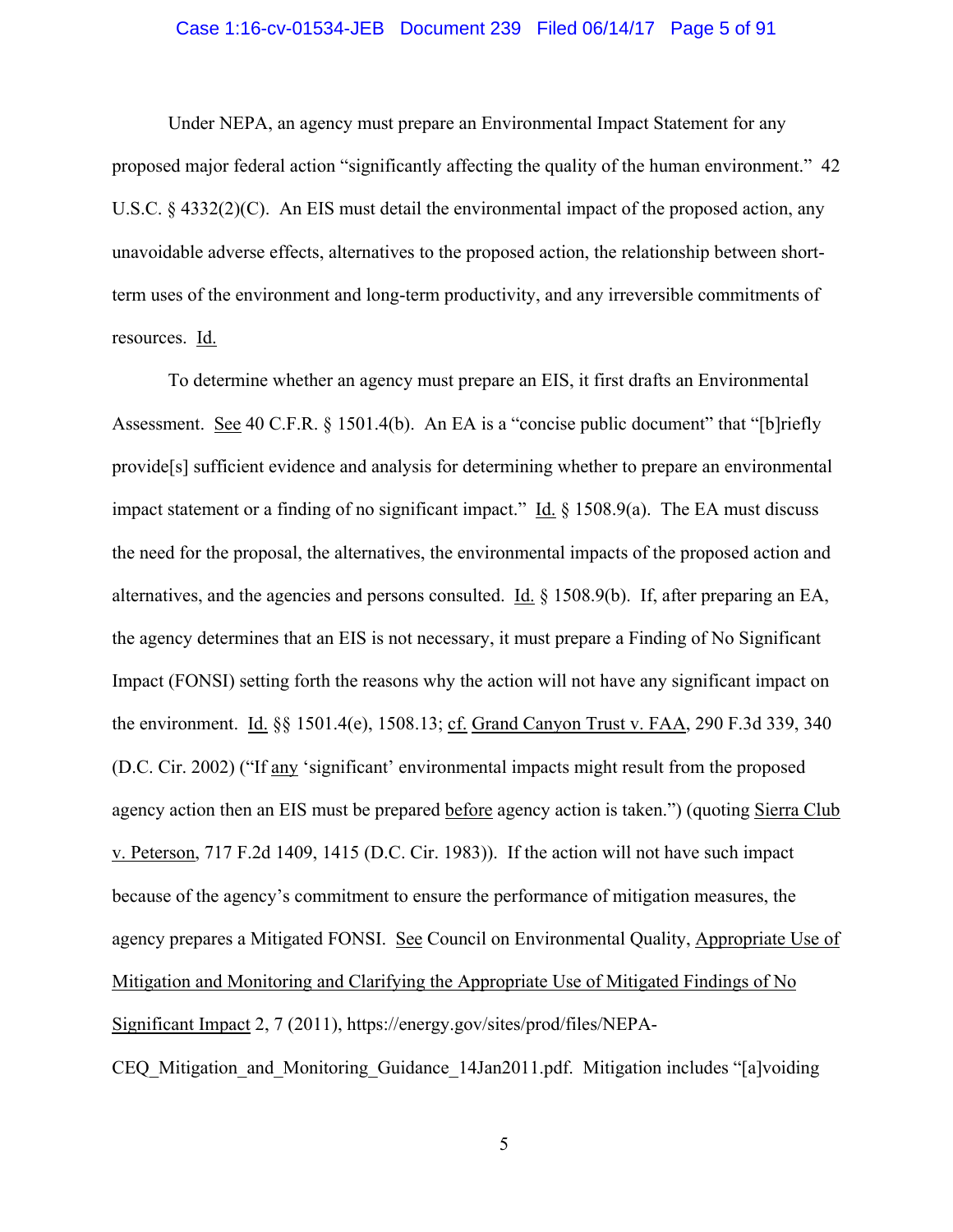Under NEPA, an agency must prepare an Environmental Impact Statement for any proposed major federal action "significantly affecting the quality of the human environment." 42 U.S.C. § 4332(2)(C). An EIS must detail the environmental impact of the proposed action, any unavoidable adverse effects, alternatives to the proposed action, the relationship between short-term uses of the environment and long-term productivity, and any irreversible commitments of resources. Id.

To determine whether an agency must prepare an EIS, it first drafts an Environmental Assessment. See 40 C.F.R. § 1501.4(b). An EA is a "concise public document" that "[b]riefly provide[s] sufficient evidence and analysis for determining whether to prepare an environmental impact statement or a finding of no significant impact." Id. § 1508.9(a). The EA must discuss the need for the proposal, the alternatives, the environmental impacts of the proposed action and alternatives, and the agencies and persons consulted. Id. § 1508.9(b). If, after preparing an EA, the agency determines that an EIS is not necessary, it must prepare a Finding of No Significant Impact (FONSI) setting forth the reasons why the action will not have any significant impact on the environment. Id. §§ 1501.4(e), 1508.13; cf. Grand Canyon Trust v. FAA, 290 F.3d 339, 340 (D.C. Cir. 2002) ("If any 'significant' environmental impacts might result from the proposed agency action then an EIS must be prepared before agency action is taken.") (quoting Sierra Club v. Peterson, 717 F.2d 1409, 1415 (D.C. Cir. 1983)). If the action will not have such impact because of the agency's commitment to ensure the performance of mitigation measures, the agency prepares a Mitigated FONSI. See Council on Environmental Quality, Appropriate Use of Mitigation and Monitoring and Clarifying the Appropriate Use of Mitigated Findings of No Significant Impact 2, 7 (2011), https://energy.gov/sites/prod/files/NEPA-CEQ_Mitigation_and_Monitoring_Guidance_14Jan2011.pdf. Mitigation includes "[a]voiding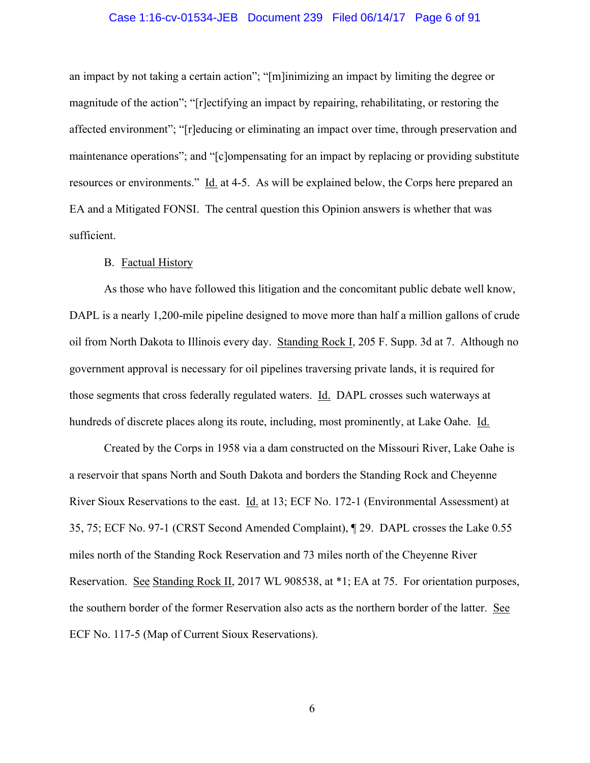an impact by not taking a certain action"; "[m]inimizing an impact by limiting the degree or magnitude of the action"; "[r]ectifying an impact by repairing, rehabilitating, or restoring the affected environment"; "[r]educing or eliminating an impact over time, through preservation and maintenance operations"; and "[c]ompensating for an impact by replacing or providing substitute resources or environments." Id. at 4-5. As will be explained below, the Corps here prepared an EA and a Mitigated FONSI. The central question this Opinion answers is whether that was sufficient.

B. Factual History

As those who have followed this litigation and the concomitant public debate well know, DAPL is a nearly 1,200-mile pipeline designed to move more than half a million gallons of crude oil from North Dakota to Illinois every day. Standing Rock I, 205 F. Supp. 3d at 7. Although no government approval is necessary for oil pipelines traversing private lands, it is required for those segments that cross federally regulated waters. Id. DAPL crosses such waterways at hundreds of discrete places along its route, including, most prominently, at Lake Oahe. Id.

Created by the Corps in 1958 via a dam constructed on the Missouri River, Lake Oahe is a reservoir that spans North and South Dakota and borders the Standing Rock and Cheyenne River Sioux Reservations to the east. Id. at 13; ECF No. 172-1 (Environmental Assessment) at 35, 75; ECF No. 97-1 (CRST Second Amended Complaint), ¶ 29. DAPL crosses the Lake 0.55 miles north of the Standing Rock Reservation and 73 miles north of the Cheyenne River Reservation. See Standing Rock II, 2017 WL 908538, at *1; EA at 75. For orientation purposes, the southern border of the former Reservation also acts as the northern border of the latter. See ECF No. 117-5 (Map of Current Sioux Reservations).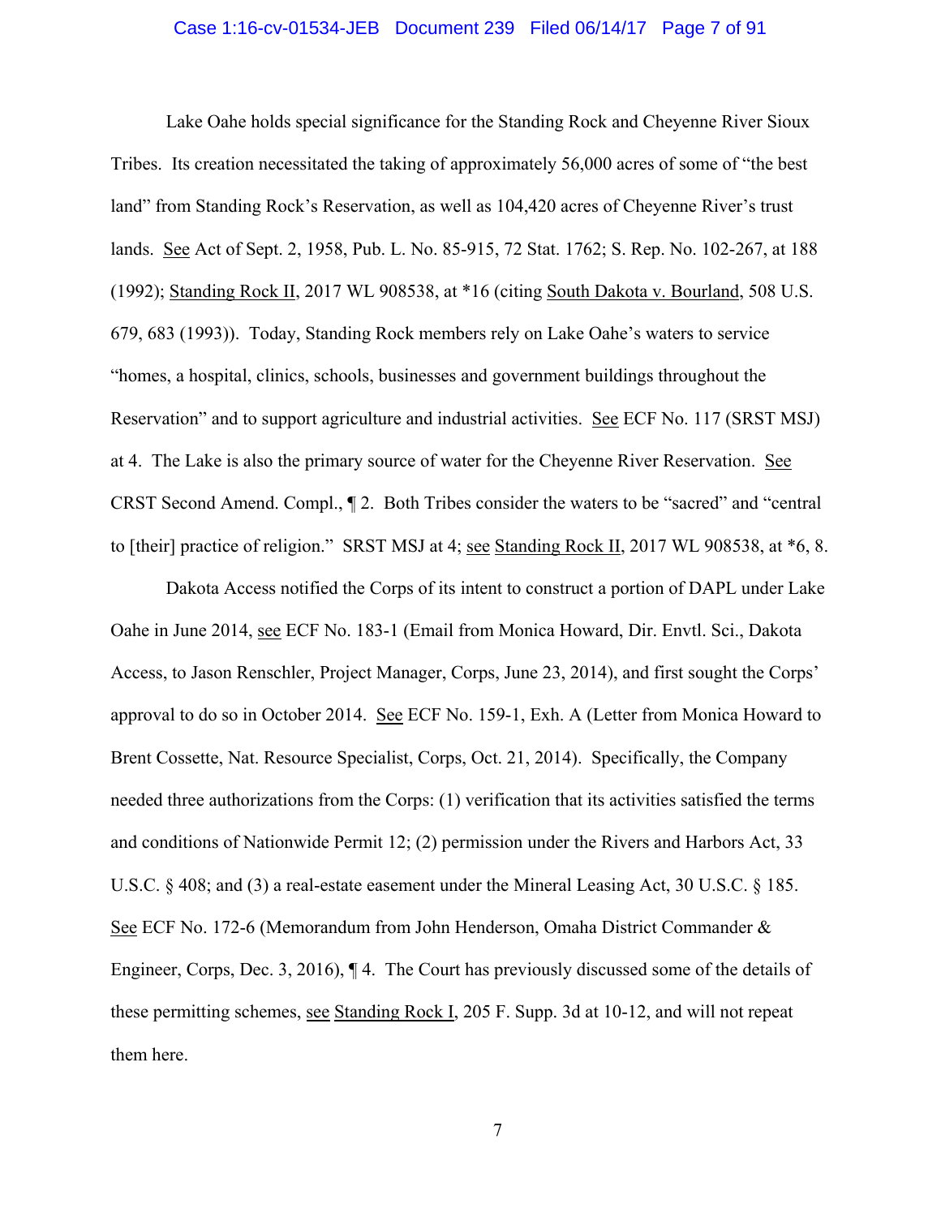Lake Oahe holds special significance for the Standing Rock and Cheyenne River Sioux Tribes. Its creation necessitated the taking of approximately 56,000 acres of some of "the best land" from Standing Rock's Reservation, as well as 104,420 acres of Cheyenne River's trust lands. See Act of Sept. 2, 1958, Pub. L. No. 85-915, 72 Stat. 1762; S. Rep. No. 102-267, at 188 (1992); Standing Rock II, 2017 WL 908538, at *16 (citing South Dakota v. Bourland, 508 U.S. 679, 683 (1993)). Today, Standing Rock members rely on Lake Oahe's waters to service "homes, a hospital, clinics, schools, businesses and government buildings throughout the Reservation" and to support agriculture and industrial activities. See ECF No. 117 (SRST MSJ) at 4. The Lake is also the primary source of water for the Cheyenne River Reservation. See CRST Second Amend. Compl., ¶ 2. Both Tribes consider the waters to be "sacred" and "central to [their] practice of religion." SRST MSJ at 4; see Standing Rock II, 2017 WL 908538, at *6, 8.

Dakota Access notified the Corps of its intent to construct a portion of DAPL under Lake Oahe in June 2014, see ECF No. 183-1 (Email from Monica Howard, Dir. Envtl. Sci., Dakota Access, to Jason Renschler, Project Manager, Corps, June 23, 2014), and first sought the Corps' approval to do so in October 2014. See ECF No. 159-1, Exh. A (Letter from Monica Howard to Brent Cossette, Nat. Resource Specialist, Corps, Oct. 21, 2014). Specifically, the Company needed three authorizations from the Corps: (1) verification that its activities satisfied the terms and conditions of Nationwide Permit 12; (2) permission under the Rivers and Harbors Act, 33 U.S.C. § 408; and (3) a real-estate easement under the Mineral Leasing Act, 30 U.S.C. § 185. See ECF No. 172-6 (Memorandum from John Henderson, Omaha District Commander & Engineer, Corps, Dec. 3, 2016), ¶ 4. The Court has previously discussed some of the details of these permitting schemes, see Standing Rock I, 205 F. Supp. 3d at 10-12, and will not repeat them here.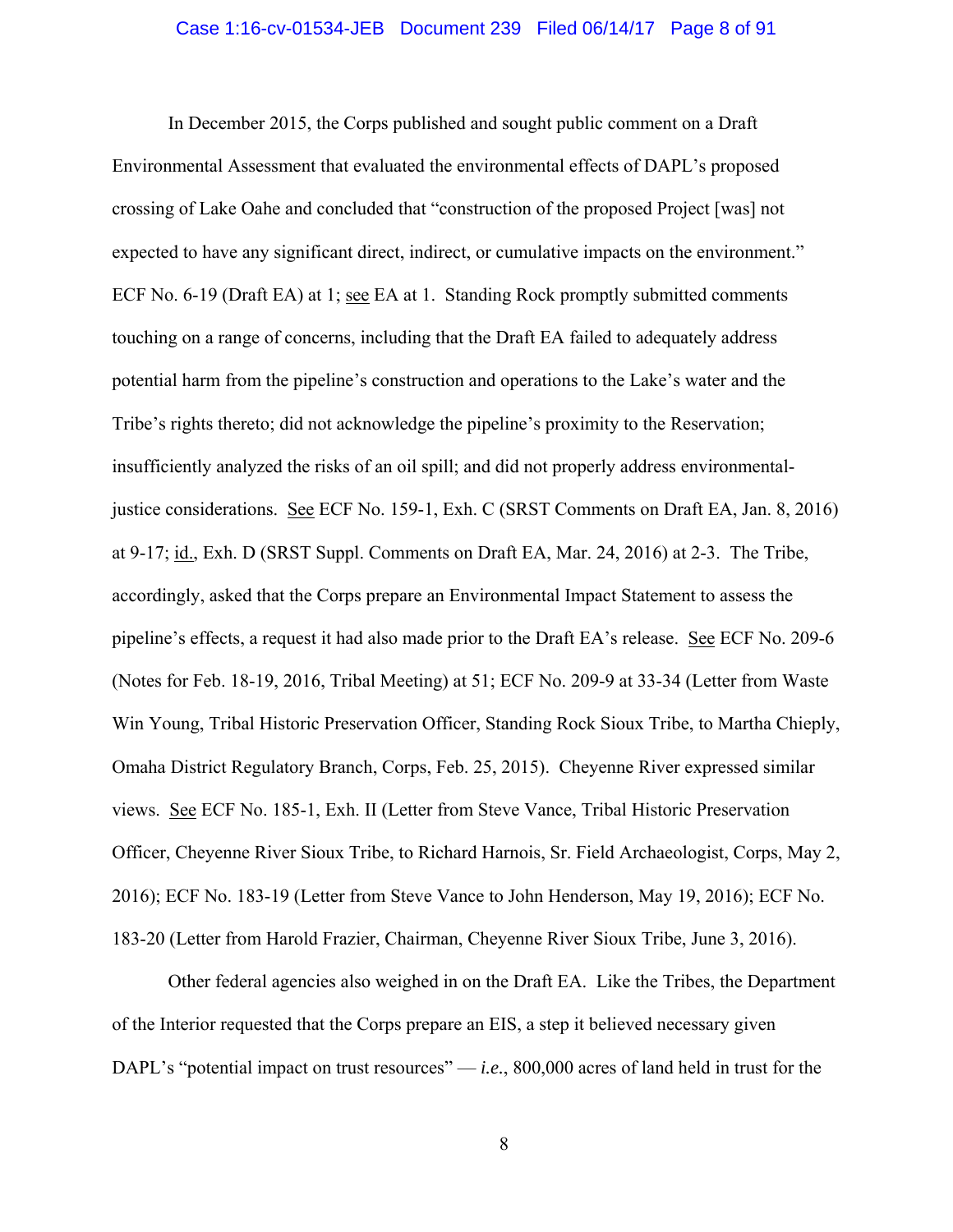In December 2015, the Corps published and sought public comment on a Draft Environmental Assessment that evaluated the environmental effects of DAPL's proposed crossing of Lake Oahe and concluded that "construction of the proposed Project [was] not expected to have any significant direct, indirect, or cumulative impacts on the environment." ECF No. 6-19 (Draft EA) at 1; see EA at 1. Standing Rock promptly submitted comments touching on a range of concerns, including that the Draft EA failed to adequately address potential harm from the pipeline's construction and operations to the Lake's water and the Tribe's rights thereto; did not acknowledge the pipeline's proximity to the Reservation; insufficiently analyzed the risks of an oil spill; and did not properly address environmental-justice considerations. See ECF No. 159-1, Exh. C (SRST Comments on Draft EA, Jan. 8, 2016) at 9-17; id., Exh. D (SRST Suppl. Comments on Draft EA, Mar. 24, 2016) at 2-3. The Tribe, accordingly, asked that the Corps prepare an Environmental Impact Statement to assess the pipeline's effects, a request it had also made prior to the Draft EA's release. See ECF No. 209-6 (Notes for Feb. 18-19, 2016, Tribal Meeting) at 51; ECF No. 209-9 at 33-34 (Letter from Waste Win Young, Tribal Historic Preservation Officer, Standing Rock Sioux Tribe, to Martha Chieply, Omaha District Regulatory Branch, Corps, Feb. 25, 2015). Cheyenne River expressed similar views. See ECF No. 185-1, Exh. II (Letter from Steve Vance, Tribal Historic Preservation Officer, Cheyenne River Sioux Tribe, to Richard Harnois, Sr. Field Archaeologist, Corps, May 2, 2016); ECF No. 183-19 (Letter from Steve Vance to John Henderson, May 19, 2016); ECF No. 183-20 (Letter from Harold Frazier, Chairman, Cheyenne River Sioux Tribe, June 3, 2016).

Other federal agencies also weighed in on the Draft EA. Like the Tribes, the Department of the Interior requested that the Corps prepare an EIS, a step it believed necessary given DAPL's "potential impact on trust resources" — *i.e.*, 800,000 acres of land held in trust for the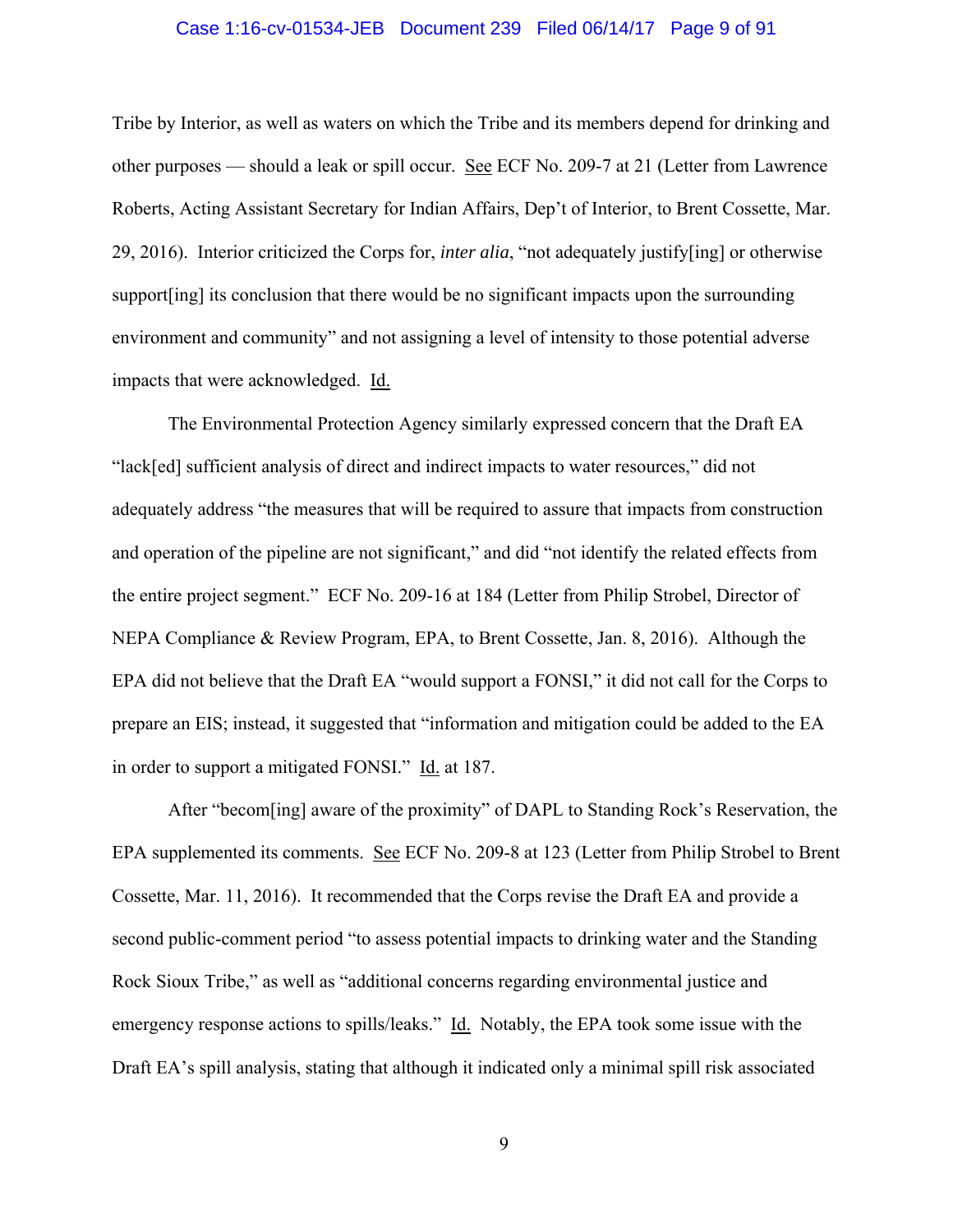Tribe by Interior, as well as waters on which the Tribe and its members depend for drinking and other purposes — should a leak or spill occur. See ECF No. 209-7 at 21 (Letter from Lawrence Roberts, Acting Assistant Secretary for Indian Affairs, Dep't of Interior, to Brent Cossette, Mar. 29, 2016). Interior criticized the Corps for, *inter alia*, "not adequately justify[ing] or otherwise support[ing] its conclusion that there would be no significant impacts upon the surrounding environment and community" and not assigning a level of intensity to those potential adverse impacts that were acknowledged. Id.

The Environmental Protection Agency similarly expressed concern that the Draft EA "lack[ed] sufficient analysis of direct and indirect impacts to water resources," did not adequately address "the measures that will be required to assure that impacts from construction and operation of the pipeline are not significant," and did "not identify the related effects from the entire project segment." ECF No. 209-16 at 184 (Letter from Philip Strobel, Director of NEPA Compliance & Review Program, EPA, to Brent Cossette, Jan. 8, 2016). Although the EPA did not believe that the Draft EA "would support a FONSI," it did not call for the Corps to prepare an EIS; instead, it suggested that "information and mitigation could be added to the EA in order to support a mitigated FONSI." Id. at 187.

After "becom[ing] aware of the proximity" of DAPL to Standing Rock's Reservation, the EPA supplemented its comments. See ECF No. 209-8 at 123 (Letter from Philip Strobel to Brent Cossette, Mar. 11, 2016). It recommended that the Corps revise the Draft EA and provide a second public-comment period "to assess potential impacts to drinking water and the Standing Rock Sioux Tribe," as well as "additional concerns regarding environmental justice and emergency response actions to spills/leaks." Id. Notably, the EPA took some issue with the Draft EA's spill analysis, stating that although it indicated only a minimal spill risk associated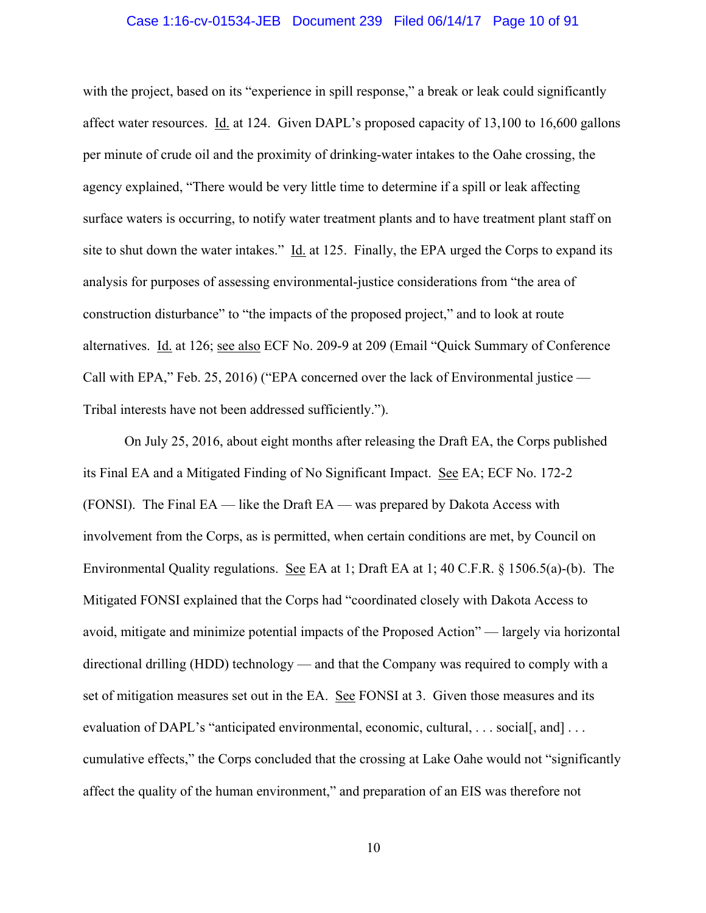with the project, based on its "experience in spill response," a break or leak could significantly affect water resources. Id. at 124. Given DAPL's proposed capacity of 13,100 to 16,600 gallons per minute of crude oil and the proximity of drinking-water intakes to the Oahe crossing, the agency explained, "There would be very little time to determine if a spill or leak affecting surface waters is occurring, to notify water treatment plants and to have treatment plant staff on site to shut down the water intakes." Id. at 125. Finally, the EPA urged the Corps to expand its analysis for purposes of assessing environmental-justice considerations from "the area of construction disturbance" to "the impacts of the proposed project," and to look at route alternatives. Id. at 126; see also ECF No. 209-9 at 209 (Email "Quick Summary of Conference Call with EPA," Feb. 25, 2016) ("EPA concerned over the lack of Environmental justice — Tribal interests have not been addressed sufficiently.").

On July 25, 2016, about eight months after releasing the Draft EA, the Corps published its Final EA and a Mitigated Finding of No Significant Impact. See EA; ECF No. 172-2 (FONSI). The Final EA — like the Draft EA — was prepared by Dakota Access with involvement from the Corps, as is permitted, when certain conditions are met, by Council on Environmental Quality regulations. See EA at 1; Draft EA at 1; 40 C.F.R. § 1506.5(a)-(b). The Mitigated FONSI explained that the Corps had "coordinated closely with Dakota Access to avoid, mitigate and minimize potential impacts of the Proposed Action" — largely via horizontal directional drilling (HDD) technology — and that the Company was required to comply with a set of mitigation measures set out in the EA. See FONSI at 3. Given those measures and its evaluation of DAPL's "anticipated environmental, economic, cultural, . . . social[, and] . . . cumulative effects," the Corps concluded that the crossing at Lake Oahe would not "significantly affect the quality of the human environment," and preparation of an EIS was therefore not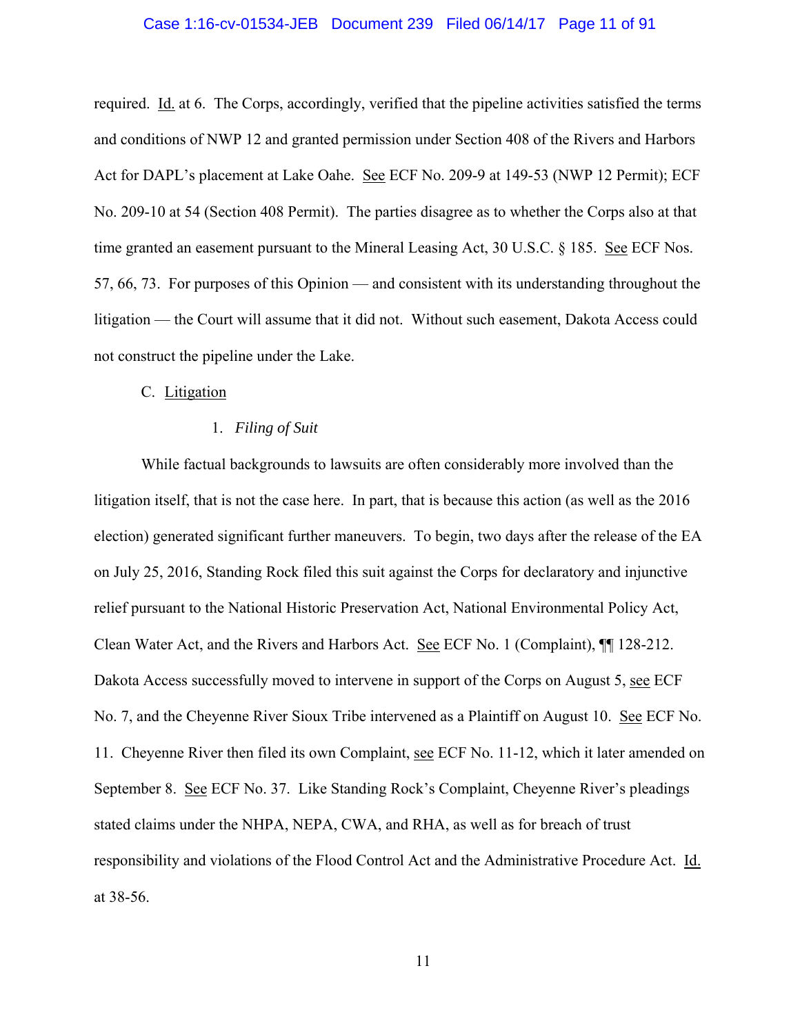required. Id. at 6. The Corps, accordingly, verified that the pipeline activities satisfied the terms and conditions of NWP 12 and granted permission under Section 408 of the Rivers and Harbors Act for DAPL's placement at Lake Oahe. See ECF No. 209-9 at 149-53 (NWP 12 Permit); ECF No. 209-10 at 54 (Section 408 Permit). The parties disagree as to whether the Corps also at that time granted an easement pursuant to the Mineral Leasing Act, 30 U.S.C. § 185. See ECF Nos. 57, 66, 73. For purposes of this Opinion — and consistent with its understanding throughout the litigation — the Court will assume that it did not. Without such easement, Dakota Access could not construct the pipeline under the Lake.

## C. Litigation

### 1. *Filing of Suit*

While factual backgrounds to lawsuits are often considerably more involved than the litigation itself, that is not the case here. In part, that is because this action (as well as the 2016 election) generated significant further maneuvers. To begin, two days after the release of the EA on July 25, 2016, Standing Rock filed this suit against the Corps for declaratory and injunctive relief pursuant to the National Historic Preservation Act, National Environmental Policy Act, Clean Water Act, and the Rivers and Harbors Act. See ECF No. 1 (Complaint), ¶¶ 128-212. Dakota Access successfully moved to intervene in support of the Corps on August 5, see ECF No. 7, and the Cheyenne River Sioux Tribe intervened as a Plaintiff on August 10. See ECF No. 11. Cheyenne River then filed its own Complaint, see ECF No. 11-12, which it later amended on September 8. See ECF No. 37. Like Standing Rock's Complaint, Cheyenne River's pleadings stated claims under the NHPA, NEPA, CWA, and RHA, as well as for breach of trust responsibility and violations of the Flood Control Act and the Administrative Procedure Act. Id. at 38-56.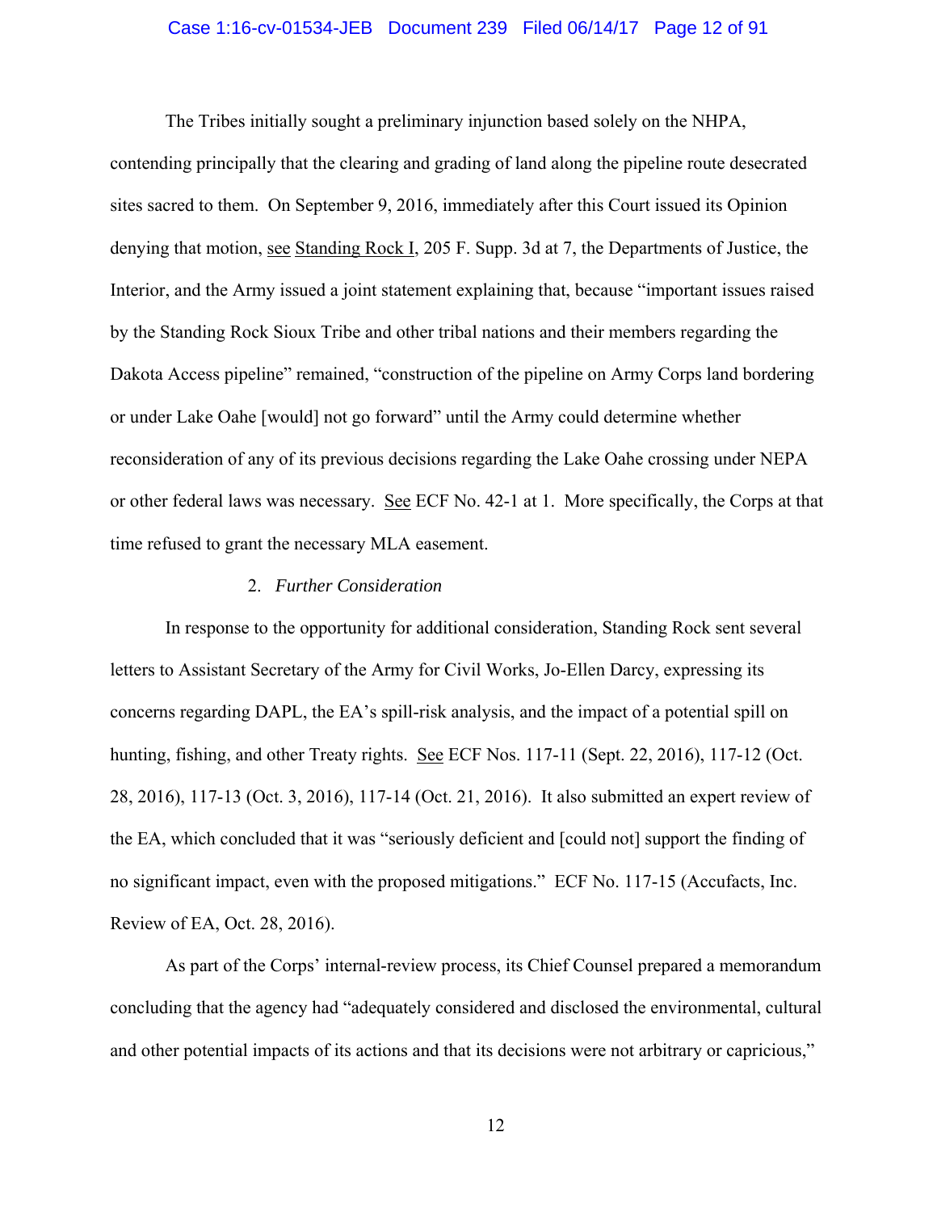The Tribes initially sought a preliminary injunction based solely on the NHPA, contending principally that the clearing and grading of land along the pipeline route desecrated sites sacred to them. On September 9, 2016, immediately after this Court issued its Opinion denying that motion, see Standing Rock I, 205 F. Supp. 3d at 7, the Departments of Justice, the Interior, and the Army issued a joint statement explaining that, because "important issues raised by the Standing Rock Sioux Tribe and other tribal nations and their members regarding the Dakota Access pipeline" remained, "construction of the pipeline on Army Corps land bordering or under Lake Oahe [would] not go forward" until the Army could determine whether reconsideration of any of its previous decisions regarding the Lake Oahe crossing under NEPA or other federal laws was necessary. See ECF No. 42-1 at 1. More specifically, the Corps at that time refused to grant the necessary MLA easement.

2. *Further Consideration*

In response to the opportunity for additional consideration, Standing Rock sent several letters to Assistant Secretary of the Army for Civil Works, Jo-Ellen Darcy, expressing its concerns regarding DAPL, the EA's spill-risk analysis, and the impact of a potential spill on hunting, fishing, and other Treaty rights. See ECF Nos. 117-11 (Sept. 22, 2016), 117-12 (Oct. 28, 2016), 117-13 (Oct. 3, 2016), 117-14 (Oct. 21, 2016). It also submitted an expert review of the EA, which concluded that it was "seriously deficient and [could not] support the finding of no significant impact, even with the proposed mitigations." ECF No. 117-15 (Accufacts, Inc. Review of EA, Oct. 28, 2016).

As part of the Corps' internal-review process, its Chief Counsel prepared a memorandum concluding that the agency had "adequately considered and disclosed the environmental, cultural and other potential impacts of its actions and that its decisions were not arbitrary or capricious,"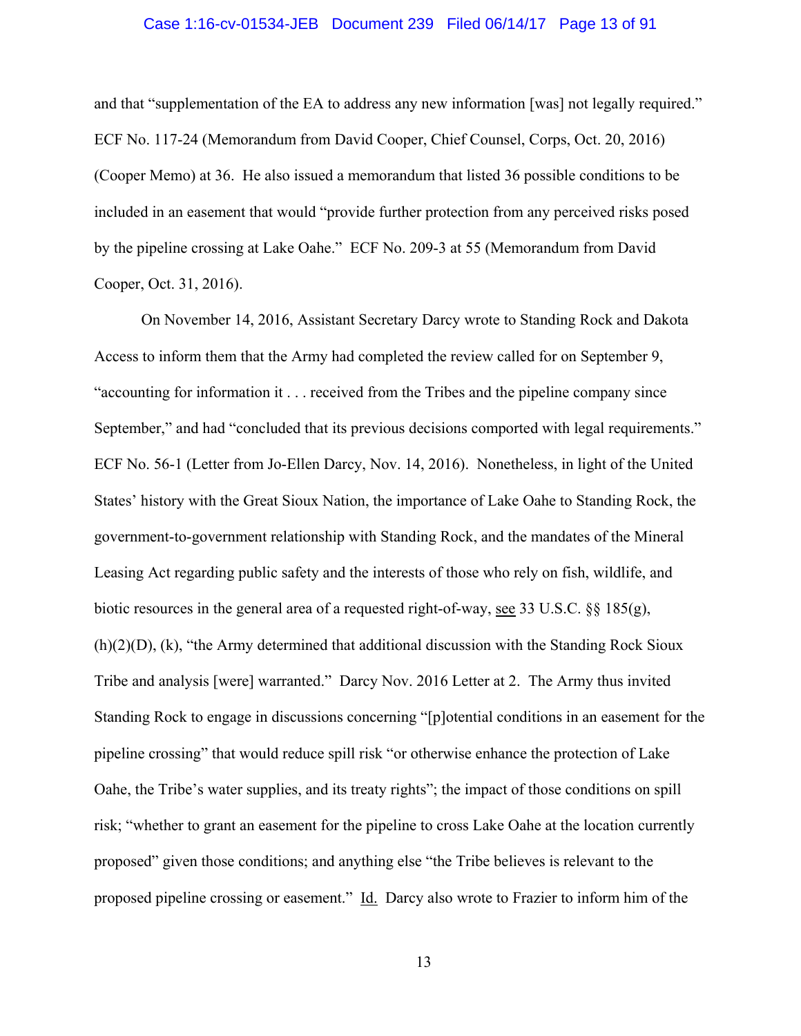and that "supplementation of the EA to address any new information [was] not legally required." ECF No. 117-24 (Memorandum from David Cooper, Chief Counsel, Corps, Oct. 20, 2016) (Cooper Memo) at 36. He also issued a memorandum that listed 36 possible conditions to be included in an easement that would "provide further protection from any perceived risks posed by the pipeline crossing at Lake Oahe." ECF No. 209-3 at 55 (Memorandum from David Cooper, Oct. 31, 2016).

On November 14, 2016, Assistant Secretary Darcy wrote to Standing Rock and Dakota Access to inform them that the Army had completed the review called for on September 9, "accounting for information it . . . received from the Tribes and the pipeline company since September," and had "concluded that its previous decisions comported with legal requirements." ECF No. 56-1 (Letter from Jo-Ellen Darcy, Nov. 14, 2016). Nonetheless, in light of the United States' history with the Great Sioux Nation, the importance of Lake Oahe to Standing Rock, the government-to-government relationship with Standing Rock, and the mandates of the Mineral Leasing Act regarding public safety and the interests of those who rely on fish, wildlife, and biotic resources in the general area of a requested right-of-way, see 33 U.S.C. §§ 185(g), (h)(2)(D), (k), "the Army determined that additional discussion with the Standing Rock Sioux Tribe and analysis [were] warranted." Darcy Nov. 2016 Letter at 2. The Army thus invited Standing Rock to engage in discussions concerning "[p]otential conditions in an easement for the pipeline crossing" that would reduce spill risk "or otherwise enhance the protection of Lake Oahe, the Tribe's water supplies, and its treaty rights"; the impact of those conditions on spill risk; "whether to grant an easement for the pipeline to cross Lake Oahe at the location currently proposed" given those conditions; and anything else "the Tribe believes is relevant to the proposed pipeline crossing or easement." Id. Darcy also wrote to Frazier to inform him of the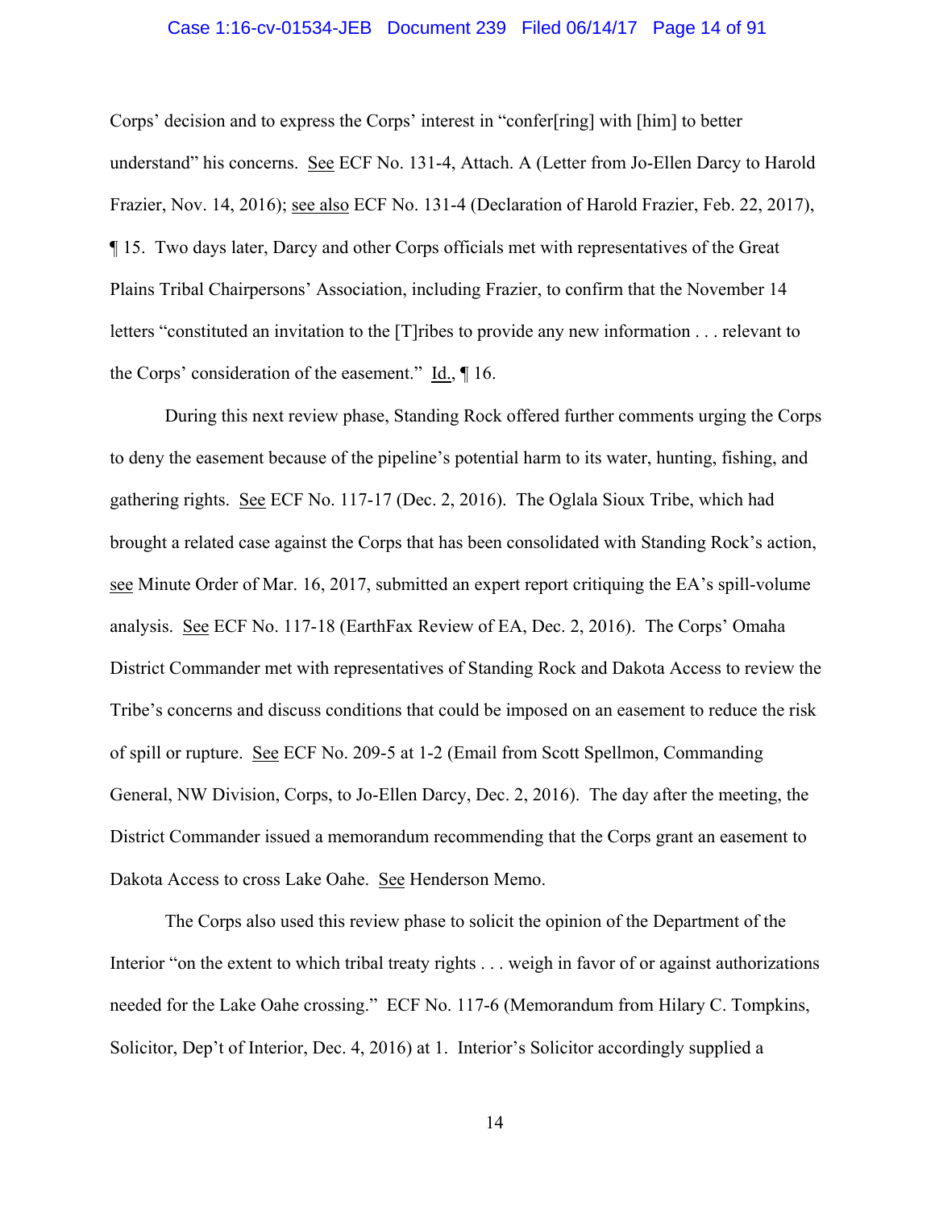Corps' decision and to express the Corps' interest in "confer[ring] with [him] to better understand" his concerns. See ECF No. 131-4, Attach. A (Letter from Jo-Ellen Darcy to Harold Frazier, Nov. 14, 2016); see also ECF No. 131-4 (Declaration of Harold Frazier, Feb. 22, 2017), ¶ 15. Two days later, Darcy and other Corps officials met with representatives of the Great Plains Tribal Chairpersons' Association, including Frazier, to confirm that the November 14 letters "constituted an invitation to the [T]ribes to provide any new information . . . relevant to the Corps' consideration of the easement." Id., ¶ 16.

During this next review phase, Standing Rock offered further comments urging the Corps to deny the easement because of the pipeline's potential harm to its water, hunting, fishing, and gathering rights. See ECF No. 117-17 (Dec. 2, 2016). The Oglala Sioux Tribe, which had brought a related case against the Corps that has been consolidated with Standing Rock's action, see Minute Order of Mar. 16, 2017, submitted an expert report critiquing the EA's spill-volume analysis. See ECF No. 117-18 (EarthFax Review of EA, Dec. 2, 2016). The Corps' Omaha District Commander met with representatives of Standing Rock and Dakota Access to review the Tribe's concerns and discuss conditions that could be imposed on an easement to reduce the risk of spill or rupture. See ECF No. 209-5 at 1-2 (Email from Scott Spellmon, Commanding General, NW Division, Corps, to Jo-Ellen Darcy, Dec. 2, 2016). The day after the meeting, the District Commander issued a memorandum recommending that the Corps grant an easement to Dakota Access to cross Lake Oahe. See Henderson Memo.

The Corps also used this review phase to solicit the opinion of the Department of the Interior "on the extent to which tribal treaty rights . . . weigh in favor of or against authorizations needed for the Lake Oahe crossing." ECF No. 117-6 (Memorandum from Hilary C. Tompkins, Solicitor, Dep't of Interior, Dec. 4, 2016) at 1. Interior's Solicitor accordingly supplied a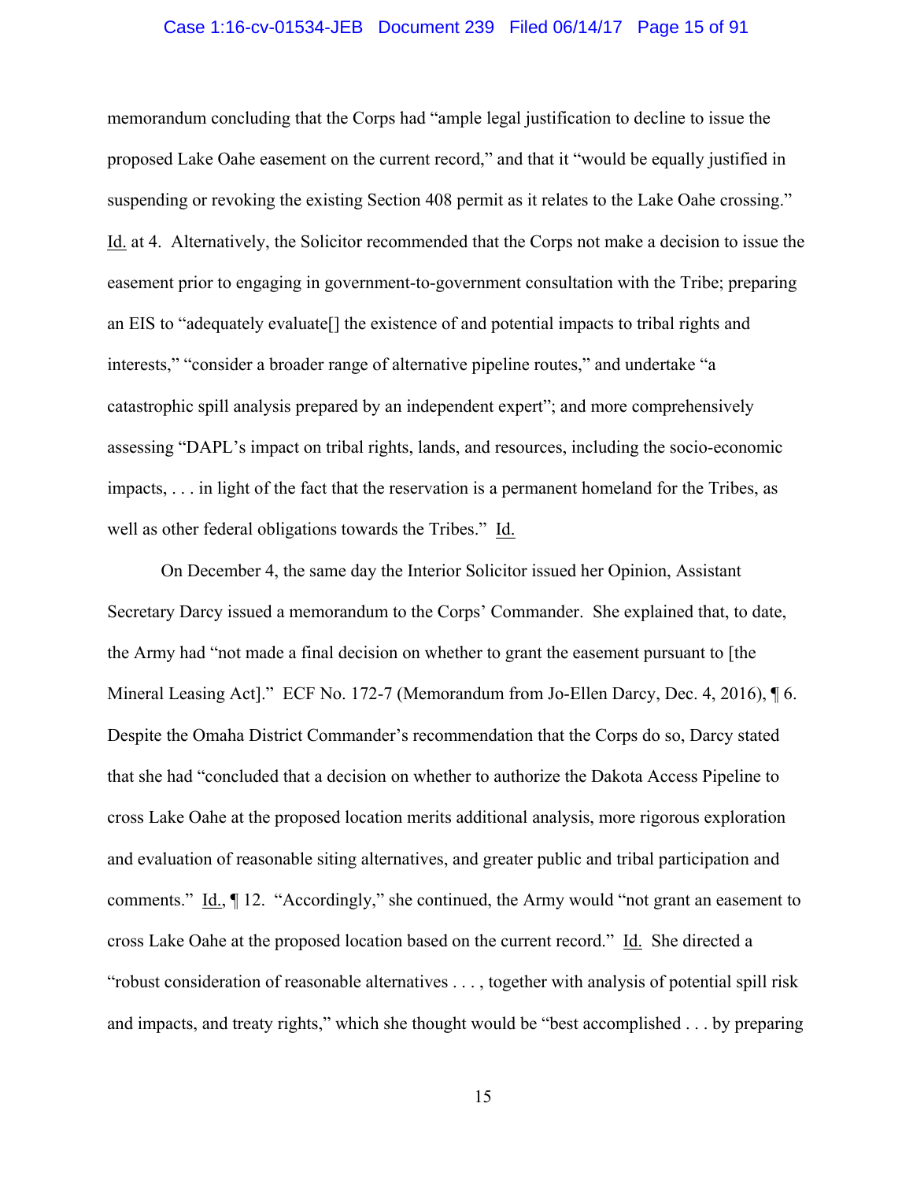memorandum concluding that the Corps had "ample legal justification to decline to issue the proposed Lake Oahe easement on the current record," and that it "would be equally justified in suspending or revoking the existing Section 408 permit as it relates to the Lake Oahe crossing." Id. at 4. Alternatively, the Solicitor recommended that the Corps not make a decision to issue the easement prior to engaging in government-to-government consultation with the Tribe; preparing an EIS to "adequately evaluate[] the existence of and potential impacts to tribal rights and interests," "consider a broader range of alternative pipeline routes," and undertake "a catastrophic spill analysis prepared by an independent expert"; and more comprehensively assessing "DAPL's impact on tribal rights, lands, and resources, including the socio-economic impacts, . . . in light of the fact that the reservation is a permanent homeland for the Tribes, as well as other federal obligations towards the Tribes." Id.

On December 4, the same day the Interior Solicitor issued her Opinion, Assistant Secretary Darcy issued a memorandum to the Corps' Commander. She explained that, to date, the Army had "not made a final decision on whether to grant the easement pursuant to [the Mineral Leasing Act]." ECF No. 172-7 (Memorandum from Jo-Ellen Darcy, Dec. 4, 2016), ¶ 6. Despite the Omaha District Commander's recommendation that the Corps do so, Darcy stated that she had "concluded that a decision on whether to authorize the Dakota Access Pipeline to cross Lake Oahe at the proposed location merits additional analysis, more rigorous exploration and evaluation of reasonable siting alternatives, and greater public and tribal participation and comments." Id., ¶ 12. "Accordingly," she continued, the Army would "not grant an easement to cross Lake Oahe at the proposed location based on the current record." Id. She directed a "robust consideration of reasonable alternatives . . . , together with analysis of potential spill risk and impacts, and treaty rights," which she thought would be "best accomplished . . . by preparing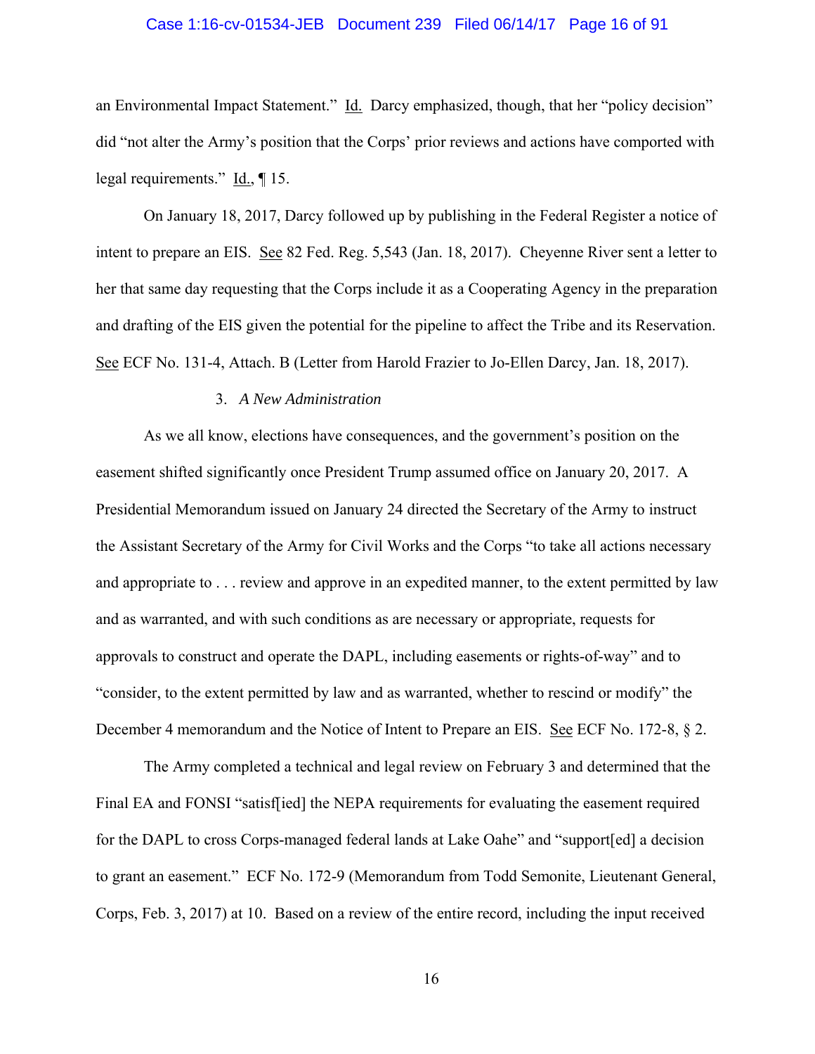an Environmental Impact Statement." Id. Darcy emphasized, though, that her "policy decision" did "not alter the Army's position that the Corps' prior reviews and actions have comported with legal requirements." Id., ¶ 15.

On January 18, 2017, Darcy followed up by publishing in the Federal Register a notice of intent to prepare an EIS. See 82 Fed. Reg. 5,543 (Jan. 18, 2017). Cheyenne River sent a letter to her that same day requesting that the Corps include it as a Cooperating Agency in the preparation and drafting of the EIS given the potential for the pipeline to affect the Tribe and its Reservation. See ECF No. 131-4, Attach. B (Letter from Harold Frazier to Jo-Ellen Darcy, Jan. 18, 2017).

### 3. *A New Administration*

As we all know, elections have consequences, and the government's position on the easement shifted significantly once President Trump assumed office on January 20, 2017. A Presidential Memorandum issued on January 24 directed the Secretary of the Army to instruct the Assistant Secretary of the Army for Civil Works and the Corps "to take all actions necessary and appropriate to . . . review and approve in an expedited manner, to the extent permitted by law and as warranted, and with such conditions as are necessary or appropriate, requests for approvals to construct and operate the DAPL, including easements or rights-of-way" and to "consider, to the extent permitted by law and as warranted, whether to rescind or modify" the December 4 memorandum and the Notice of Intent to Prepare an EIS. See ECF No. 172-8, § 2.

The Army completed a technical and legal review on February 3 and determined that the Final EA and FONSI "satisf[ied] the NEPA requirements for evaluating the easement required for the DAPL to cross Corps-managed federal lands at Lake Oahe" and "support[ed] a decision to grant an easement." ECF No. 172-9 (Memorandum from Todd Semonite, Lieutenant General, Corps, Feb. 3, 2017) at 10. Based on a review of the entire record, including the input received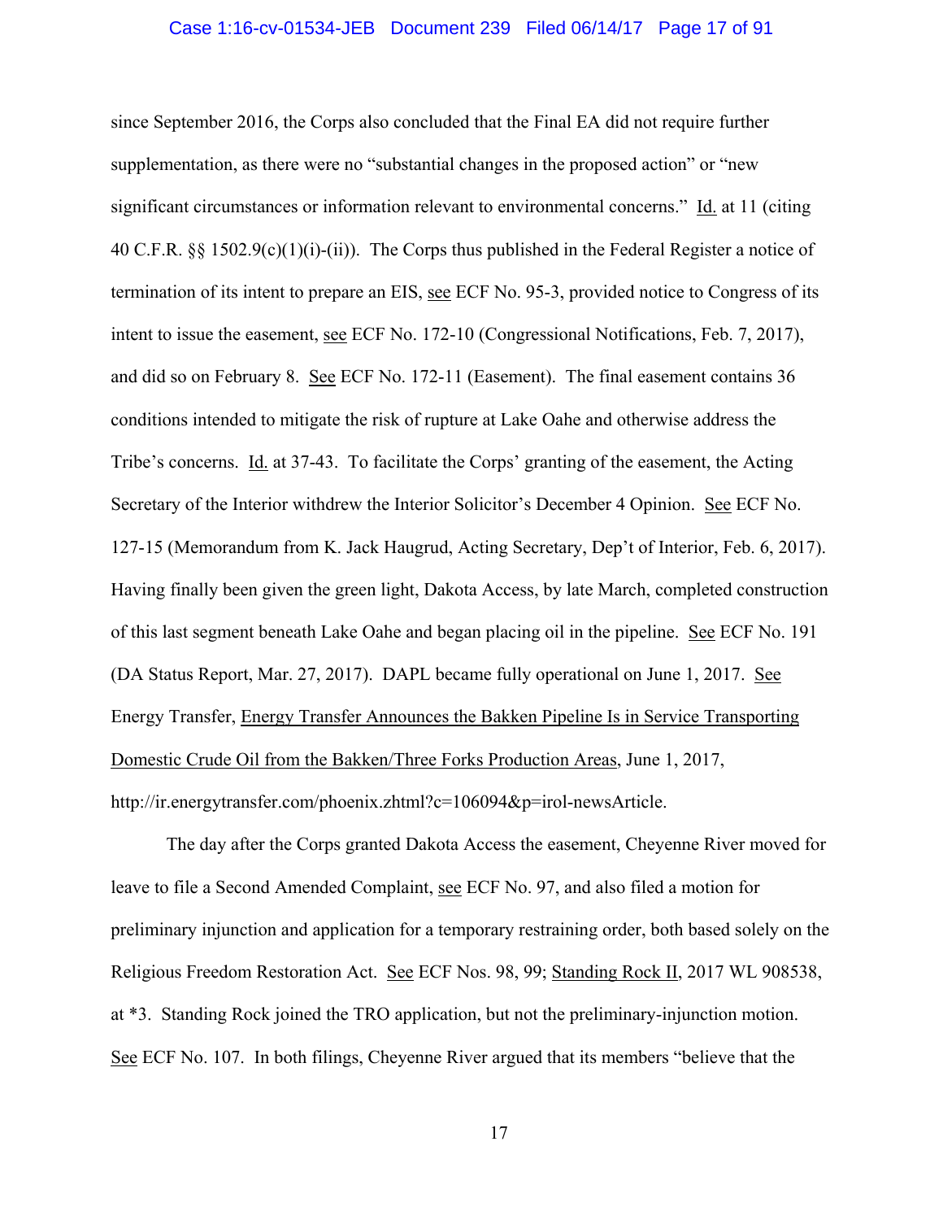since September 2016, the Corps also concluded that the Final EA did not require further supplementation, as there were no "substantial changes in the proposed action" or "new significant circumstances or information relevant to environmental concerns." Id. at 11 (citing 40 C.F.R. §§ 1502.9(c)(1)(i)-(ii)). The Corps thus published in the Federal Register a notice of termination of its intent to prepare an EIS, see ECF No. 95-3, provided notice to Congress of its intent to issue the easement, see ECF No. 172-10 (Congressional Notifications, Feb. 7, 2017), and did so on February 8. See ECF No. 172-11 (Easement). The final easement contains 36 conditions intended to mitigate the risk of rupture at Lake Oahe and otherwise address the Tribe's concerns. Id. at 37-43. To facilitate the Corps' granting of the easement, the Acting Secretary of the Interior withdrew the Interior Solicitor's December 4 Opinion. See ECF No. 127-15 (Memorandum from K. Jack Haugrud, Acting Secretary, Dep't of Interior, Feb. 6, 2017). Having finally been given the green light, Dakota Access, by late March, completed construction of this last segment beneath Lake Oahe and began placing oil in the pipeline. See ECF No. 191 (DA Status Report, Mar. 27, 2017). DAPL became fully operational on June 1, 2017. See Energy Transfer, Energy Transfer Announces the Bakken Pipeline Is in Service Transporting Domestic Crude Oil from the Bakken/Three Forks Production Areas, June 1, 2017, http://ir.energytransfer.com/phoenix.zhtml?c=106094&p=irol-newsArticle.

The day after the Corps granted Dakota Access the easement, Cheyenne River moved for leave to file a Second Amended Complaint, see ECF No. 97, and also filed a motion for preliminary injunction and application for a temporary restraining order, both based solely on the Religious Freedom Restoration Act. See ECF Nos. 98, 99; Standing Rock II, 2017 WL 908538, at *3. Standing Rock joined the TRO application, but not the preliminary-injunction motion. See ECF No. 107. In both filings, Cheyenne River argued that its members "believe that the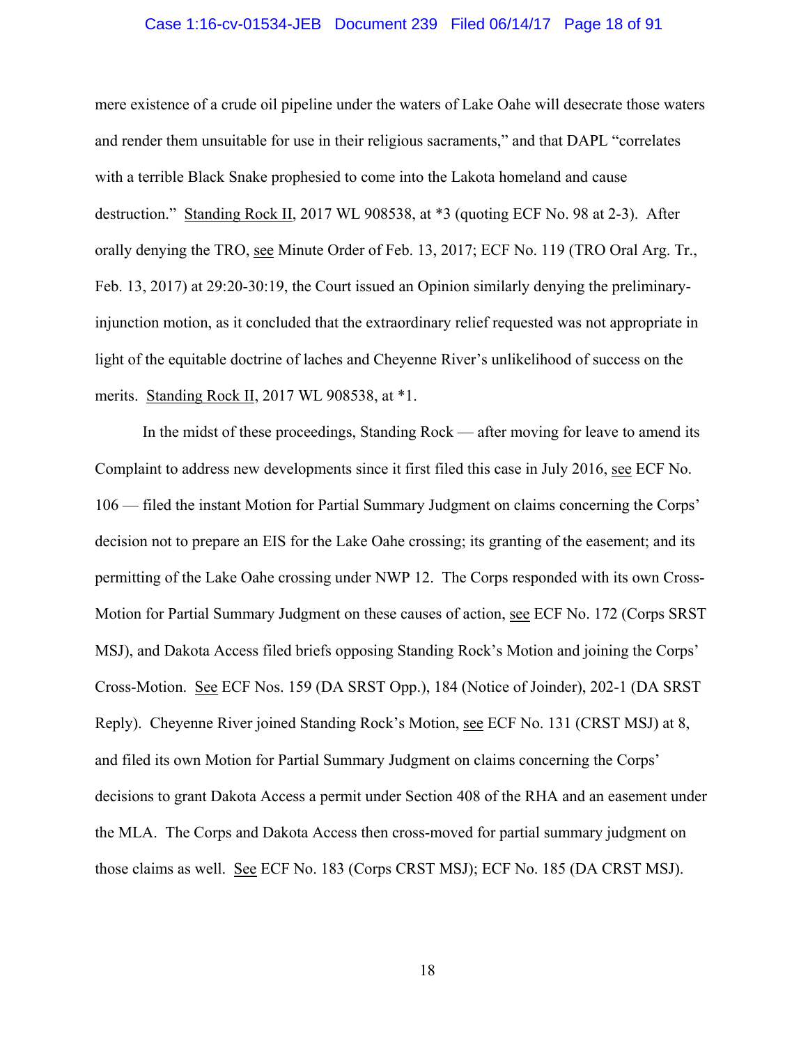mere existence of a crude oil pipeline under the waters of Lake Oahe will desecrate those waters and render them unsuitable for use in their religious sacraments," and that DAPL "correlates with a terrible Black Snake prophesied to come into the Lakota homeland and cause destruction." Standing Rock II, 2017 WL 908538, at *3 (quoting ECF No. 98 at 2-3). After orally denying the TRO, see Minute Order of Feb. 13, 2017; ECF No. 119 (TRO Oral Arg. Tr., Feb. 13, 2017) at 29:20-30:19, the Court issued an Opinion similarly denying the preliminary-injunction motion, as it concluded that the extraordinary relief requested was not appropriate in light of the equitable doctrine of laches and Cheyenne River's unlikelihood of success on the merits. Standing Rock II, 2017 WL 908538, at *1.

In the midst of these proceedings, Standing Rock — after moving for leave to amend its Complaint to address new developments since it first filed this case in July 2016, see ECF No. 106 — filed the instant Motion for Partial Summary Judgment on claims concerning the Corps' decision not to prepare an EIS for the Lake Oahe crossing; its granting of the easement; and its permitting of the Lake Oahe crossing under NWP 12. The Corps responded with its own Cross-Motion for Partial Summary Judgment on these causes of action, see ECF No. 172 (Corps SRST MSJ), and Dakota Access filed briefs opposing Standing Rock's Motion and joining the Corps' Cross-Motion. See ECF Nos. 159 (DA SRST Opp.), 184 (Notice of Joinder), 202-1 (DA SRST Reply). Cheyenne River joined Standing Rock's Motion, see ECF No. 131 (CRST MSJ) at 8, and filed its own Motion for Partial Summary Judgment on claims concerning the Corps' decisions to grant Dakota Access a permit under Section 408 of the RHA and an easement under the MLA. The Corps and Dakota Access then cross-moved for partial summary judgment on those claims as well. See ECF No. 183 (Corps CRST MSJ); ECF No. 185 (DA CRST MSJ).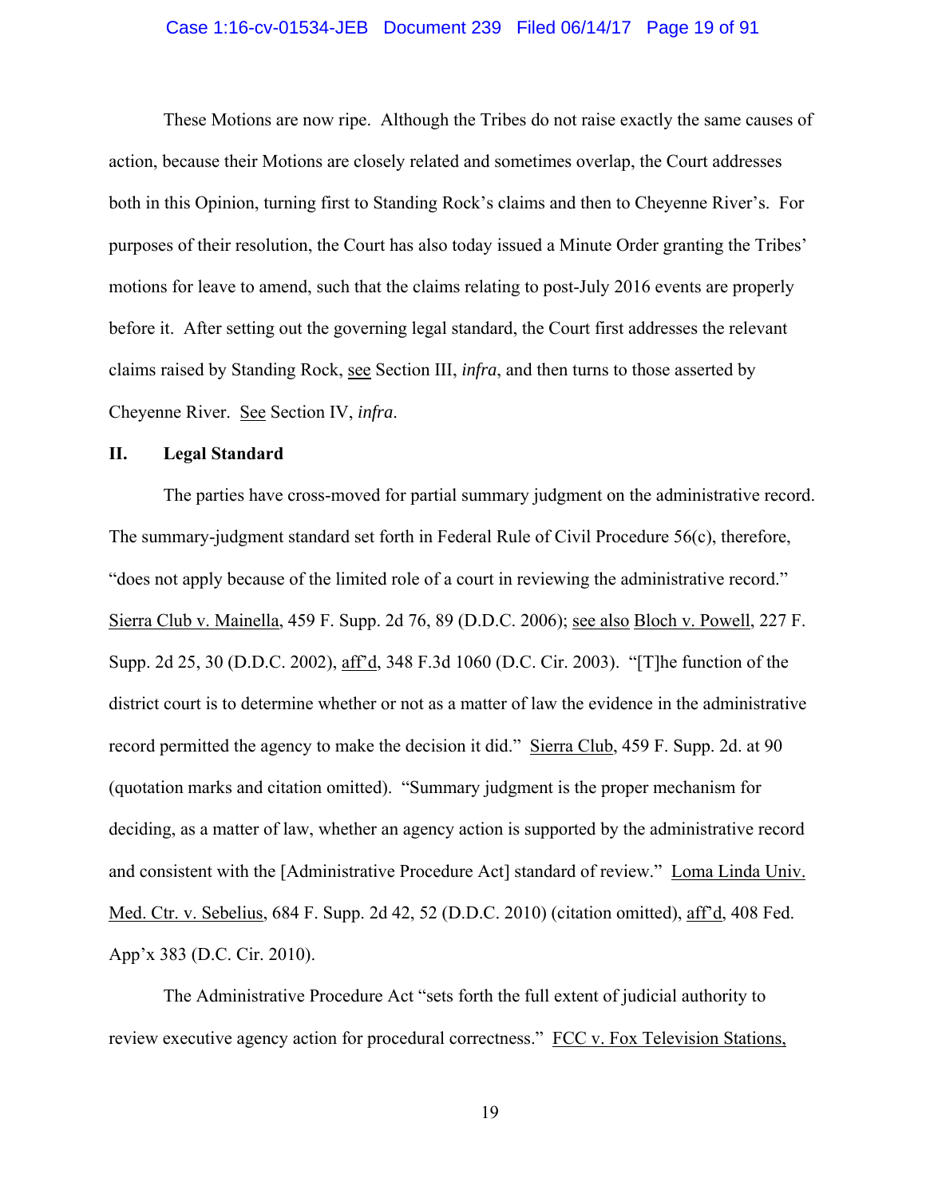These Motions are now ripe. Although the Tribes do not raise exactly the same causes of action, because their Motions are closely related and sometimes overlap, the Court addresses both in this Opinion, turning first to Standing Rock's claims and then to Cheyenne River's. For purposes of their resolution, the Court has also today issued a Minute Order granting the Tribes' motions for leave to amend, such that the claims relating to post-July 2016 events are properly before it. After setting out the governing legal standard, the Court first addresses the relevant claims raised by Standing Rock, see Section III, *infra*, and then turns to those asserted by Cheyenne River. See Section IV, *infra*.

## II. Legal Standard

The parties have cross-moved for partial summary judgment on the administrative record. The summary-judgment standard set forth in Federal Rule of Civil Procedure 56(c), therefore, "does not apply because of the limited role of a court in reviewing the administrative record." Sierra Club v. Mainella, 459 F. Supp. 2d 76, 89 (D.D.C. 2006); see also Bloch v. Powell, 227 F. Supp. 2d 25, 30 (D.D.C. 2002), aff'd, 348 F.3d 1060 (D.C. Cir. 2003). "[T]he function of the district court is to determine whether or not as a matter of law the evidence in the administrative record permitted the agency to make the decision it did." Sierra Club, 459 F. Supp. 2d. at 90 (quotation marks and citation omitted). "Summary judgment is the proper mechanism for deciding, as a matter of law, whether an agency action is supported by the administrative record and consistent with the [Administrative Procedure Act] standard of review." Loma Linda Univ. Med. Ctr. v. Sebelius, 684 F. Supp. 2d 42, 52 (D.D.C. 2010) (citation omitted), aff'd, 408 Fed. App'x 383 (D.C. Cir. 2010).

The Administrative Procedure Act "sets forth the full extent of judicial authority to review executive agency action for procedural correctness." FCC v. Fox Television Stations,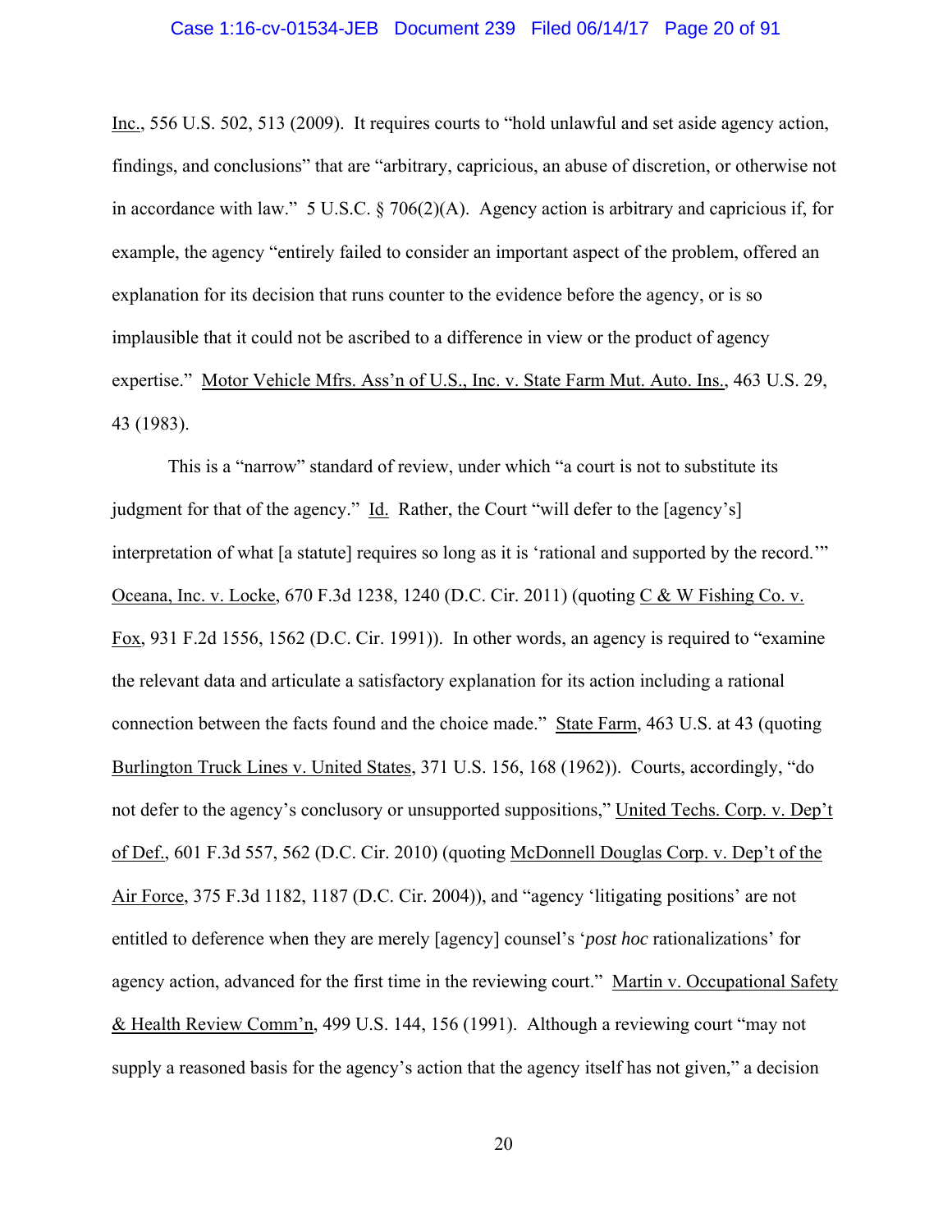Inc., 556 U.S. 502, 513 (2009). It requires courts to "hold unlawful and set aside agency action, findings, and conclusions" that are "arbitrary, capricious, an abuse of discretion, or otherwise not in accordance with law." 5 U.S.C. § 706(2)(A). Agency action is arbitrary and capricious if, for example, the agency "entirely failed to consider an important aspect of the problem, offered an explanation for its decision that runs counter to the evidence before the agency, or is so implausible that it could not be ascribed to a difference in view or the product of agency expertise." Motor Vehicle Mfrs. Ass'n of U.S., Inc. v. State Farm Mut. Auto. Ins., 463 U.S. 29, 43 (1983).

This is a "narrow" standard of review, under which "a court is not to substitute its judgment for that of the agency." Id. Rather, the Court "will defer to the [agency's] interpretation of what [a statute] requires so long as it is 'rational and supported by the record.'" Oceana, Inc. v. Locke, 670 F.3d 1238, 1240 (D.C. Cir. 2011) (quoting C & W Fishing Co. v. Fox, 931 F.2d 1556, 1562 (D.C. Cir. 1991)). In other words, an agency is required to "examine the relevant data and articulate a satisfactory explanation for its action including a rational connection between the facts found and the choice made." State Farm, 463 U.S. at 43 (quoting Burlington Truck Lines v. United States, 371 U.S. 156, 168 (1962)). Courts, accordingly, "do not defer to the agency's conclusory or unsupported suppositions," United Techs. Corp. v. Dep't of Def., 601 F.3d 557, 562 (D.C. Cir. 2010) (quoting McDonnell Douglas Corp. v. Dep't of the Air Force, 375 F.3d 1182, 1187 (D.C. Cir. 2004)), and "agency 'litigating positions' are not entitled to deference when they are merely [agency] counsel's '*post hoc* rationalizations' for agency action, advanced for the first time in the reviewing court." Martin v. Occupational Safety & Health Review Comm'n, 499 U.S. 144, 156 (1991). Although a reviewing court "may not supply a reasoned basis for the agency's action that the agency itself has not given," a decision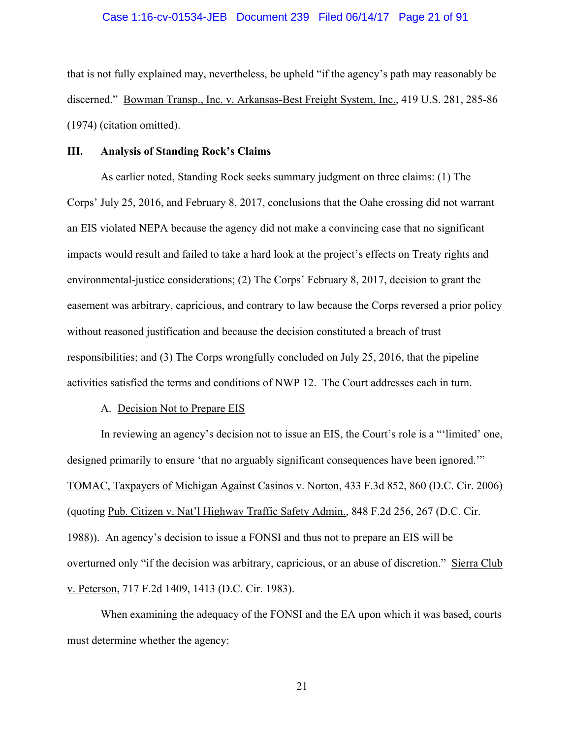that is not fully explained may, nevertheless, be upheld "if the agency's path may reasonably be discerned." Bowman Transp., Inc. v. Arkansas-Best Freight System, Inc., 419 U.S. 281, 285-86 (1974) (citation omitted).

## III. Analysis of Standing Rock's Claims

As earlier noted, Standing Rock seeks summary judgment on three claims: (1) The Corps' July 25, 2016, and February 8, 2017, conclusions that the Oahe crossing did not warrant an EIS violated NEPA because the agency did not make a convincing case that no significant impacts would result and failed to take a hard look at the project's effects on Treaty rights and environmental-justice considerations; (2) The Corps' February 8, 2017, decision to grant the easement was arbitrary, capricious, and contrary to law because the Corps reversed a prior policy without reasoned justification and because the decision constituted a breach of trust responsibilities; and (3) The Corps wrongfully concluded on July 25, 2016, that the pipeline activities satisfied the terms and conditions of NWP 12. The Court addresses each in turn.

### A. Decision Not to Prepare EIS

In reviewing an agency's decision not to issue an EIS, the Court's role is a "'limited' one, designed primarily to ensure 'that no arguably significant consequences have been ignored.'" TOMAC, Taxpayers of Michigan Against Casinos v. Norton, 433 F.3d 852, 860 (D.C. Cir. 2006) (quoting Pub. Citizen v. Nat'l Highway Traffic Safety Admin., 848 F.2d 256, 267 (D.C. Cir. 1988)). An agency's decision to issue a FONSI and thus not to prepare an EIS will be overturned only "if the decision was arbitrary, capricious, or an abuse of discretion." Sierra Club v. Peterson, 717 F.2d 1409, 1413 (D.C. Cir. 1983).

When examining the adequacy of the FONSI and the EA upon which it was based, courts must determine whether the agency: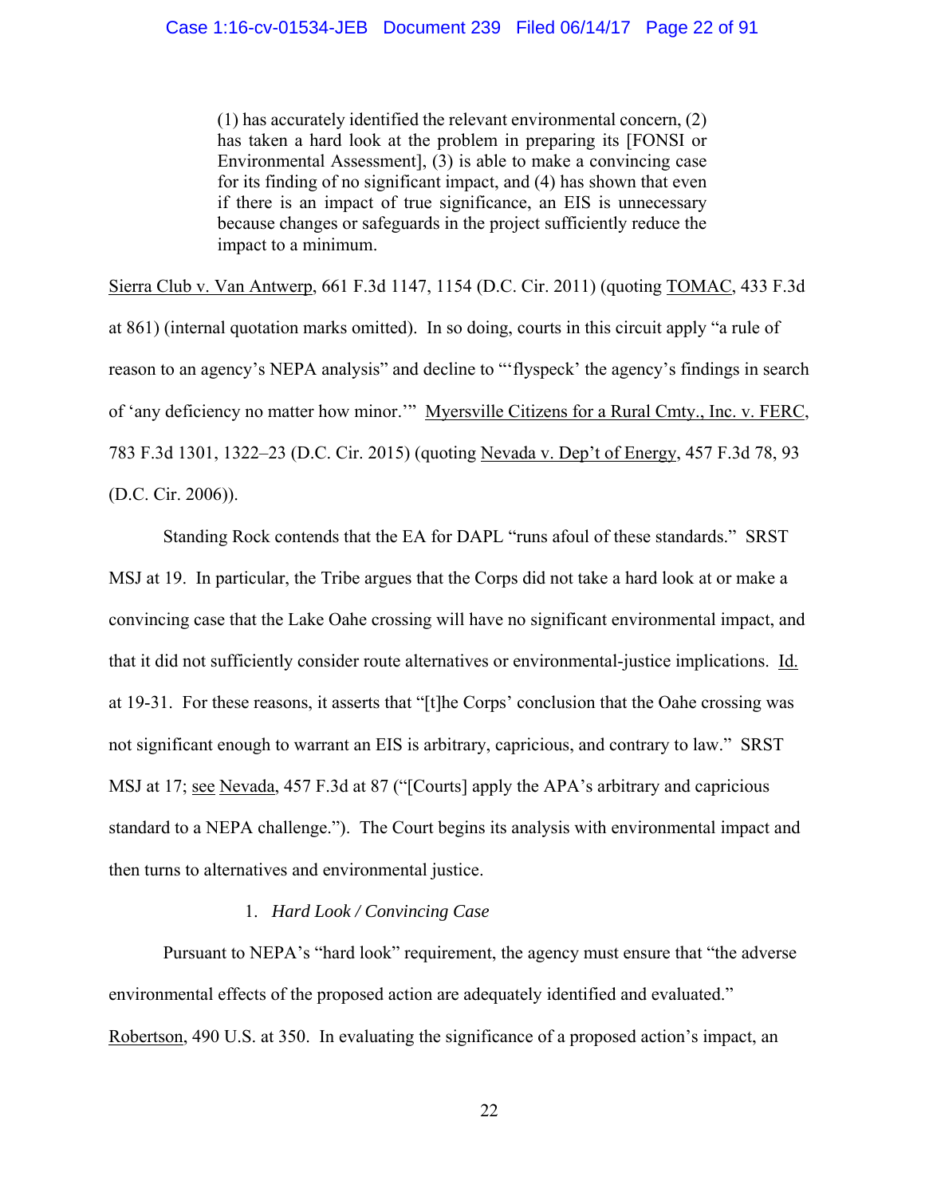> (1) has accurately identified the relevant environmental concern, (2) has taken a hard look at the problem in preparing its [FONSI or Environmental Assessment], (3) is able to make a convincing case for its finding of no significant impact, and (4) has shown that even if there is an impact of true significance, an EIS is unnecessary because changes or safeguards in the project sufficiently reduce the impact to a minimum.

Sierra Club v. Van Antwerp, 661 F.3d 1147, 1154 (D.C. Cir. 2011) (quoting TOMAC, 433 F.3d at 861) (internal quotation marks omitted). In so doing, courts in this circuit apply "a rule of reason to an agency's NEPA analysis" and decline to "'flyspeck' the agency's findings in search of 'any deficiency no matter how minor.'" Myersville Citizens for a Rural Cmty., Inc. v. FERC, 783 F.3d 1301, 1322–23 (D.C. Cir. 2015) (quoting Nevada v. Dep't of Energy, 457 F.3d 78, 93 (D.C. Cir. 2006)).

Standing Rock contends that the EA for DAPL "runs afoul of these standards." SRST MSJ at 19. In particular, the Tribe argues that the Corps did not take a hard look at or make a convincing case that the Lake Oahe crossing will have no significant environmental impact, and that it did not sufficiently consider route alternatives or environmental-justice implications. Id. at 19-31. For these reasons, it asserts that "[t]he Corps' conclusion that the Oahe crossing was not significant enough to warrant an EIS is arbitrary, capricious, and contrary to law." SRST MSJ at 17; see Nevada, 457 F.3d at 87 ("[Courts] apply the APA's arbitrary and capricious standard to a NEPA challenge."). The Court begins its analysis with environmental impact and then turns to alternatives and environmental justice.

1. *Hard Look / Convincing Case*

Pursuant to NEPA's "hard look" requirement, the agency must ensure that "the adverse environmental effects of the proposed action are adequately identified and evaluated." Robertson, 490 U.S. at 350. In evaluating the significance of a proposed action's impact, an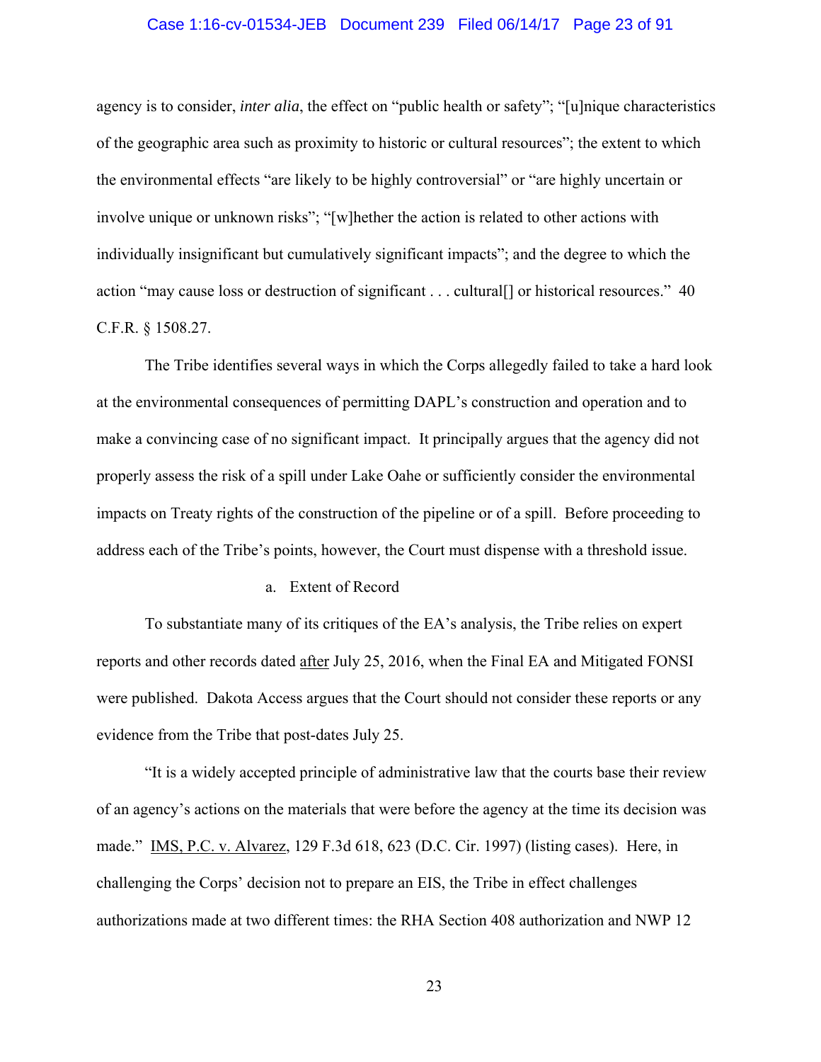agency is to consider, *inter alia*, the effect on "public health or safety"; "[u]nique characteristics of the geographic area such as proximity to historic or cultural resources"; the extent to which the environmental effects "are likely to be highly controversial" or "are highly uncertain or involve unique or unknown risks"; "[w]hether the action is related to other actions with individually insignificant but cumulatively significant impacts"; and the degree to which the action "may cause loss or destruction of significant . . . cultural[] or historical resources." 40 C.F.R. § 1508.27.

The Tribe identifies several ways in which the Corps allegedly failed to take a hard look at the environmental consequences of permitting DAPL's construction and operation and to make a convincing case of no significant impact. It principally argues that the agency did not properly assess the risk of a spill under Lake Oahe or sufficiently consider the environmental impacts on Treaty rights of the construction of the pipeline or of a spill. Before proceeding to address each of the Tribe's points, however, the Court must dispense with a threshold issue.

a. Extent of Record

To substantiate many of its critiques of the EA's analysis, the Tribe relies on expert reports and other records dated after July 25, 2016, when the Final EA and Mitigated FONSI were published. Dakota Access argues that the Court should not consider these reports or any evidence from the Tribe that post-dates July 25.

"It is a widely accepted principle of administrative law that the courts base their review of an agency's actions on the materials that were before the agency at the time its decision was made." IMS, P.C. v. Alvarez, 129 F.3d 618, 623 (D.C. Cir. 1997) (listing cases). Here, in challenging the Corps' decision not to prepare an EIS, the Tribe in effect challenges authorizations made at two different times: the RHA Section 408 authorization and NWP 12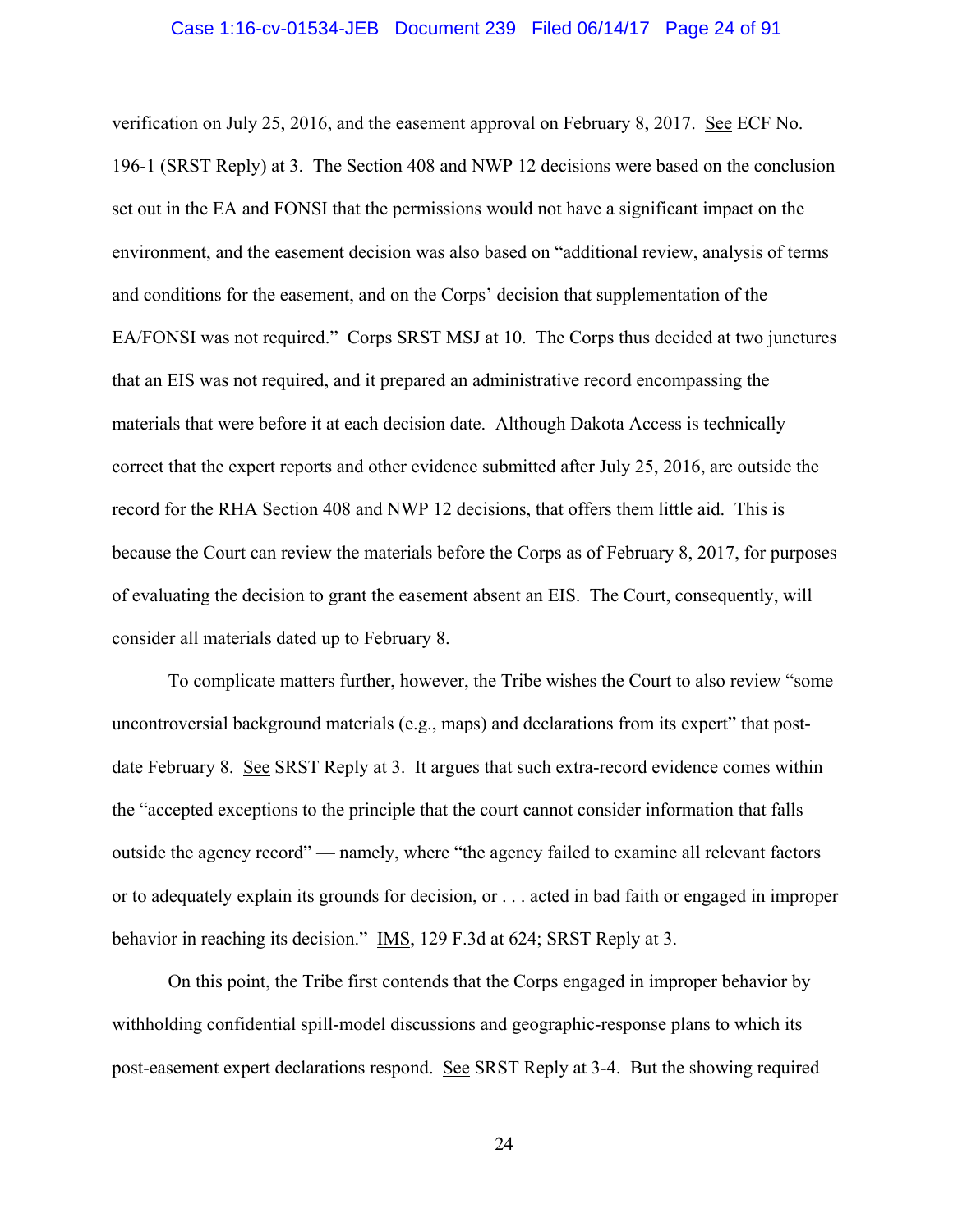verification on July 25, 2016, and the easement approval on February 8, 2017. See ECF No. 196-1 (SRST Reply) at 3. The Section 408 and NWP 12 decisions were based on the conclusion set out in the EA and FONSI that the permissions would not have a significant impact on the environment, and the easement decision was also based on "additional review, analysis of terms and conditions for the easement, and on the Corps' decision that supplementation of the EA/FONSI was not required." Corps SRST MSJ at 10. The Corps thus decided at two junctures that an EIS was not required, and it prepared an administrative record encompassing the materials that were before it at each decision date. Although Dakota Access is technically correct that the expert reports and other evidence submitted after July 25, 2016, are outside the record for the RHA Section 408 and NWP 12 decisions, that offers them little aid. This is because the Court can review the materials before the Corps as of February 8, 2017, for purposes of evaluating the decision to grant the easement absent an EIS. The Court, consequently, will consider all materials dated up to February 8.

To complicate matters further, however, the Tribe wishes the Court to also review "some uncontroversial background materials (e.g., maps) and declarations from its expert" that post-date February 8. See SRST Reply at 3. It argues that such extra-record evidence comes within the "accepted exceptions to the principle that the court cannot consider information that falls outside the agency record" — namely, where "the agency failed to examine all relevant factors or to adequately explain its grounds for decision, or . . . acted in bad faith or engaged in improper behavior in reaching its decision." IMS, 129 F.3d at 624; SRST Reply at 3.

On this point, the Tribe first contends that the Corps engaged in improper behavior by withholding confidential spill-model discussions and geographic-response plans to which its post-easement expert declarations respond. See SRST Reply at 3-4. But the showing required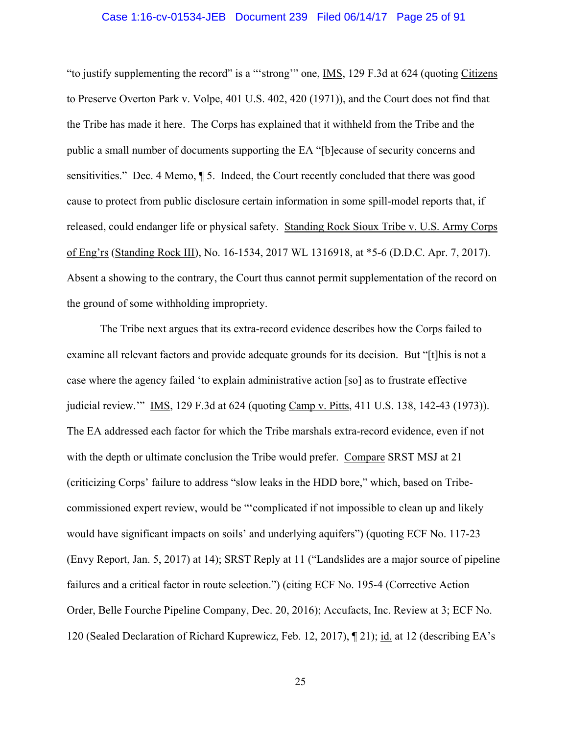"to justify supplementing the record" is a "'strong'" one, IMS, 129 F.3d at 624 (quoting Citizens to Preserve Overton Park v. Volpe, 401 U.S. 402, 420 (1971)), and the Court does not find that the Tribe has made it here. The Corps has explained that it withheld from the Tribe and the public a small number of documents supporting the EA "[b]ecause of security concerns and sensitivities." Dec. 4 Memo, ¶ 5. Indeed, the Court recently concluded that there was good cause to protect from public disclosure certain information in some spill-model reports that, if released, could endanger life or physical safety. Standing Rock Sioux Tribe v. U.S. Army Corps of Eng'rs (Standing Rock III), No. 16-1534, 2017 WL 1316918, at *5-6 (D.D.C. Apr. 7, 2017). Absent a showing to the contrary, the Court thus cannot permit supplementation of the record on the ground of some withholding impropriety.

The Tribe next argues that its extra-record evidence describes how the Corps failed to examine all relevant factors and provide adequate grounds for its decision. But "[t]his is not a case where the agency failed 'to explain administrative action [so] as to frustrate effective judicial review.'" IMS, 129 F.3d at 624 (quoting Camp v. Pitts, 411 U.S. 138, 142-43 (1973)). The EA addressed each factor for which the Tribe marshals extra-record evidence, even if not with the depth or ultimate conclusion the Tribe would prefer. Compare SRST MSJ at 21 (criticizing Corps' failure to address "slow leaks in the HDD bore," which, based on Tribe-commissioned expert review, would be "'complicated if not impossible to clean up and likely would have significant impacts on soils' and underlying aquifers") (quoting ECF No. 117-23 (Envy Report, Jan. 5, 2017) at 14); SRST Reply at 11 ("Landslides are a major source of pipeline failures and a critical factor in route selection.") (citing ECF No. 195-4 (Corrective Action Order, Belle Fourche Pipeline Company, Dec. 20, 2016); Accufacts, Inc. Review at 3; ECF No. 120 (Sealed Declaration of Richard Kuprewicz, Feb. 12, 2017), ¶ 21); id. at 12 (describing EA's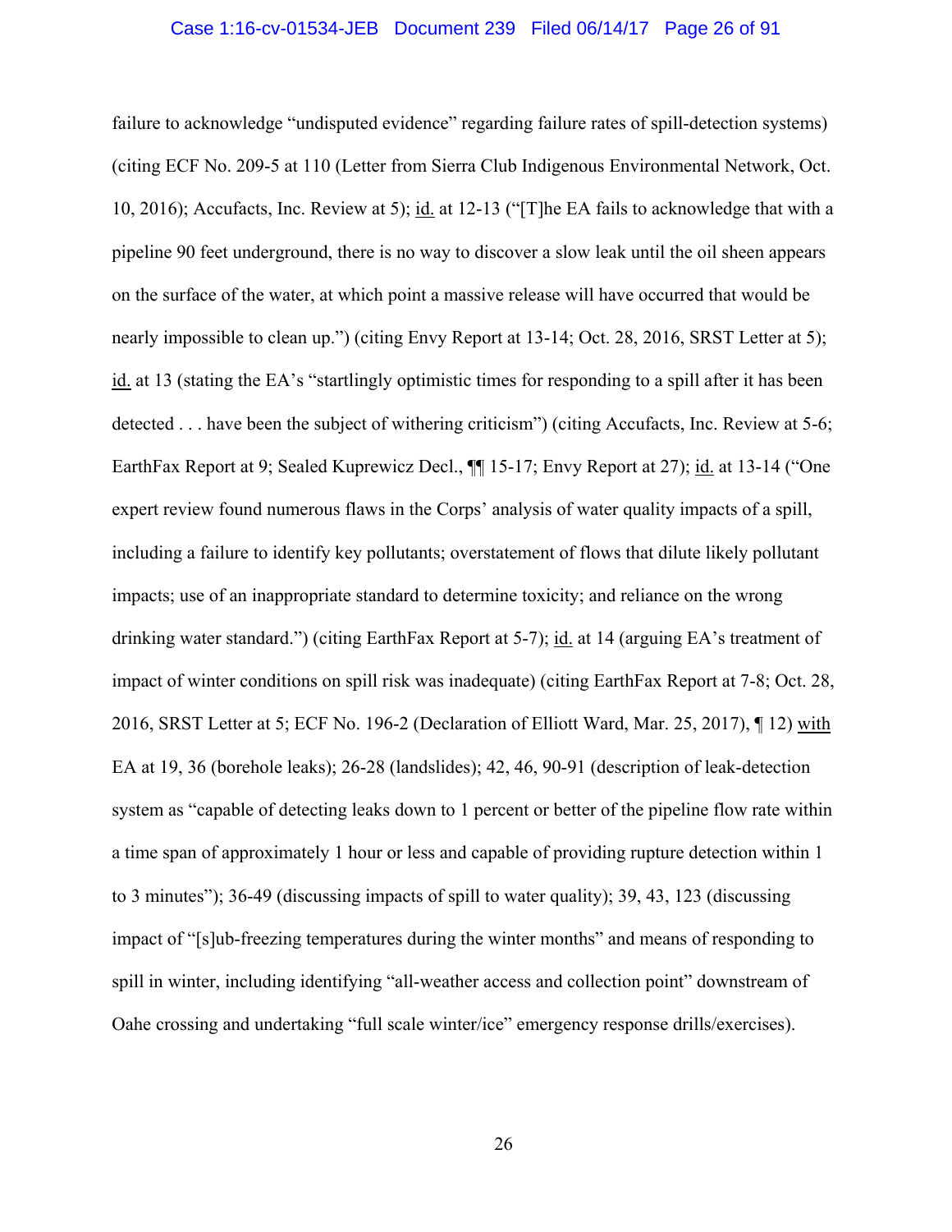failure to acknowledge "undisputed evidence" regarding failure rates of spill-detection systems) (citing ECF No. 209-5 at 110 (Letter from Sierra Club Indigenous Environmental Network, Oct. 10, 2016); Accufacts, Inc. Review at 5); id. at 12-13 ("[T]he EA fails to acknowledge that with a pipeline 90 feet underground, there is no way to discover a slow leak until the oil sheen appears on the surface of the water, at which point a massive release will have occurred that would be nearly impossible to clean up.") (citing Envy Report at 13-14; Oct. 28, 2016, SRST Letter at 5); id. at 13 (stating the EA's "startlingly optimistic times for responding to a spill after it has been detected . . . have been the subject of withering criticism") (citing Accufacts, Inc. Review at 5-6; EarthFax Report at 9; Sealed Kuprewicz Decl., ¶¶ 15-17; Envy Report at 27); id. at 13-14 ("One expert review found numerous flaws in the Corps' analysis of water quality impacts of a spill, including a failure to identify key pollutants; overstatement of flows that dilute likely pollutant impacts; use of an inappropriate standard to determine toxicity; and reliance on the wrong drinking water standard.") (citing EarthFax Report at 5-7); id. at 14 (arguing EA's treatment of impact of winter conditions on spill risk was inadequate) (citing EarthFax Report at 7-8; Oct. 28, 2016, SRST Letter at 5; ECF No. 196-2 (Declaration of Elliott Ward, Mar. 25, 2017), ¶ 12) with EA at 19, 36 (borehole leaks); 26-28 (landslides); 42, 46, 90-91 (description of leak-detection system as "capable of detecting leaks down to 1 percent or better of the pipeline flow rate within a time span of approximately 1 hour or less and capable of providing rupture detection within 1 to 3 minutes"); 36-49 (discussing impacts of spill to water quality); 39, 43, 123 (discussing impact of "[s]ub-freezing temperatures during the winter months" and means of responding to spill in winter, including identifying "all-weather access and collection point" downstream of Oahe crossing and undertaking "full scale winter/ice" emergency response drills/exercises).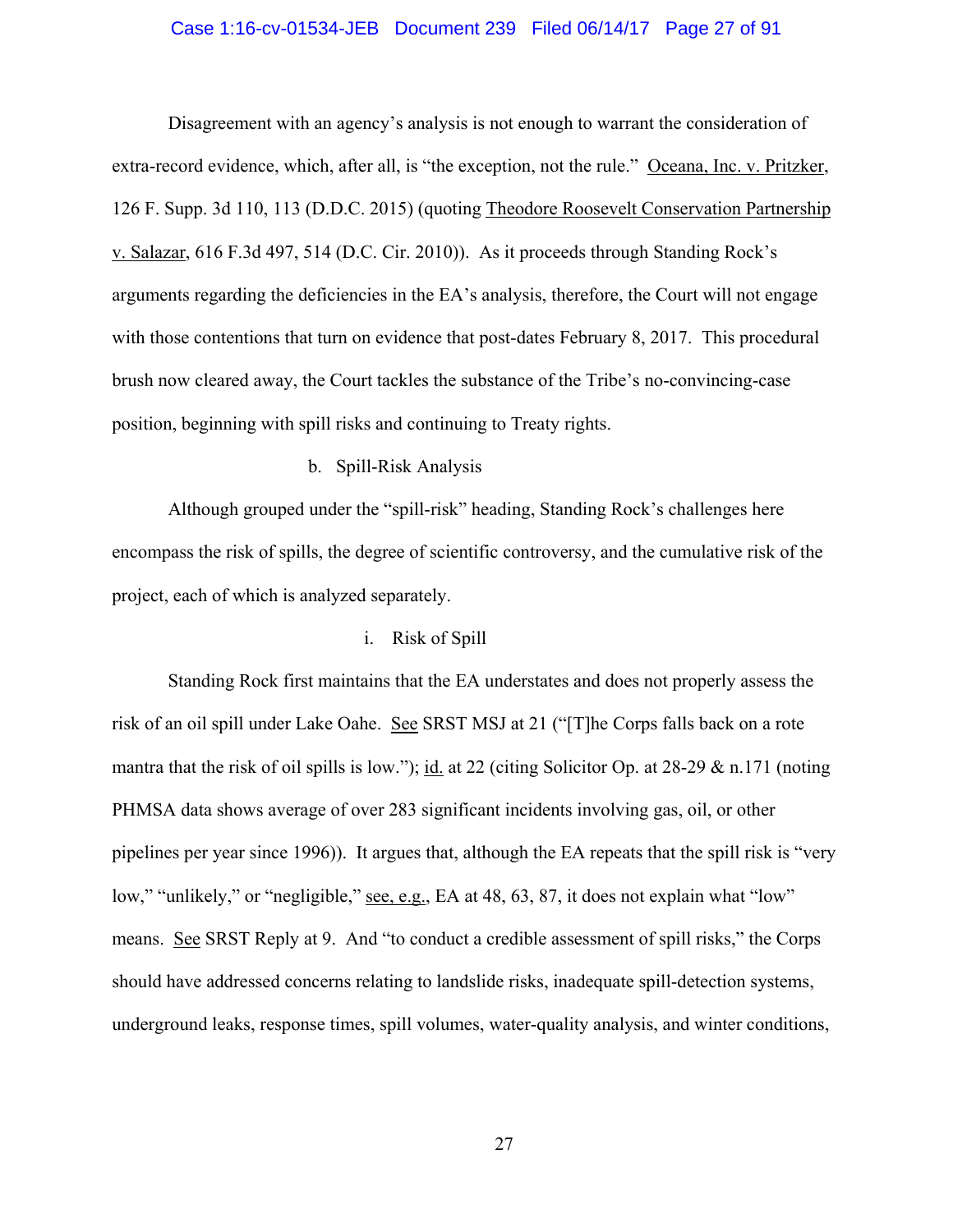Disagreement with an agency's analysis is not enough to warrant the consideration of extra-record evidence, which, after all, is "the exception, not the rule." Oceana, Inc. v. Pritzker, 126 F. Supp. 3d 110, 113 (D.D.C. 2015) (quoting Theodore Roosevelt Conservation Partnership v. Salazar, 616 F.3d 497, 514 (D.C. Cir. 2010)). As it proceeds through Standing Rock's arguments regarding the deficiencies in the EA's analysis, therefore, the Court will not engage with those contentions that turn on evidence that post-dates February 8, 2017. This procedural brush now cleared away, the Court tackles the substance of the Tribe's no-convincing-case position, beginning with spill risks and continuing to Treaty rights.

b. Spill-Risk Analysis

Although grouped under the "spill-risk" heading, Standing Rock's challenges here encompass the risk of spills, the degree of scientific controversy, and the cumulative risk of the project, each of which is analyzed separately.

i. Risk of Spill

Standing Rock first maintains that the EA understates and does not properly assess the risk of an oil spill under Lake Oahe. See SRST MSJ at 21 ("[T]he Corps falls back on a rote mantra that the risk of oil spills is low."); id. at 22 (citing Solicitor Op. at 28-29 & n.171 (noting PHMSA data shows average of over 283 significant incidents involving gas, oil, or other pipelines per year since 1996)). It argues that, although the EA repeats that the spill risk is "very low," "unlikely," or "negligible," see, e.g., EA at 48, 63, 87, it does not explain what "low" means. See SRST Reply at 9. And "to conduct a credible assessment of spill risks," the Corps should have addressed concerns relating to landslide risks, inadequate spill-detection systems, underground leaks, response times, spill volumes, water-quality analysis, and winter conditions,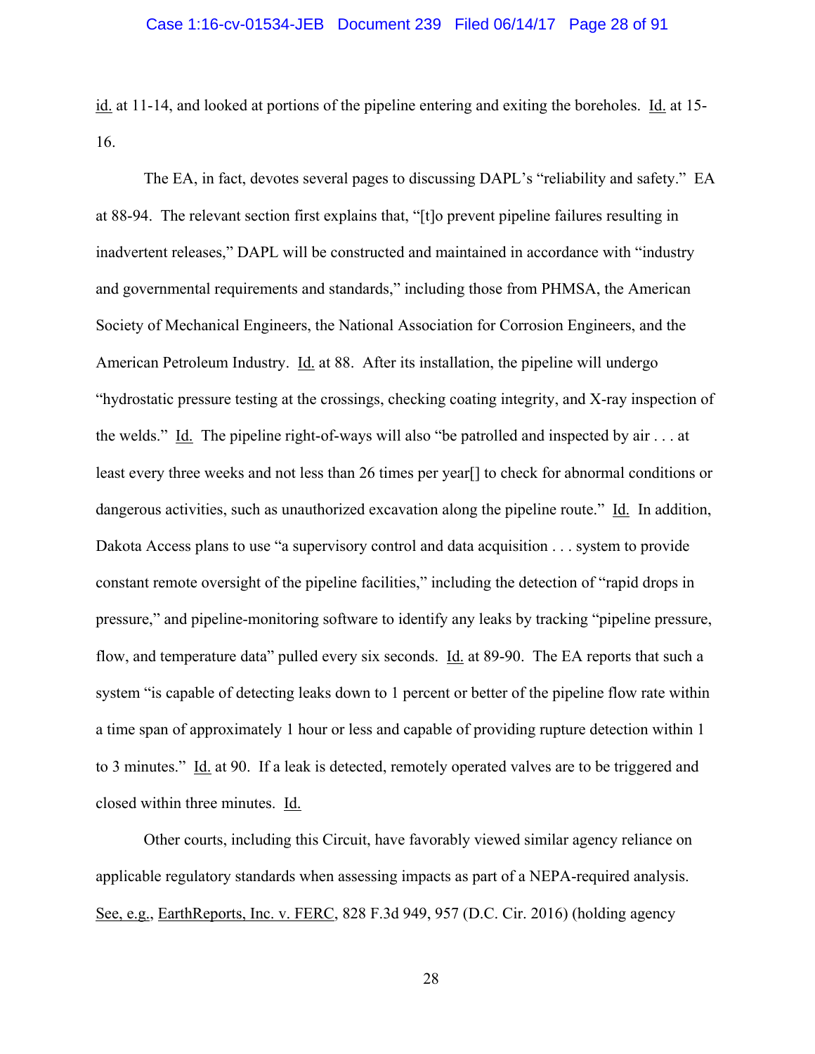id. at 11-14, and looked at portions of the pipeline entering and exiting the boreholes. Id. at 15-16.

The EA, in fact, devotes several pages to discussing DAPL's "reliability and safety." EA at 88-94. The relevant section first explains that, "[t]o prevent pipeline failures resulting in inadvertent releases," DAPL will be constructed and maintained in accordance with "industry and governmental requirements and standards," including those from PHMSA, the American Society of Mechanical Engineers, the National Association for Corrosion Engineers, and the American Petroleum Industry. Id. at 88. After its installation, the pipeline will undergo "hydrostatic pressure testing at the crossings, checking coating integrity, and X-ray inspection of the welds." Id. The pipeline right-of-ways will also "be patrolled and inspected by air . . . at least every three weeks and not less than 26 times per year[] to check for abnormal conditions or dangerous activities, such as unauthorized excavation along the pipeline route." Id. In addition, Dakota Access plans to use "a supervisory control and data acquisition . . . system to provide constant remote oversight of the pipeline facilities," including the detection of "rapid drops in pressure," and pipeline-monitoring software to identify any leaks by tracking "pipeline pressure, flow, and temperature data" pulled every six seconds. Id. at 89-90. The EA reports that such a system "is capable of detecting leaks down to 1 percent or better of the pipeline flow rate within a time span of approximately 1 hour or less and capable of providing rupture detection within 1 to 3 minutes." Id. at 90. If a leak is detected, remotely operated valves are to be triggered and closed within three minutes. Id.

Other courts, including this Circuit, have favorably viewed similar agency reliance on applicable regulatory standards when assessing impacts as part of a NEPA-required analysis. See, e.g., EarthReports, Inc. v. FERC, 828 F.3d 949, 957 (D.C. Cir. 2016) (holding agency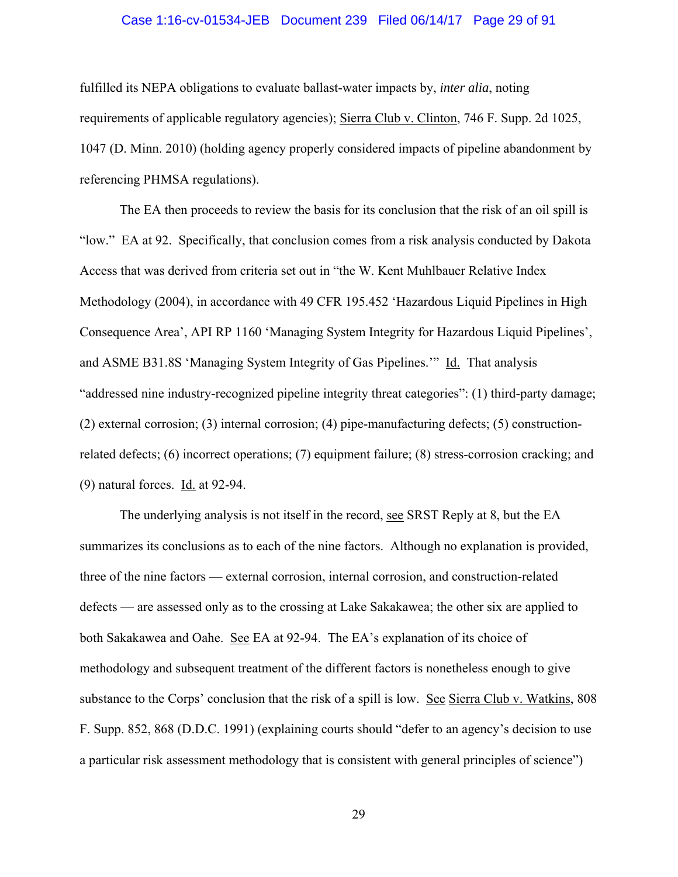fulfilled its NEPA obligations to evaluate ballast-water impacts by, *inter alia*, noting requirements of applicable regulatory agencies); Sierra Club v. Clinton, 746 F. Supp. 2d 1025, 1047 (D. Minn. 2010) (holding agency properly considered impacts of pipeline abandonment by referencing PHMSA regulations).

The EA then proceeds to review the basis for its conclusion that the risk of an oil spill is "low." EA at 92. Specifically, that conclusion comes from a risk analysis conducted by Dakota Access that was derived from criteria set out in "the W. Kent Muhlbauer Relative Index Methodology (2004), in accordance with 49 CFR 195.452 'Hazardous Liquid Pipelines in High Consequence Area', API RP 1160 'Managing System Integrity for Hazardous Liquid Pipelines', and ASME B31.8S 'Managing System Integrity of Gas Pipelines.'" Id. That analysis "addressed nine industry-recognized pipeline integrity threat categories": (1) third-party damage; (2) external corrosion; (3) internal corrosion; (4) pipe-manufacturing defects; (5) construction-related defects; (6) incorrect operations; (7) equipment failure; (8) stress-corrosion cracking; and (9) natural forces. Id. at 92-94.

The underlying analysis is not itself in the record, see SRST Reply at 8, but the EA summarizes its conclusions as to each of the nine factors. Although no explanation is provided, three of the nine factors — external corrosion, internal corrosion, and construction-related defects — are assessed only as to the crossing at Lake Sakakawea; the other six are applied to both Sakakawea and Oahe. See EA at 92-94. The EA's explanation of its choice of methodology and subsequent treatment of the different factors is nonetheless enough to give substance to the Corps' conclusion that the risk of a spill is low. See Sierra Club v. Watkins, 808 F. Supp. 852, 868 (D.D.C. 1991) (explaining courts should "defer to an agency's decision to use a particular risk assessment methodology that is consistent with general principles of science")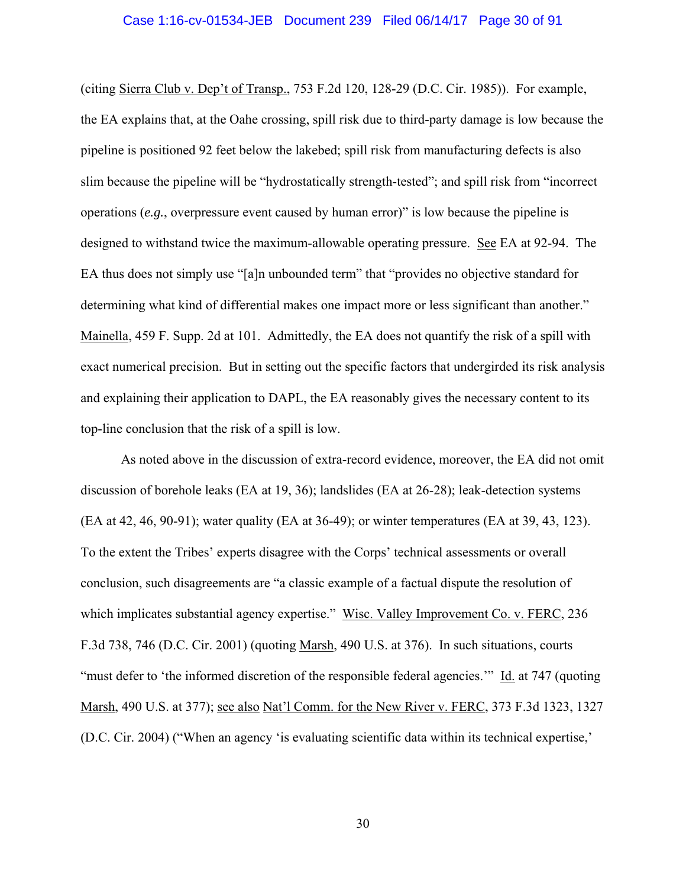(citing Sierra Club v. Dep't of Transp., 753 F.2d 120, 128-29 (D.C. Cir. 1985)). For example, the EA explains that, at the Oahe crossing, spill risk due to third-party damage is low because the pipeline is positioned 92 feet below the lakebed; spill risk from manufacturing defects is also slim because the pipeline will be "hydrostatically strength-tested"; and spill risk from "incorrect operations (*e.g.*, overpressure event caused by human error)" is low because the pipeline is designed to withstand twice the maximum-allowable operating pressure. See EA at 92-94. The EA thus does not simply use "[a]n unbounded term" that "provides no objective standard for determining what kind of differential makes one impact more or less significant than another." Mainella, 459 F. Supp. 2d at 101. Admittedly, the EA does not quantify the risk of a spill with exact numerical precision. But in setting out the specific factors that undergirded its risk analysis and explaining their application to DAPL, the EA reasonably gives the necessary content to its top-line conclusion that the risk of a spill is low.

As noted above in the discussion of extra-record evidence, moreover, the EA did not omit discussion of borehole leaks (EA at 19, 36); landslides (EA at 26-28); leak-detection systems (EA at 42, 46, 90-91); water quality (EA at 36-49); or winter temperatures (EA at 39, 43, 123). To the extent the Tribes' experts disagree with the Corps' technical assessments or overall conclusion, such disagreements are "a classic example of a factual dispute the resolution of which implicates substantial agency expertise." Wisc. Valley Improvement Co. v. FERC, 236 F.3d 738, 746 (D.C. Cir. 2001) (quoting Marsh, 490 U.S. at 376). In such situations, courts "must defer to 'the informed discretion of the responsible federal agencies.'" Id. at 747 (quoting Marsh, 490 U.S. at 377); see also Nat'l Comm. for the New River v. FERC, 373 F.3d 1323, 1327 (D.C. Cir. 2004) ("When an agency 'is evaluating scientific data within its technical expertise,'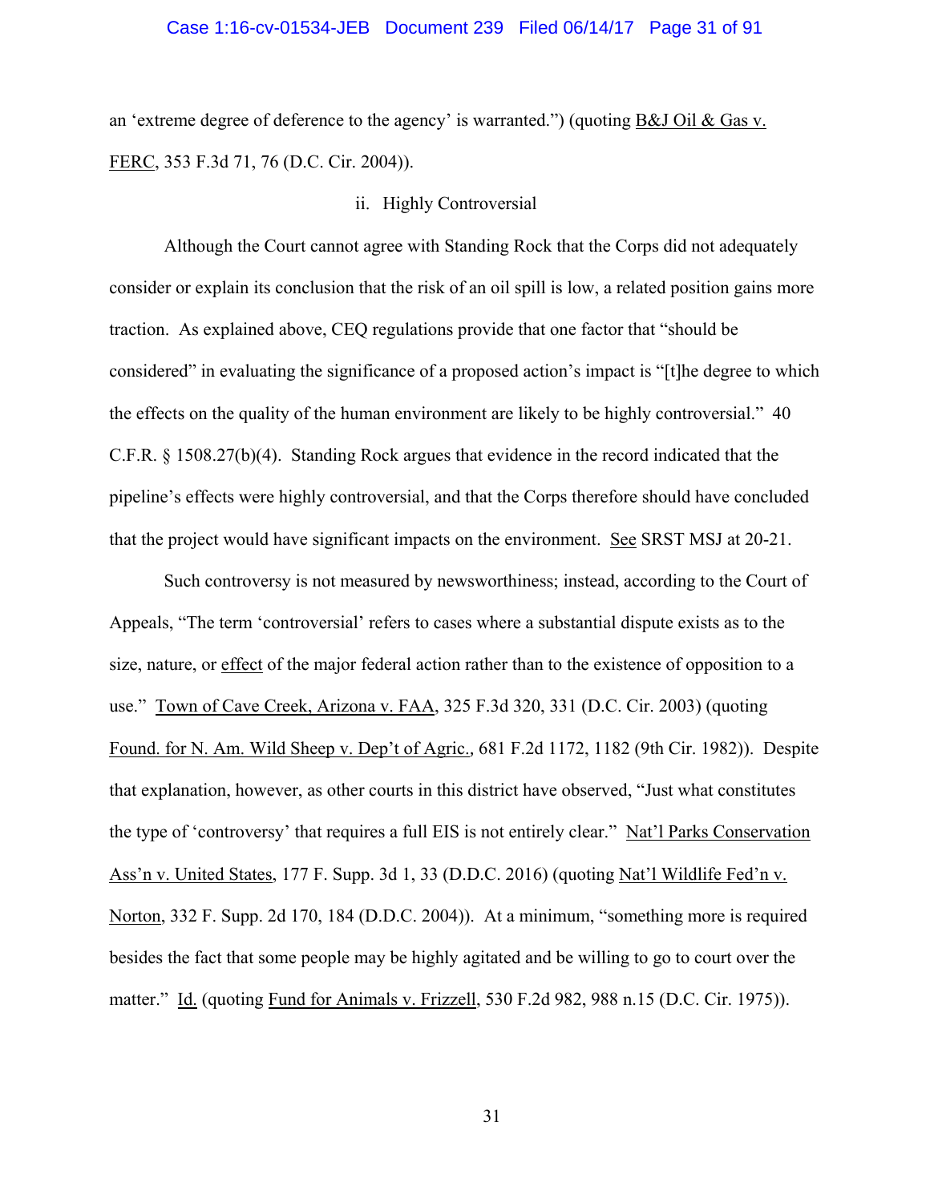an 'extreme degree of deference to the agency' is warranted.") (quoting B&J Oil & Gas v. FERC, 353 F.3d 71, 76 (D.C. Cir. 2004)).

### ii. Highly Controversial

Although the Court cannot agree with Standing Rock that the Corps did not adequately consider or explain its conclusion that the risk of an oil spill is low, a related position gains more traction. As explained above, CEQ regulations provide that one factor that "should be considered" in evaluating the significance of a proposed action's impact is "[t]he degree to which the effects on the quality of the human environment are likely to be highly controversial." 40 C.F.R. § 1508.27(b)(4). Standing Rock argues that evidence in the record indicated that the pipeline's effects were highly controversial, and that the Corps therefore should have concluded that the project would have significant impacts on the environment. See SRST MSJ at 20-21.

Such controversy is not measured by newsworthiness; instead, according to the Court of Appeals, "The term 'controversial' refers to cases where a substantial dispute exists as to the size, nature, or effect of the major federal action rather than to the existence of opposition to a use." Town of Cave Creek, Arizona v. FAA, 325 F.3d 320, 331 (D.C. Cir. 2003) (quoting Found. for N. Am. Wild Sheep v. Dep't of Agric., 681 F.2d 1172, 1182 (9th Cir. 1982)). Despite that explanation, however, as other courts in this district have observed, "Just what constitutes the type of 'controversy' that requires a full EIS is not entirely clear." Nat'l Parks Conservation Ass'n v. United States, 177 F. Supp. 3d 1, 33 (D.D.C. 2016) (quoting Nat'l Wildlife Fed'n v. Norton, 332 F. Supp. 2d 170, 184 (D.D.C. 2004)). At a minimum, "something more is required besides the fact that some people may be highly agitated and be willing to go to court over the matter." Id. (quoting Fund for Animals v. Frizzell, 530 F.2d 982, 988 n.15 (D.C. Cir. 1975)).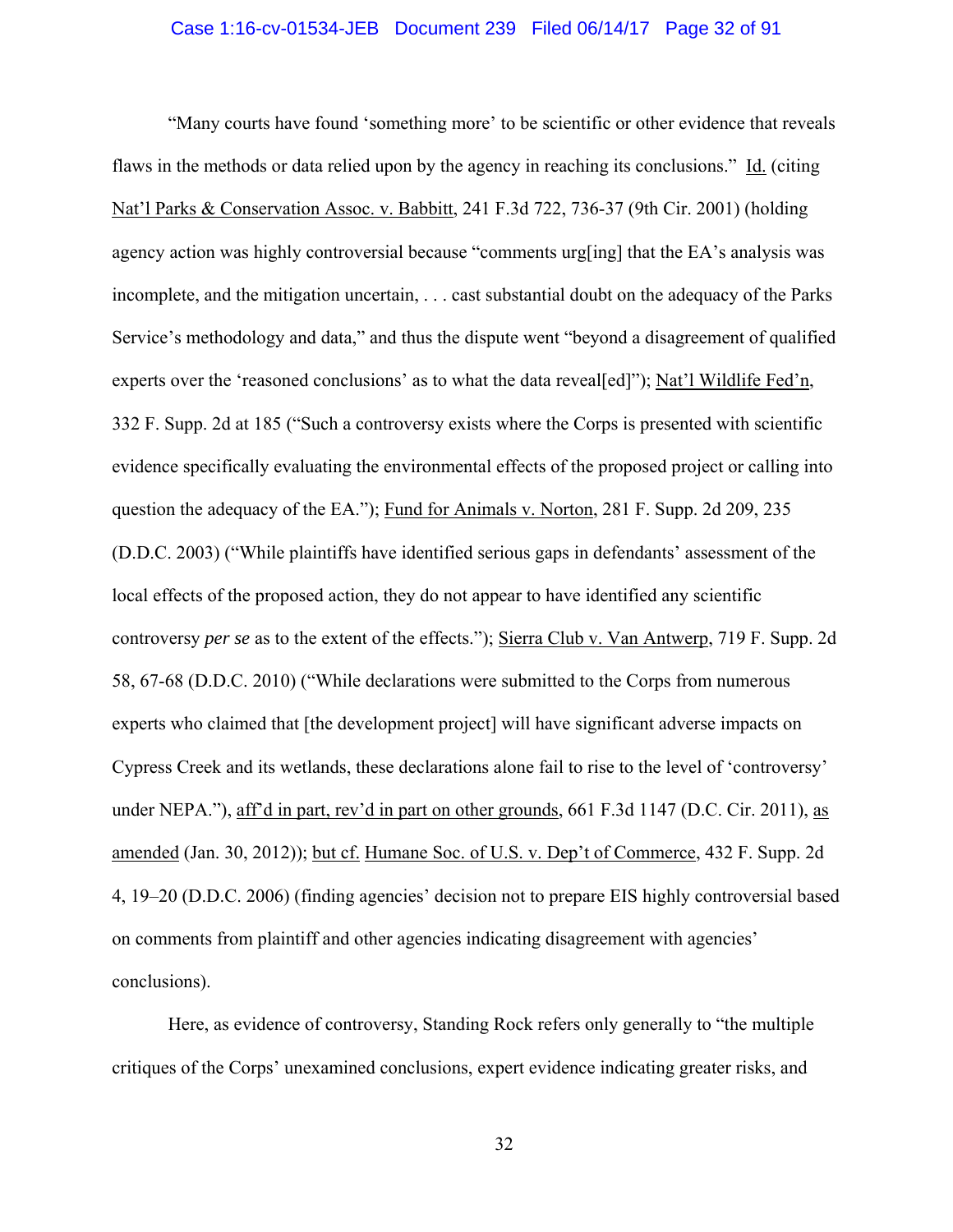"Many courts have found 'something more' to be scientific or other evidence that reveals flaws in the methods or data relied upon by the agency in reaching its conclusions." Id. (citing Nat'l Parks & Conservation Assoc. v. Babbitt, 241 F.3d 722, 736-37 (9th Cir. 2001) (holding agency action was highly controversial because "comments urg[ing] that the EA's analysis was incomplete, and the mitigation uncertain, . . . cast substantial doubt on the adequacy of the Parks Service's methodology and data," and thus the dispute went "beyond a disagreement of qualified experts over the 'reasoned conclusions' as to what the data reveal[ed]"); Nat'l Wildlife Fed'n, 332 F. Supp. 2d at 185 ("Such a controversy exists where the Corps is presented with scientific evidence specifically evaluating the environmental effects of the proposed project or calling into question the adequacy of the EA."); Fund for Animals v. Norton, 281 F. Supp. 2d 209, 235 (D.D.C. 2003) ("While plaintiffs have identified serious gaps in defendants' assessment of the local effects of the proposed action, they do not appear to have identified any scientific controversy *per se* as to the extent of the effects."); Sierra Club v. Van Antwerp, 719 F. Supp. 2d 58, 67-68 (D.D.C. 2010) ("While declarations were submitted to the Corps from numerous experts who claimed that [the development project] will have significant adverse impacts on Cypress Creek and its wetlands, these declarations alone fail to rise to the level of 'controversy' under NEPA."), aff'd in part, rev'd in part on other grounds, 661 F.3d 1147 (D.C. Cir. 2011), as amended (Jan. 30, 2012)); but cf. Humane Soc. of U.S. v. Dep't of Commerce, 432 F. Supp. 2d 4, 19–20 (D.D.C. 2006) (finding agencies' decision not to prepare EIS highly controversial based on comments from plaintiff and other agencies indicating disagreement with agencies' conclusions).

Here, as evidence of controversy, Standing Rock refers only generally to "the multiple critiques of the Corps' unexamined conclusions, expert evidence indicating greater risks, and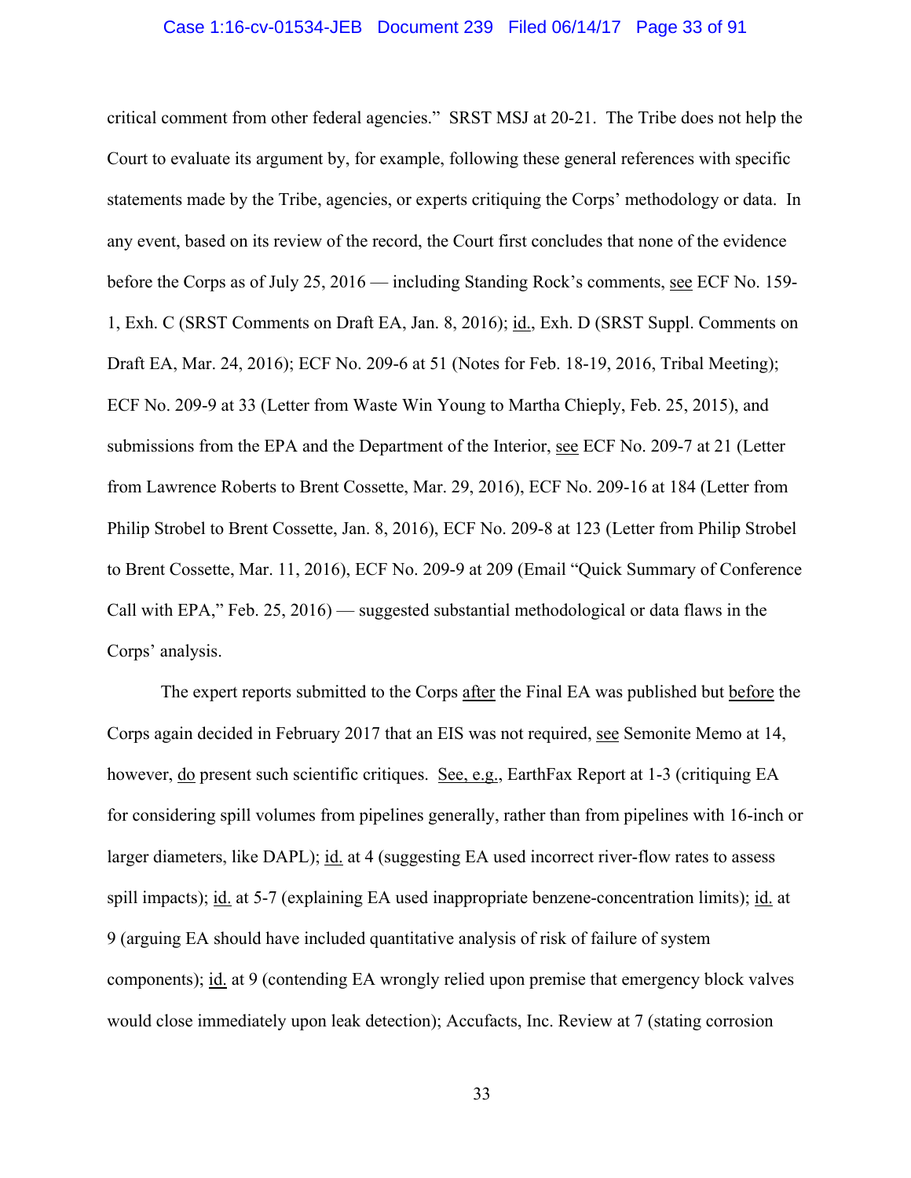critical comment from other federal agencies." SRST MSJ at 20-21. The Tribe does not help the Court to evaluate its argument by, for example, following these general references with specific statements made by the Tribe, agencies, or experts critiquing the Corps' methodology or data. In any event, based on its review of the record, the Court first concludes that none of the evidence before the Corps as of July 25, 2016 — including Standing Rock's comments, see ECF No. 159-1, Exh. C (SRST Comments on Draft EA, Jan. 8, 2016); id., Exh. D (SRST Suppl. Comments on Draft EA, Mar. 24, 2016); ECF No. 209-6 at 51 (Notes for Feb. 18-19, 2016, Tribal Meeting); ECF No. 209-9 at 33 (Letter from Waste Win Young to Martha Chieply, Feb. 25, 2015), and submissions from the EPA and the Department of the Interior, see ECF No. 209-7 at 21 (Letter from Lawrence Roberts to Brent Cossette, Mar. 29, 2016), ECF No. 209-16 at 184 (Letter from Philip Strobel to Brent Cossette, Jan. 8, 2016), ECF No. 209-8 at 123 (Letter from Philip Strobel to Brent Cossette, Mar. 11, 2016), ECF No. 209-9 at 209 (Email "Quick Summary of Conference Call with EPA," Feb. 25, 2016) — suggested substantial methodological or data flaws in the Corps' analysis.

The expert reports submitted to the Corps after the Final EA was published but before the Corps again decided in February 2017 that an EIS was not required, see Semonite Memo at 14, however, do present such scientific critiques. See, e.g., EarthFax Report at 1-3 (critiquing EA for considering spill volumes from pipelines generally, rather than from pipelines with 16-inch or larger diameters, like DAPL); id. at 4 (suggesting EA used incorrect river-flow rates to assess spill impacts); id. at 5-7 (explaining EA used inappropriate benzene-concentration limits); id. at 9 (arguing EA should have included quantitative analysis of risk of failure of system components); id. at 9 (contending EA wrongly relied upon premise that emergency block valves would close immediately upon leak detection); Accufacts, Inc. Review at 7 (stating corrosion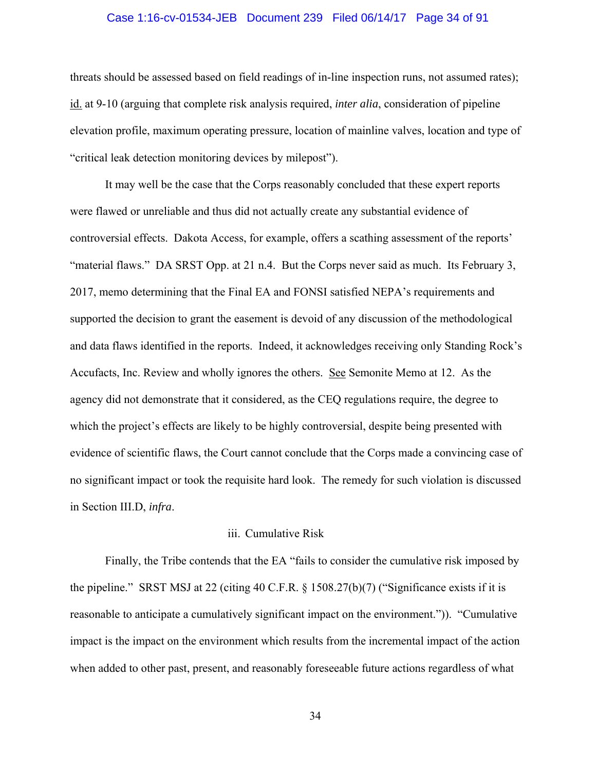threats should be assessed based on field readings of in-line inspection runs, not assumed rates); id. at 9-10 (arguing that complete risk analysis required, *inter alia*, consideration of pipeline elevation profile, maximum operating pressure, location of mainline valves, location and type of "critical leak detection monitoring devices by milepost").

It may well be the case that the Corps reasonably concluded that these expert reports were flawed or unreliable and thus did not actually create any substantial evidence of controversial effects. Dakota Access, for example, offers a scathing assessment of the reports' "material flaws." DA SRST Opp. at 21 n.4. But the Corps never said as much. Its February 3, 2017, memo determining that the Final EA and FONSI satisfied NEPA's requirements and supported the decision to grant the easement is devoid of any discussion of the methodological and data flaws identified in the reports. Indeed, it acknowledges receiving only Standing Rock's Accufacts, Inc. Review and wholly ignores the others. See Semonite Memo at 12. As the agency did not demonstrate that it considered, as the CEQ regulations require, the degree to which the project's effects are likely to be highly controversial, despite being presented with evidence of scientific flaws, the Court cannot conclude that the Corps made a convincing case of no significant impact or took the requisite hard look. The remedy for such violation is discussed in Section III.D, *infra*.

iii. Cumulative Risk

Finally, the Tribe contends that the EA "fails to consider the cumulative risk imposed by the pipeline." SRST MSJ at 22 (citing 40 C.F.R. § 1508.27(b)(7) ("Significance exists if it is reasonable to anticipate a cumulatively significant impact on the environment.")). "Cumulative impact is the impact on the environment which results from the incremental impact of the action when added to other past, present, and reasonably foreseeable future actions regardless of what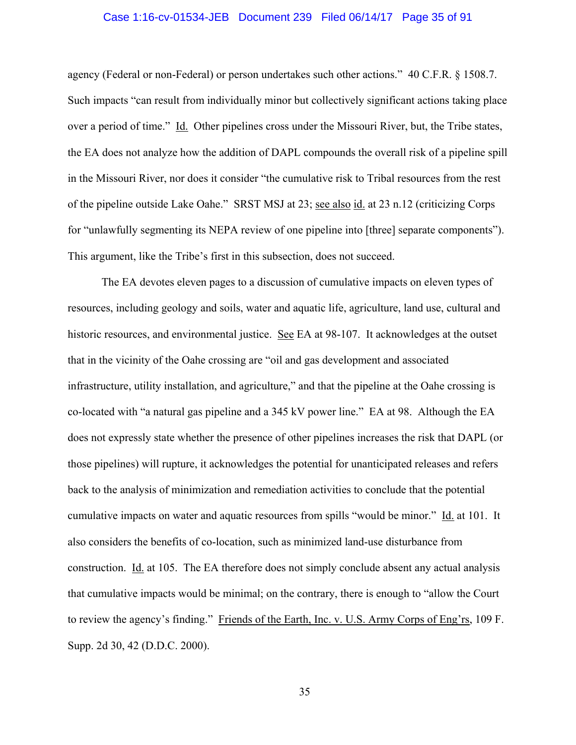agency (Federal or non-Federal) or person undertakes such other actions." 40 C.F.R. § 1508.7. Such impacts "can result from individually minor but collectively significant actions taking place over a period of time." Id. Other pipelines cross under the Missouri River, but, the Tribe states, the EA does not analyze how the addition of DAPL compounds the overall risk of a pipeline spill in the Missouri River, nor does it consider "the cumulative risk to Tribal resources from the rest of the pipeline outside Lake Oahe." SRST MSJ at 23; see also id. at 23 n.12 (criticizing Corps for "unlawfully segmenting its NEPA review of one pipeline into [three] separate components"). This argument, like the Tribe's first in this subsection, does not succeed.

The EA devotes eleven pages to a discussion of cumulative impacts on eleven types of resources, including geology and soils, water and aquatic life, agriculture, land use, cultural and historic resources, and environmental justice. See EA at 98-107. It acknowledges at the outset that in the vicinity of the Oahe crossing are "oil and gas development and associated infrastructure, utility installation, and agriculture," and that the pipeline at the Oahe crossing is co-located with "a natural gas pipeline and a 345 kV power line." EA at 98. Although the EA does not expressly state whether the presence of other pipelines increases the risk that DAPL (or those pipelines) will rupture, it acknowledges the potential for unanticipated releases and refers back to the analysis of minimization and remediation activities to conclude that the potential cumulative impacts on water and aquatic resources from spills "would be minor." Id. at 101. It also considers the benefits of co-location, such as minimized land-use disturbance from construction. Id. at 105. The EA therefore does not simply conclude absent any actual analysis that cumulative impacts would be minimal; on the contrary, there is enough to "allow the Court to review the agency's finding." Friends of the Earth, Inc. v. U.S. Army Corps of Eng'rs, 109 F. Supp. 2d 30, 42 (D.D.C. 2000).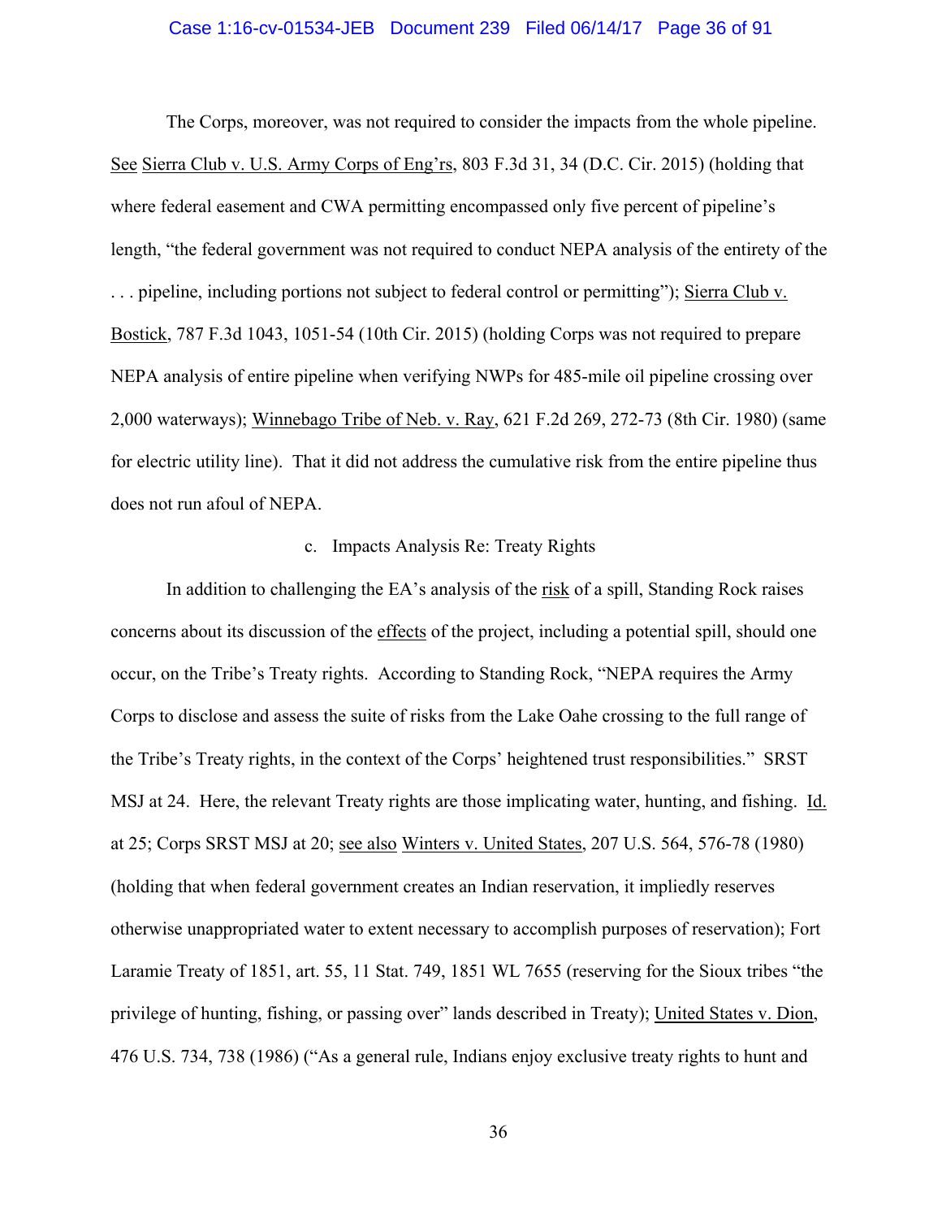The Corps, moreover, was not required to consider the impacts from the whole pipeline. See Sierra Club v. U.S. Army Corps of Eng'rs, 803 F.3d 31, 34 (D.C. Cir. 2015) (holding that where federal easement and CWA permitting encompassed only five percent of pipeline's length, "the federal government was not required to conduct NEPA analysis of the entirety of the . . . pipeline, including portions not subject to federal control or permitting"); Sierra Club v. Bostick, 787 F.3d 1043, 1051-54 (10th Cir. 2015) (holding Corps was not required to prepare NEPA analysis of entire pipeline when verifying NWPs for 485-mile oil pipeline crossing over 2,000 waterways); Winnebago Tribe of Neb. v. Ray, 621 F.2d 269, 272-73 (8th Cir. 1980) (same for electric utility line). That it did not address the cumulative risk from the entire pipeline thus does not run afoul of NEPA.

c. Impacts Analysis Re: Treaty Rights

In addition to challenging the EA's analysis of the risk of a spill, Standing Rock raises concerns about its discussion of the effects of the project, including a potential spill, should one occur, on the Tribe's Treaty rights. According to Standing Rock, "NEPA requires the Army Corps to disclose and assess the suite of risks from the Lake Oahe crossing to the full range of the Tribe's Treaty rights, in the context of the Corps' heightened trust responsibilities." SRST MSJ at 24. Here, the relevant Treaty rights are those implicating water, hunting, and fishing. Id. at 25; Corps SRST MSJ at 20; see also Winters v. United States, 207 U.S. 564, 576-78 (1980) (holding that when federal government creates an Indian reservation, it impliedly reserves otherwise unappropriated water to extent necessary to accomplish purposes of reservation); Fort Laramie Treaty of 1851, art. 55, 11 Stat. 749, 1851 WL 7655 (reserving for the Sioux tribes "the privilege of hunting, fishing, or passing over" lands described in Treaty); United States v. Dion, 476 U.S. 734, 738 (1986) ("As a general rule, Indians enjoy exclusive treaty rights to hunt and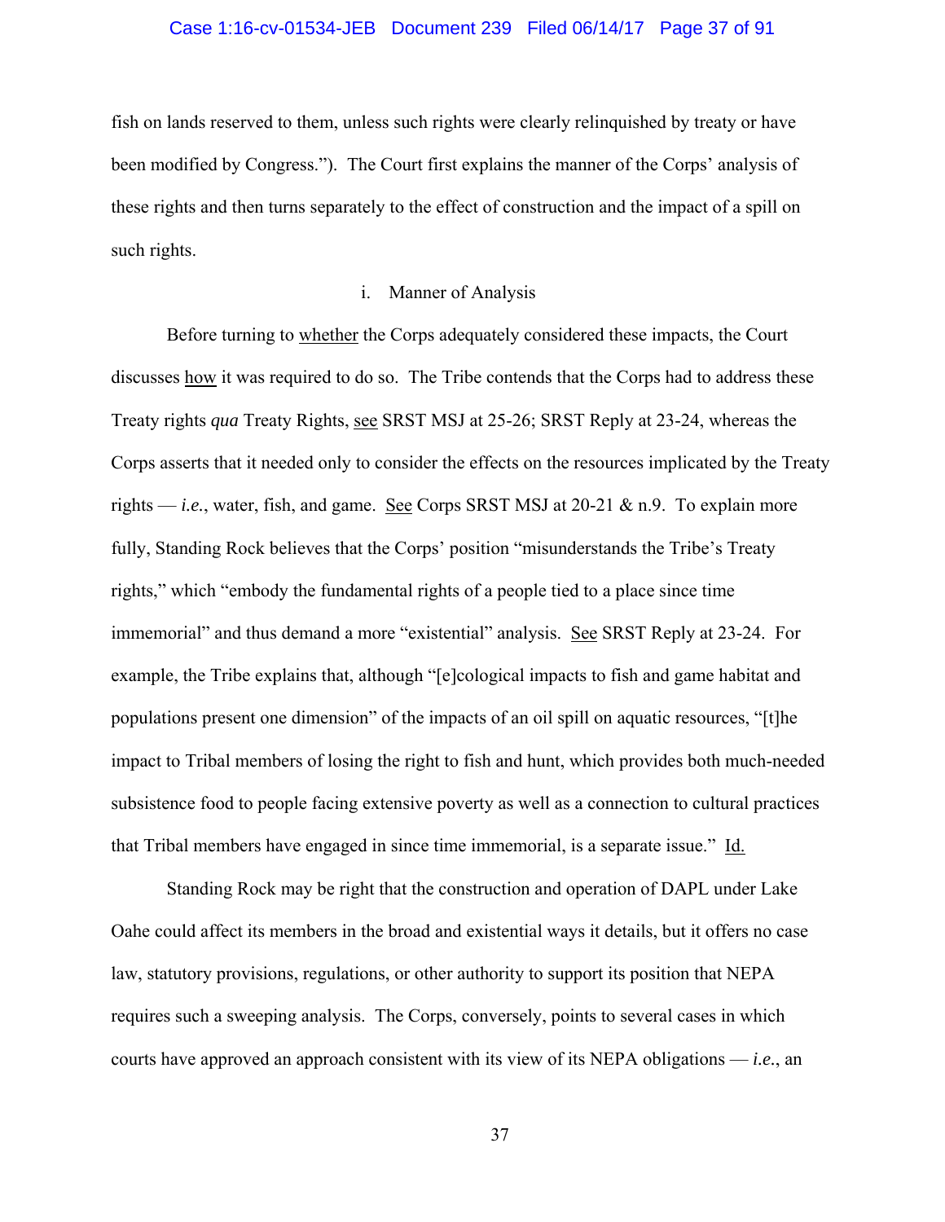fish on lands reserved to them, unless such rights were clearly relinquished by treaty or have been modified by Congress."). The Court first explains the manner of the Corps' analysis of these rights and then turns separately to the effect of construction and the impact of a spill on such rights.

i. Manner of Analysis

Before turning to whether the Corps adequately considered these impacts, the Court discusses how it was required to do so. The Tribe contends that the Corps had to address these Treaty rights *qua* Treaty Rights, see SRST MSJ at 25-26; SRST Reply at 23-24, whereas the Corps asserts that it needed only to consider the effects on the resources implicated by the Treaty rights — *i.e.*, water, fish, and game. See Corps SRST MSJ at 20-21 & n.9. To explain more fully, Standing Rock believes that the Corps' position "misunderstands the Tribe's Treaty rights," which "embody the fundamental rights of a people tied to a place since time immemorial" and thus demand a more "existential" analysis. See SRST Reply at 23-24. For example, the Tribe explains that, although "[e]cological impacts to fish and game habitat and populations present one dimension" of the impacts of an oil spill on aquatic resources, "[t]he impact to Tribal members of losing the right to fish and hunt, which provides both much-needed subsistence food to people facing extensive poverty as well as a connection to cultural practices that Tribal members have engaged in since time immemorial, is a separate issue." Id.

Standing Rock may be right that the construction and operation of DAPL under Lake Oahe could affect its members in the broad and existential ways it details, but it offers no case law, statutory provisions, regulations, or other authority to support its position that NEPA requires such a sweeping analysis. The Corps, conversely, points to several cases in which courts have approved an approach consistent with its view of its NEPA obligations — *i.e.*, an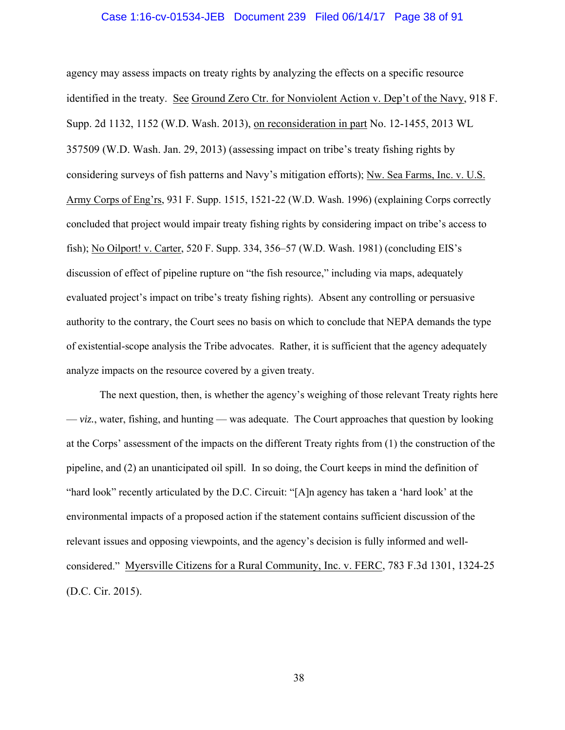agency may assess impacts on treaty rights by analyzing the effects on a specific resource identified in the treaty. See Ground Zero Ctr. for Nonviolent Action v. Dep't of the Navy, 918 F. Supp. 2d 1132, 1152 (W.D. Wash. 2013), on reconsideration in part No. 12-1455, 2013 WL 357509 (W.D. Wash. Jan. 29, 2013) (assessing impact on tribe's treaty fishing rights by considering surveys of fish patterns and Navy's mitigation efforts); Nw. Sea Farms, Inc. v. U.S. Army Corps of Eng'rs, 931 F. Supp. 1515, 1521-22 (W.D. Wash. 1996) (explaining Corps correctly concluded that project would impair treaty fishing rights by considering impact on tribe's access to fish); No Oilport! v. Carter, 520 F. Supp. 334, 356–57 (W.D. Wash. 1981) (concluding EIS's discussion of effect of pipeline rupture on "the fish resource," including via maps, adequately evaluated project's impact on tribe's treaty fishing rights). Absent any controlling or persuasive authority to the contrary, the Court sees no basis on which to conclude that NEPA demands the type of existential-scope analysis the Tribe advocates. Rather, it is sufficient that the agency adequately analyze impacts on the resource covered by a given treaty.

The next question, then, is whether the agency's weighing of those relevant Treaty rights here — *viz.*, water, fishing, and hunting — was adequate. The Court approaches that question by looking at the Corps' assessment of the impacts on the different Treaty rights from (1) the construction of the pipeline, and (2) an unanticipated oil spill. In so doing, the Court keeps in mind the definition of "hard look" recently articulated by the D.C. Circuit: "[A]n agency has taken a 'hard look' at the environmental impacts of a proposed action if the statement contains sufficient discussion of the relevant issues and opposing viewpoints, and the agency's decision is fully informed and well-considered." Myersville Citizens for a Rural Community, Inc. v. FERC, 783 F.3d 1301, 1324-25 (D.C. Cir. 2015).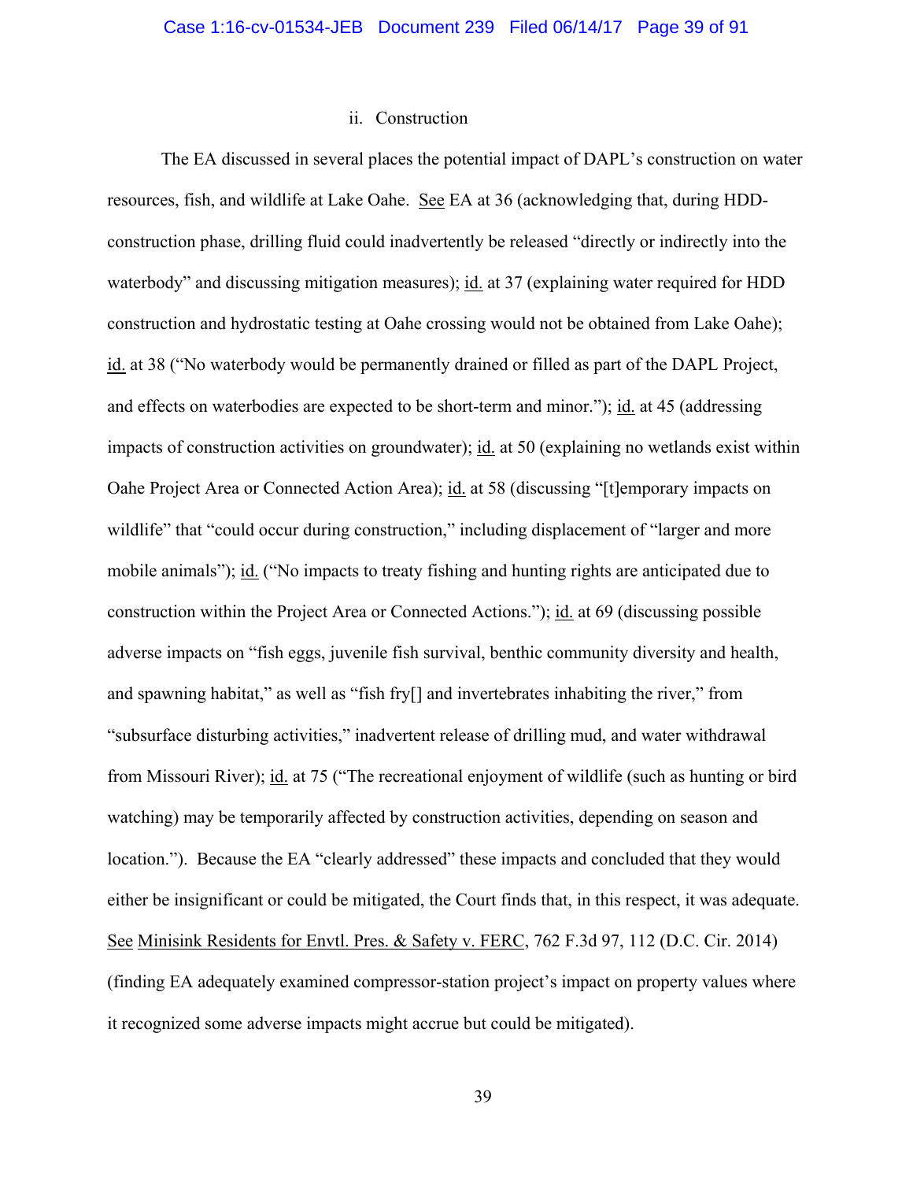ii. Construction

The EA discussed in several places the potential impact of DAPL's construction on water resources, fish, and wildlife at Lake Oahe. See EA at 36 (acknowledging that, during HDD-construction phase, drilling fluid could inadvertently be released "directly or indirectly into the waterbody" and discussing mitigation measures); id. at 37 (explaining water required for HDD construction and hydrostatic testing at Oahe crossing would not be obtained from Lake Oahe); id. at 38 ("No waterbody would be permanently drained or filled as part of the DAPL Project, and effects on waterbodies are expected to be short-term and minor."); id. at 45 (addressing impacts of construction activities on groundwater); id. at 50 (explaining no wetlands exist within Oahe Project Area or Connected Action Area); id. at 58 (discussing "[t]emporary impacts on wildlife" that "could occur during construction," including displacement of "larger and more mobile animals"); id. ("No impacts to treaty fishing and hunting rights are anticipated due to construction within the Project Area or Connected Actions."); id. at 69 (discussing possible adverse impacts on "fish eggs, juvenile fish survival, benthic community diversity and health, and spawning habitat," as well as "fish fry[] and invertebrates inhabiting the river," from "subsurface disturbing activities," inadvertent release of drilling mud, and water withdrawal from Missouri River); id. at 75 ("The recreational enjoyment of wildlife (such as hunting or bird watching) may be temporarily affected by construction activities, depending on season and location."). Because the EA "clearly addressed" these impacts and concluded that they would either be insignificant or could be mitigated, the Court finds that, in this respect, it was adequate. See Minisink Residents for Envtl. Pres. & Safety v. FERC, 762 F.3d 97, 112 (D.C. Cir. 2014) (finding EA adequately examined compressor-station project's impact on property values where it recognized some adverse impacts might accrue but could be mitigated).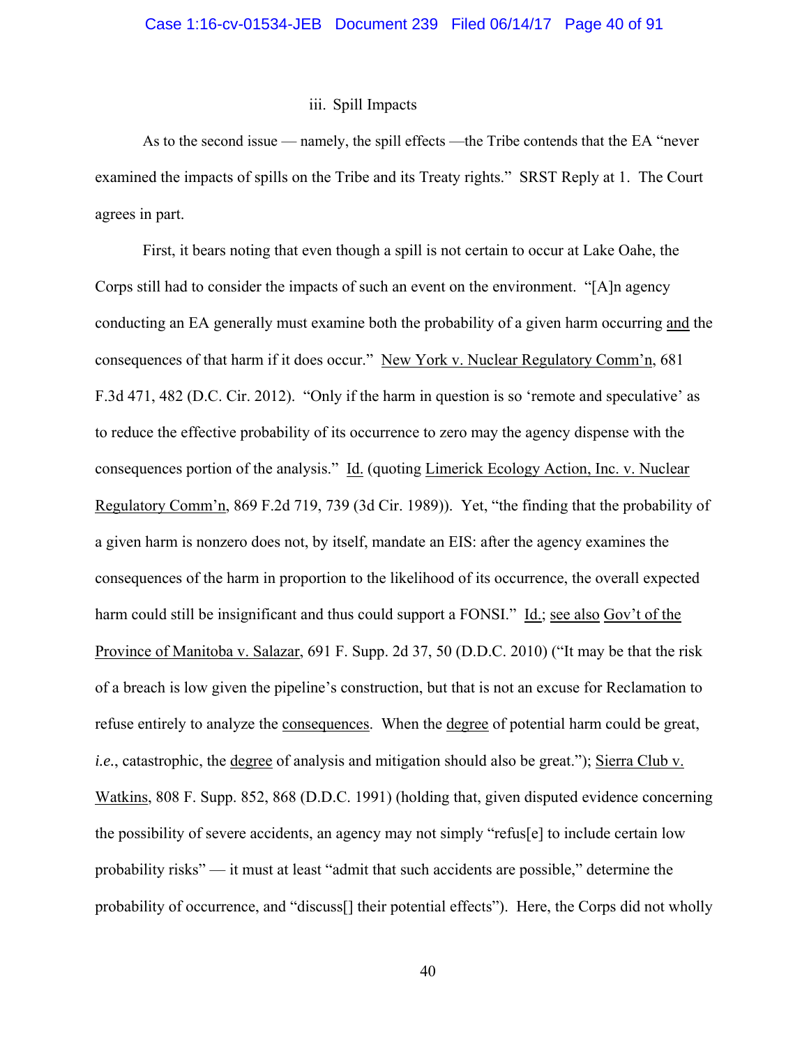### iii. Spill Impacts

As to the second issue — namely, the spill effects —the Tribe contends that the EA "never examined the impacts of spills on the Tribe and its Treaty rights." SRST Reply at 1. The Court agrees in part.

First, it bears noting that even though a spill is not certain to occur at Lake Oahe, the Corps still had to consider the impacts of such an event on the environment. "[A]n agency conducting an EA generally must examine both the probability of a given harm occurring and the consequences of that harm if it does occur." New York v. Nuclear Regulatory Comm'n, 681 F.3d 471, 482 (D.C. Cir. 2012). "Only if the harm in question is so 'remote and speculative' as to reduce the effective probability of its occurrence to zero may the agency dispense with the consequences portion of the analysis." Id. (quoting Limerick Ecology Action, Inc. v. Nuclear Regulatory Comm'n, 869 F.2d 719, 739 (3d Cir. 1989)). Yet, "the finding that the probability of a given harm is nonzero does not, by itself, mandate an EIS: after the agency examines the consequences of the harm in proportion to the likelihood of its occurrence, the overall expected harm could still be insignificant and thus could support a FONSI." Id.; see also Gov't of the Province of Manitoba v. Salazar, 691 F. Supp. 2d 37, 50 (D.D.C. 2010) ("It may be that the risk of a breach is low given the pipeline's construction, but that is not an excuse for Reclamation to refuse entirely to analyze the consequences. When the degree of potential harm could be great, *i.e.*, catastrophic, the degree of analysis and mitigation should also be great."); Sierra Club v. Watkins, 808 F. Supp. 852, 868 (D.D.C. 1991) (holding that, given disputed evidence concerning the possibility of severe accidents, an agency may not simply "refus[e] to include certain low probability risks" — it must at least "admit that such accidents are possible," determine the probability of occurrence, and "discuss[] their potential effects"). Here, the Corps did not wholly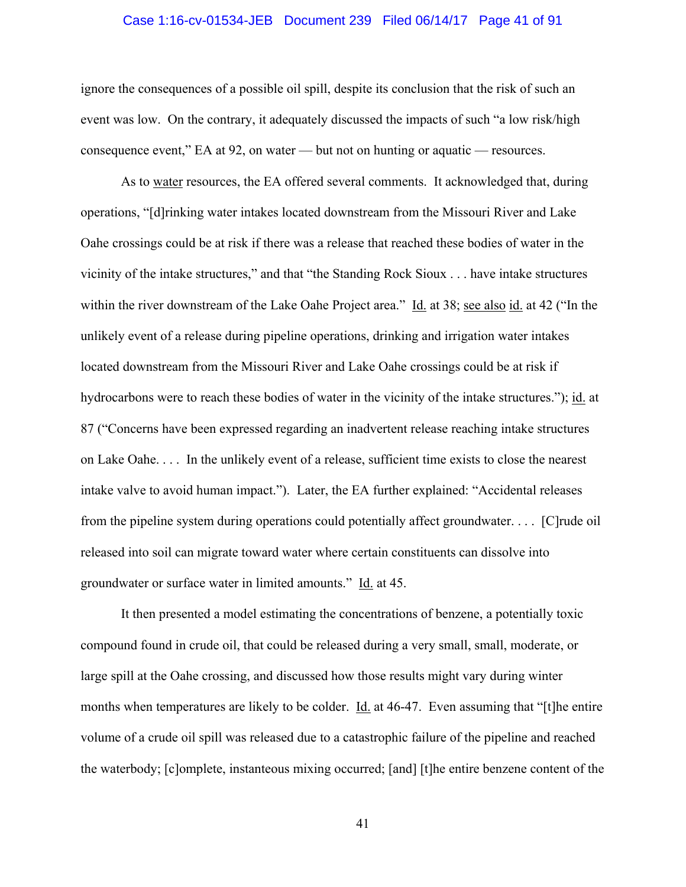ignore the consequences of a possible oil spill, despite its conclusion that the risk of such an event was low. On the contrary, it adequately discussed the impacts of such "a low risk/high consequence event," EA at 92, on water — but not on hunting or aquatic — resources.

As to water resources, the EA offered several comments. It acknowledged that, during operations, "[d]rinking water intakes located downstream from the Missouri River and Lake Oahe crossings could be at risk if there was a release that reached these bodies of water in the vicinity of the intake structures," and that "the Standing Rock Sioux . . . have intake structures within the river downstream of the Lake Oahe Project area." Id. at 38; see also id. at 42 ("In the unlikely event of a release during pipeline operations, drinking and irrigation water intakes located downstream from the Missouri River and Lake Oahe crossings could be at risk if hydrocarbons were to reach these bodies of water in the vicinity of the intake structures."); id. at 87 ("Concerns have been expressed regarding an inadvertent release reaching intake structures on Lake Oahe. . . . In the unlikely event of a release, sufficient time exists to close the nearest intake valve to avoid human impact."). Later, the EA further explained: "Accidental releases from the pipeline system during operations could potentially affect groundwater. . . . [C]rude oil released into soil can migrate toward water where certain constituents can dissolve into groundwater or surface water in limited amounts." Id. at 45.

It then presented a model estimating the concentrations of benzene, a potentially toxic compound found in crude oil, that could be released during a very small, small, moderate, or large spill at the Oahe crossing, and discussed how those results might vary during winter months when temperatures are likely to be colder. Id. at 46-47. Even assuming that "[t]he entire volume of a crude oil spill was released due to a catastrophic failure of the pipeline and reached the waterbody; [c]omplete, instantaneous mixing occurred; [and] [t]he entire benzene content of the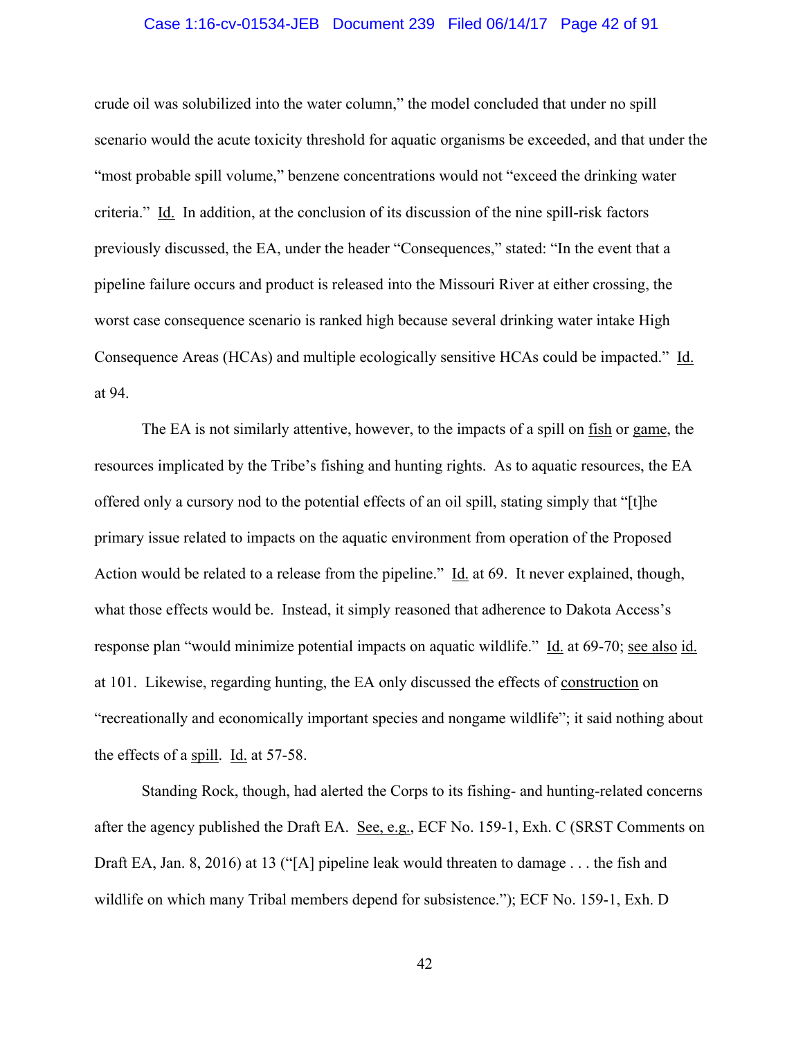crude oil was solubilized into the water column," the model concluded that under no spill scenario would the acute toxicity threshold for aquatic organisms be exceeded, and that under the "most probable spill volume," benzene concentrations would not "exceed the drinking water criteria." Id. In addition, at the conclusion of its discussion of the nine spill-risk factors previously discussed, the EA, under the header "Consequences," stated: "In the event that a pipeline failure occurs and product is released into the Missouri River at either crossing, the worst case consequence scenario is ranked high because several drinking water intake High Consequence Areas (HCAs) and multiple ecologically sensitive HCAs could be impacted." Id. at 94.

The EA is not similarly attentive, however, to the impacts of a spill on fish or game, the resources implicated by the Tribe's fishing and hunting rights. As to aquatic resources, the EA offered only a cursory nod to the potential effects of an oil spill, stating simply that "[t]he primary issue related to impacts on the aquatic environment from operation of the Proposed Action would be related to a release from the pipeline." Id. at 69. It never explained, though, what those effects would be. Instead, it simply reasoned that adherence to Dakota Access's response plan "would minimize potential impacts on aquatic wildlife." Id. at 69-70; see also id. at 101. Likewise, regarding hunting, the EA only discussed the effects of construction on "recreationally and economically important species and nongame wildlife"; it said nothing about the effects of a spill. Id. at 57-58.

Standing Rock, though, had alerted the Corps to its fishing- and hunting-related concerns after the agency published the Draft EA. See, e.g., ECF No. 159-1, Exh. C (SRST Comments on Draft EA, Jan. 8, 2016) at 13 ("[A] pipeline leak would threaten to damage . . . the fish and wildlife on which many Tribal members depend for subsistence."); ECF No. 159-1, Exh. D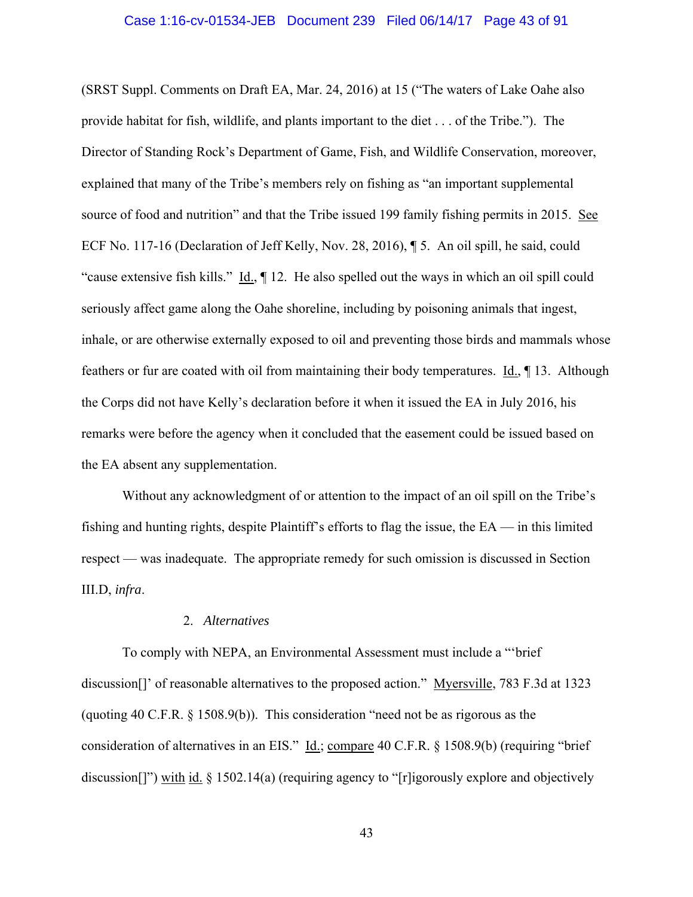(SRST Suppl. Comments on Draft EA, Mar. 24, 2016) at 15 ("The waters of Lake Oahe also provide habitat for fish, wildlife, and plants important to the diet . . . of the Tribe."). The Director of Standing Rock's Department of Game, Fish, and Wildlife Conservation, moreover, explained that many of the Tribe's members rely on fishing as "an important supplemental source of food and nutrition" and that the Tribe issued 199 family fishing permits in 2015. See ECF No. 117-16 (Declaration of Jeff Kelly, Nov. 28, 2016), ¶ 5. An oil spill, he said, could "cause extensive fish kills." Id., ¶ 12. He also spelled out the ways in which an oil spill could seriously affect game along the Oahe shoreline, including by poisoning animals that ingest, inhale, or are otherwise externally exposed to oil and preventing those birds and mammals whose feathers or fur are coated with oil from maintaining their body temperatures. Id., ¶ 13. Although the Corps did not have Kelly's declaration before it when it issued the EA in July 2016, his remarks were before the agency when it concluded that the easement could be issued based on the EA absent any supplementation.

Without any acknowledgment of or attention to the impact of an oil spill on the Tribe's fishing and hunting rights, despite Plaintiff's efforts to flag the issue, the EA — in this limited respect — was inadequate. The appropriate remedy for such omission is discussed in Section III.D, *infra*.

2. *Alternatives*

To comply with NEPA, an Environmental Assessment must include a "'brief discussion[]' of reasonable alternatives to the proposed action." Myersville, 783 F.3d at 1323 (quoting 40 C.F.R. § 1508.9(b)). This consideration "need not be as rigorous as the consideration of alternatives in an EIS." Id.; compare 40 C.F.R. § 1508.9(b) (requiring "brief discussion[]") with id. § 1502.14(a) (requiring agency to "[r]igorously explore and objectively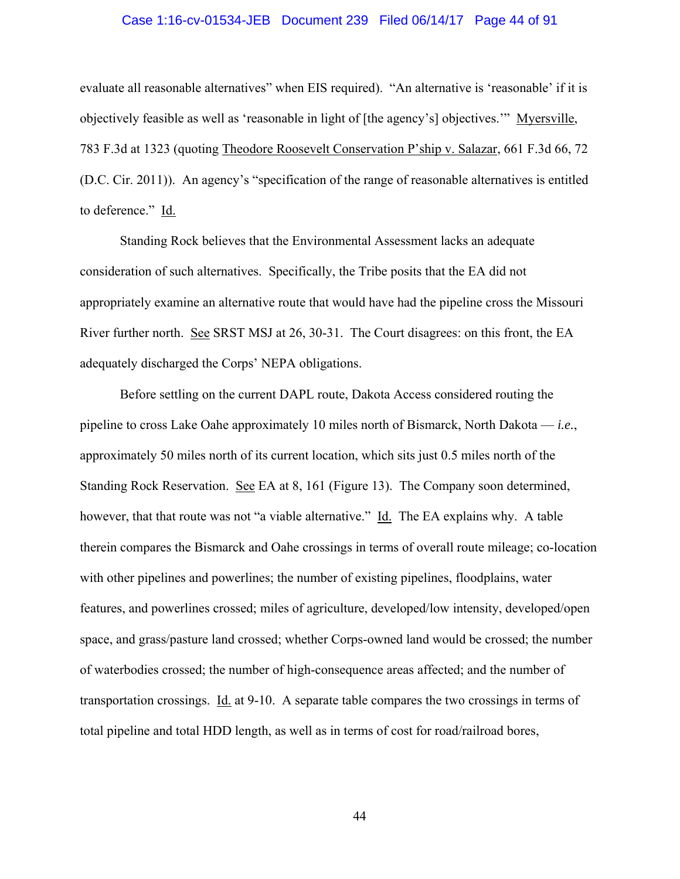evaluate all reasonable alternatives" when EIS required). "An alternative is 'reasonable' if it is objectively feasible as well as 'reasonable in light of [the agency's] objectives.'" Myersville, 783 F.3d at 1323 (quoting Theodore Roosevelt Conservation P'ship v. Salazar, 661 F.3d 66, 72 (D.C. Cir. 2011)). An agency's "specification of the range of reasonable alternatives is entitled to deference." Id.

Standing Rock believes that the Environmental Assessment lacks an adequate consideration of such alternatives. Specifically, the Tribe posits that the EA did not appropriately examine an alternative route that would have had the pipeline cross the Missouri River further north. See SRST MSJ at 26, 30-31. The Court disagrees: on this front, the EA adequately discharged the Corps' NEPA obligations.

Before settling on the current DAPL route, Dakota Access considered routing the pipeline to cross Lake Oahe approximately 10 miles north of Bismarck, North Dakota — *i.e.*, approximately 50 miles north of its current location, which sits just 0.5 miles north of the Standing Rock Reservation. See EA at 8, 161 (Figure 13). The Company soon determined, however, that that route was not "a viable alternative." Id. The EA explains why. A table therein compares the Bismarck and Oahe crossings in terms of overall route mileage; co-location with other pipelines and powerlines; the number of existing pipelines, floodplains, water features, and powerlines crossed; miles of agriculture, developed/low intensity, developed/open space, and grass/pasture land crossed; whether Corps-owned land would be crossed; the number of waterbodies crossed; the number of high-consequence areas affected; and the number of transportation crossings. Id. at 9-10. A separate table compares the two crossings in terms of total pipeline and total HDD length, as well as in terms of cost for road/railroad bores,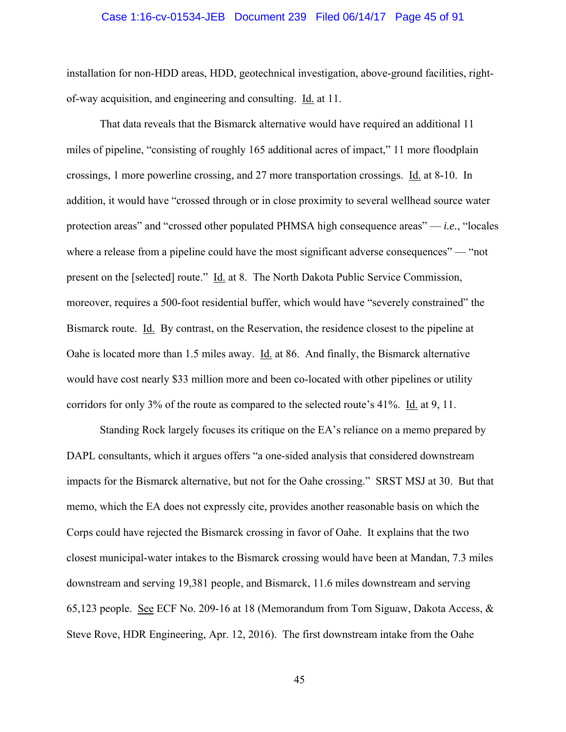installation for non-HDD areas, HDD, geotechnical investigation, above-ground facilities, right-of-way acquisition, and engineering and consulting. Id. at 11.

That data reveals that the Bismarck alternative would have required an additional 11 miles of pipeline, "consisting of roughly 165 additional acres of impact," 11 more floodplain crossings, 1 more powerline crossing, and 27 more transportation crossings. Id. at 8-10. In addition, it would have "crossed through or in close proximity to several wellhead source water protection areas" and "crossed other populated PHMSA high consequence areas" — *i.e.*, "locales where a release from a pipeline could have the most significant adverse consequences" — "not present on the [selected] route." Id. at 8. The North Dakota Public Service Commission, moreover, requires a 500-foot residential buffer, which would have "severely constrained" the Bismarck route. Id. By contrast, on the Reservation, the residence closest to the pipeline at Oahe is located more than 1.5 miles away. Id. at 86. And finally, the Bismarck alternative would have cost nearly $33 million more and been co-located with other pipelines or utility corridors for only 3% of the route as compared to the selected route's 41%. Id. at 9, 11.

Standing Rock largely focuses its critique on the EA's reliance on a memo prepared by DAPL consultants, which it argues offers "a one-sided analysis that considered downstream impacts for the Bismarck alternative, but not for the Oahe crossing." SRST MSJ at 30. But that memo, which the EA does not expressly cite, provides another reasonable basis on which the Corps could have rejected the Bismarck crossing in favor of Oahe. It explains that the two closest municipal-water intakes to the Bismarck crossing would have been at Mandan, 7.3 miles downstream and serving 19,381 people, and Bismarck, 11.6 miles downstream and serving 65,123 people. See ECF No. 209-16 at 18 (Memorandum from Tom Siguaw, Dakota Access, & Steve Rove, HDR Engineering, Apr. 12, 2016). The first downstream intake from the Oahe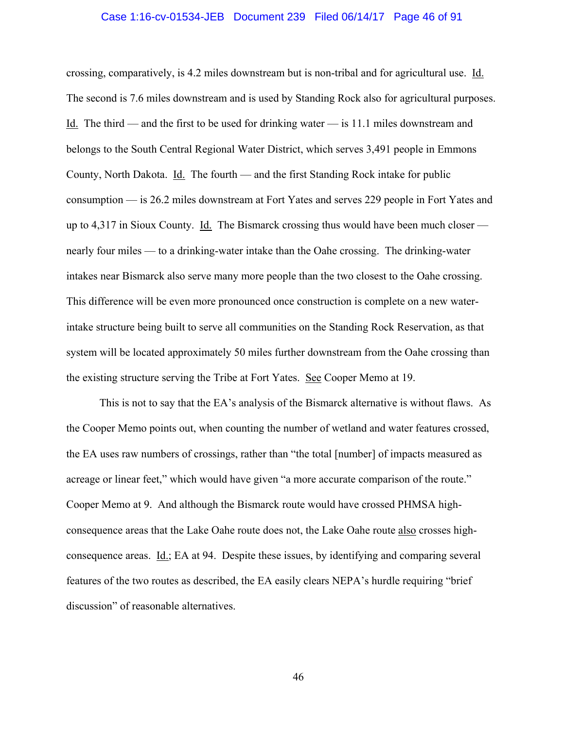crossing, comparatively, is 4.2 miles downstream but is non-tribal and for agricultural use. Id. The second is 7.6 miles downstream and is used by Standing Rock also for agricultural purposes. Id. The third — and the first to be used for drinking water — is 11.1 miles downstream and belongs to the South Central Regional Water District, which serves 3,491 people in Emmons County, North Dakota. Id. The fourth — and the first Standing Rock intake for public consumption — is 26.2 miles downstream at Fort Yates and serves 229 people in Fort Yates and up to 4,317 in Sioux County. Id. The Bismarck crossing thus would have been much closer — nearly four miles — to a drinking-water intake than the Oahe crossing. The drinking-water intakes near Bismarck also serve many more people than the two closest to the Oahe crossing. This difference will be even more pronounced once construction is complete on a new water-intake structure being built to serve all communities on the Standing Rock Reservation, as that system will be located approximately 50 miles further downstream from the Oahe crossing than the existing structure serving the Tribe at Fort Yates. See Cooper Memo at 19.

This is not to say that the EA's analysis of the Bismarck alternative is without flaws. As the Cooper Memo points out, when counting the number of wetland and water features crossed, the EA uses raw numbers of crossings, rather than "the total [number] of impacts measured as acreage or linear feet," which would have given "a more accurate comparison of the route." Cooper Memo at 9. And although the Bismarck route would have crossed PHMSA high-consequence areas that the Lake Oahe route does not, the Lake Oahe route also crosses high-consequence areas. Id.; EA at 94. Despite these issues, by identifying and comparing several features of the two routes as described, the EA easily clears NEPA's hurdle requiring "brief discussion" of reasonable alternatives.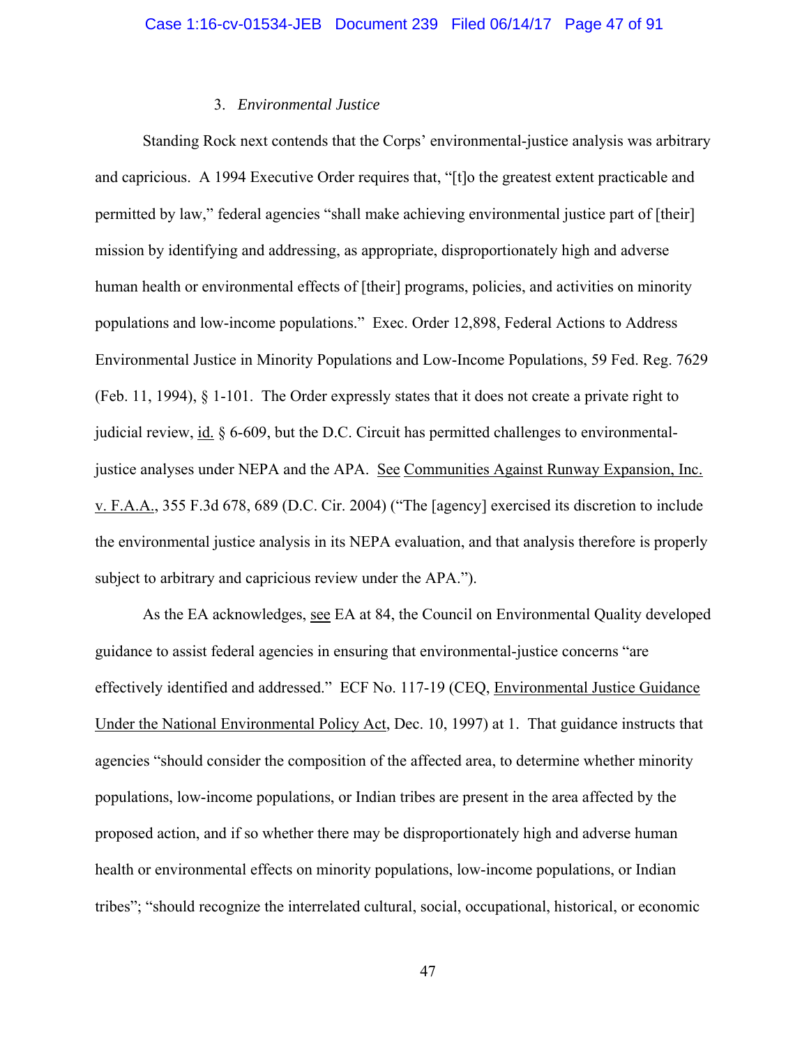### 3. *Environmental Justice*

Standing Rock next contends that the Corps' environmental-justice analysis was arbitrary and capricious. A 1994 Executive Order requires that, "[t]o the greatest extent practicable and permitted by law," federal agencies "shall make achieving environmental justice part of [their] mission by identifying and addressing, as appropriate, disproportionately high and adverse human health or environmental effects of [their] programs, policies, and activities on minority populations and low-income populations." Exec. Order 12,898, Federal Actions to Address Environmental Justice in Minority Populations and Low-Income Populations, 59 Fed. Reg. 7629 (Feb. 11, 1994), § 1-101. The Order expressly states that it does not create a private right to judicial review, id. § 6-609, but the D.C. Circuit has permitted challenges to environmental-justice analyses under NEPA and the APA. See Communities Against Runway Expansion, Inc. v. F.A.A., 355 F.3d 678, 689 (D.C. Cir. 2004) ("The [agency] exercised its discretion to include the environmental justice analysis in its NEPA evaluation, and that analysis therefore is properly subject to arbitrary and capricious review under the APA.").

As the EA acknowledges, see EA at 84, the Council on Environmental Quality developed guidance to assist federal agencies in ensuring that environmental-justice concerns "are effectively identified and addressed." ECF No. 117-19 (CEQ, Environmental Justice Guidance Under the National Environmental Policy Act, Dec. 10, 1997) at 1. That guidance instructs that agencies "should consider the composition of the affected area, to determine whether minority populations, low-income populations, or Indian tribes are present in the area affected by the proposed action, and if so whether there may be disproportionately high and adverse human health or environmental effects on minority populations, low-income populations, or Indian tribes"; "should recognize the interrelated cultural, social, occupational, historical, or economic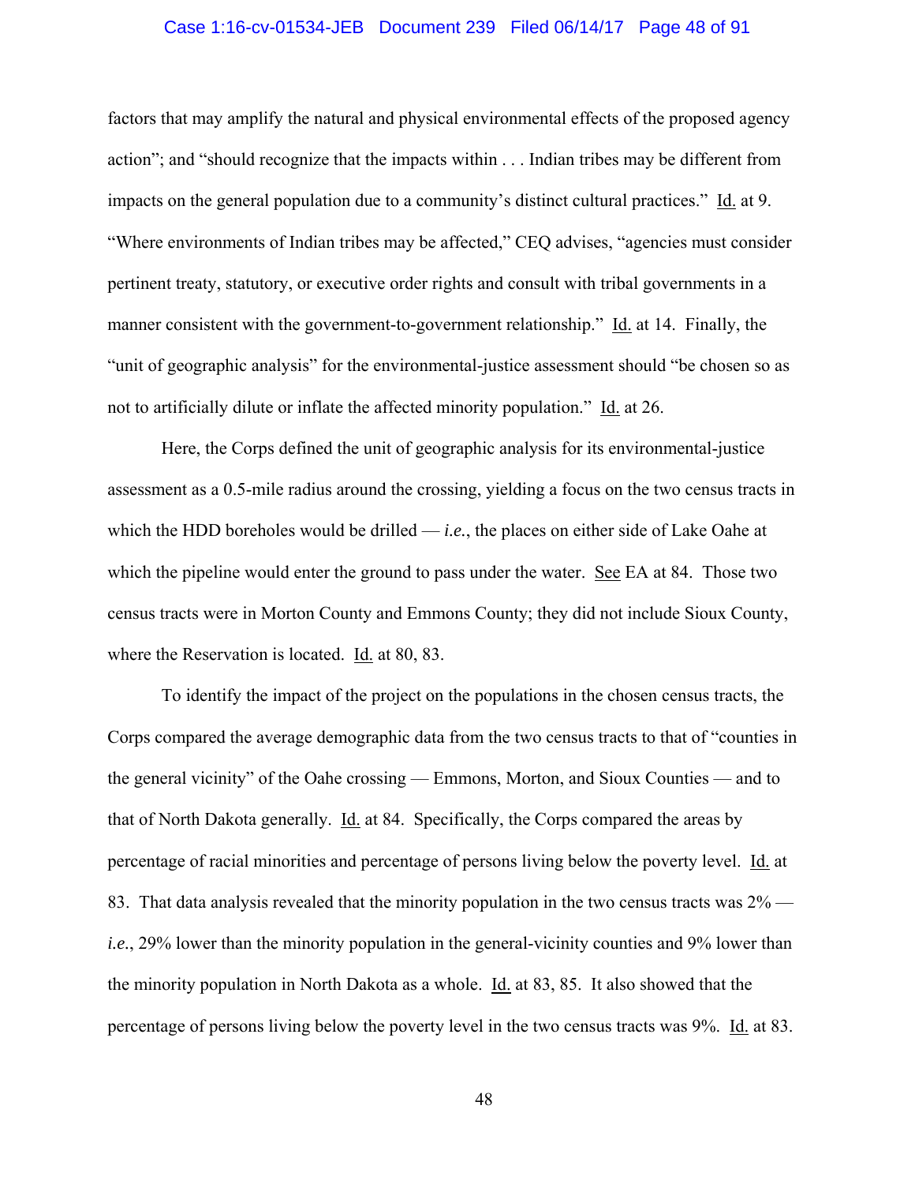factors that may amplify the natural and physical environmental effects of the proposed agency action"; and "should recognize that the impacts within . . . Indian tribes may be different from impacts on the general population due to a community's distinct cultural practices." Id. at 9. "Where environments of Indian tribes may be affected," CEQ advises, "agencies must consider pertinent treaty, statutory, or executive order rights and consult with tribal governments in a manner consistent with the government-to-government relationship." Id. at 14. Finally, the "unit of geographic analysis" for the environmental-justice assessment should "be chosen so as not to artificially dilute or inflate the affected minority population." Id. at 26.

Here, the Corps defined the unit of geographic analysis for its environmental-justice assessment as a 0.5-mile radius around the crossing, yielding a focus on the two census tracts in which the HDD boreholes would be drilled — *i.e.*, the places on either side of Lake Oahe at which the pipeline would enter the ground to pass under the water. See EA at 84. Those two census tracts were in Morton County and Emmons County; they did not include Sioux County, where the Reservation is located. Id. at 80, 83.

To identify the impact of the project on the populations in the chosen census tracts, the Corps compared the average demographic data from the two census tracts to that of "counties in the general vicinity" of the Oahe crossing — Emmons, Morton, and Sioux Counties — and to that of North Dakota generally. Id. at 84. Specifically, the Corps compared the areas by percentage of racial minorities and percentage of persons living below the poverty level. Id. at 83. That data analysis revealed that the minority population in the two census tracts was 2% — *i.e.*, 29% lower than the minority population in the general-vicinity counties and 9% lower than the minority population in North Dakota as a whole. Id. at 83, 85. It also showed that the percentage of persons living below the poverty level in the two census tracts was 9%. Id. at 83.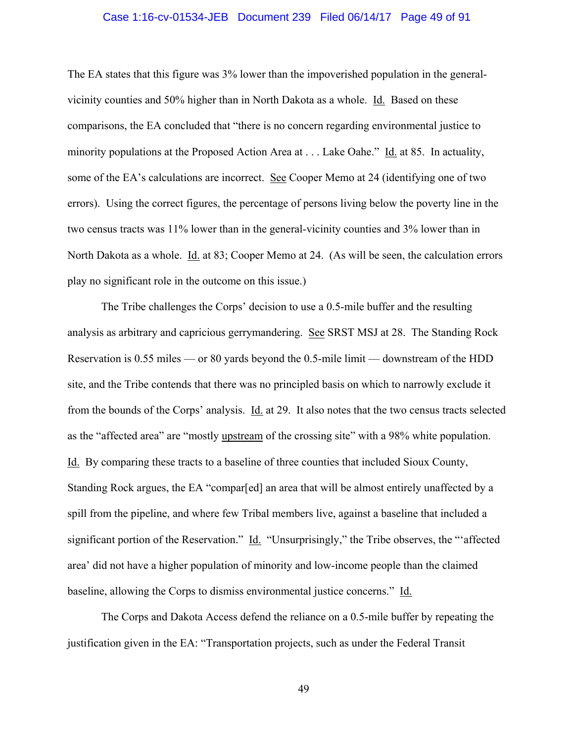The EA states that this figure was 3% lower than the impoverished population in the general-vicinity counties and 50% higher than in North Dakota as a whole. Id. Based on these comparisons, the EA concluded that "there is no concern regarding environmental justice to minority populations at the Proposed Action Area at . . . Lake Oahe." Id. at 85. In actuality, some of the EA's calculations are incorrect. See Cooper Memo at 24 (identifying one of two errors). Using the correct figures, the percentage of persons living below the poverty line in the two census tracts was 11% lower than in the general-vicinity counties and 3% lower than in North Dakota as a whole. Id. at 83; Cooper Memo at 24. (As will be seen, the calculation errors play no significant role in the outcome on this issue.)

The Tribe challenges the Corps' decision to use a 0.5-mile buffer and the resulting analysis as arbitrary and capricious gerrymandering. See SRST MSJ at 28. The Standing Rock Reservation is 0.55 miles — or 80 yards beyond the 0.5-mile limit — downstream of the HDD site, and the Tribe contends that there was no principled basis on which to narrowly exclude it from the bounds of the Corps' analysis. Id. at 29. It also notes that the two census tracts selected as the "affected area" are "mostly upstream of the crossing site" with a 98% white population. Id. By comparing these tracts to a baseline of three counties that included Sioux County, Standing Rock argues, the EA "compar[ed] an area that will be almost entirely unaffected by a spill from the pipeline, and where few Tribal members live, against a baseline that included a significant portion of the Reservation." Id. "Unsurprisingly," the Tribe observes, the "'affected area' did not have a higher population of minority and low-income people than the claimed baseline, allowing the Corps to dismiss environmental justice concerns." Id.

The Corps and Dakota Access defend the reliance on a 0.5-mile buffer by repeating the justification given in the EA: "Transportation projects, such as under the Federal Transit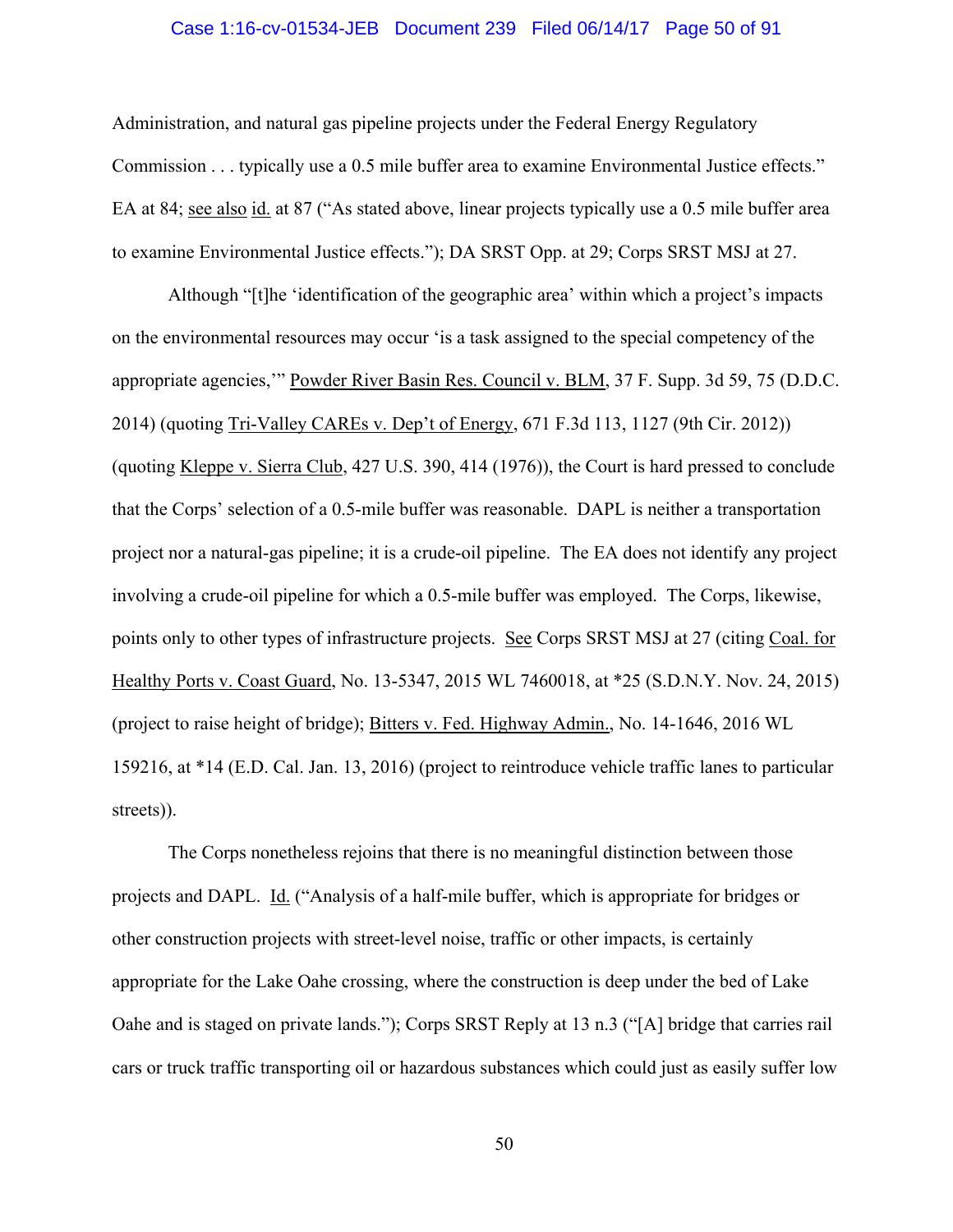Administration, and natural gas pipeline projects under the Federal Energy Regulatory Commission . . . typically use a 0.5 mile buffer area to examine Environmental Justice effects." EA at 84; see also id. at 87 ("As stated above, linear projects typically use a 0.5 mile buffer area to examine Environmental Justice effects."); DA SRST Opp. at 29; Corps SRST MSJ at 27.

Although "[t]he 'identification of the geographic area' within which a project's impacts on the environmental resources may occur 'is a task assigned to the special competency of the appropriate agencies,'" Powder River Basin Res. Council v. BLM, 37 F. Supp. 3d 59, 75 (D.D.C. 2014) (quoting Tri-Valley CAREs v. Dep't of Energy, 671 F.3d 113, 1127 (9th Cir. 2012)) (quoting Kleppe v. Sierra Club, 427 U.S. 390, 414 (1976)), the Court is hard pressed to conclude that the Corps' selection of a 0.5-mile buffer was reasonable. DAPL is neither a transportation project nor a natural-gas pipeline; it is a crude-oil pipeline. The EA does not identify any project involving a crude-oil pipeline for which a 0.5-mile buffer was employed. The Corps, likewise, points only to other types of infrastructure projects. See Corps SRST MSJ at 27 (citing Coal. for Healthy Ports v. Coast Guard, No. 13-5347, 2015 WL 7460018, at *25 (S.D.N.Y. Nov. 24, 2015) (project to raise height of bridge); Bitters v. Fed. Highway Admin., No. 14-1646, 2016 WL 159216, at *14 (E.D. Cal. Jan. 13, 2016) (project to reintroduce vehicle traffic lanes to particular streets)).

The Corps nonetheless rejoins that there is no meaningful distinction between those projects and DAPL. Id. ("Analysis of a half-mile buffer, which is appropriate for bridges or other construction projects with street-level noise, traffic or other impacts, is certainly appropriate for the Lake Oahe crossing, where the construction is deep under the bed of Lake Oahe and is staged on private lands."); Corps SRST Reply at 13 n.3 ("[A] bridge that carries rail cars or truck traffic transporting oil or hazardous substances which could just as easily suffer low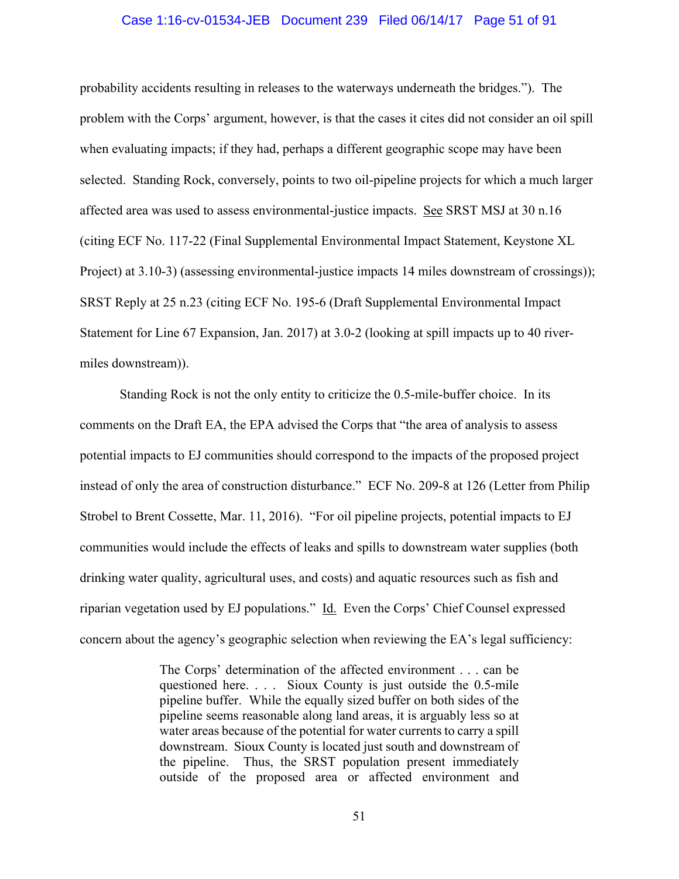probability accidents resulting in releases to the waterways underneath the bridges."). The problem with the Corps' argument, however, is that the cases it cites did not consider an oil spill when evaluating impacts; if they had, perhaps a different geographic scope may have been selected. Standing Rock, conversely, points to two oil-pipeline projects for which a much larger affected area was used to assess environmental-justice impacts. See SRST MSJ at 30 n.16 (citing ECF No. 117-22 (Final Supplemental Environmental Impact Statement, Keystone XL Project) at 3.10-3) (assessing environmental-justice impacts 14 miles downstream of crossings)); SRST Reply at 25 n.23 (citing ECF No. 195-6 (Draft Supplemental Environmental Impact Statement for Line 67 Expansion, Jan. 2017) at 3.0-2 (looking at spill impacts up to 40 river-miles downstream)).

Standing Rock is not the only entity to criticize the 0.5-mile-buffer choice. In its comments on the Draft EA, the EPA advised the Corps that "the area of analysis to assess potential impacts to EJ communities should correspond to the impacts of the proposed project instead of only the area of construction disturbance." ECF No. 209-8 at 126 (Letter from Philip Strobel to Brent Cossette, Mar. 11, 2016). "For oil pipeline projects, potential impacts to EJ communities would include the effects of leaks and spills to downstream water supplies (both drinking water quality, agricultural uses, and costs) and aquatic resources such as fish and riparian vegetation used by EJ populations." Id. Even the Corps' Chief Counsel expressed concern about the agency's geographic selection when reviewing the EA's legal sufficiency:

> The Corps' determination of the affected environment . . . can be questioned here. . . . Sioux County is just outside the 0.5-mile pipeline buffer. While the equally sized buffer on both sides of the pipeline seems reasonable along land areas, it is arguably less so at water areas because of the potential for water currents to carry a spill downstream. Sioux County is located just south and downstream of the pipeline. Thus, the SRST population present immediately outside of the proposed area or affected environment and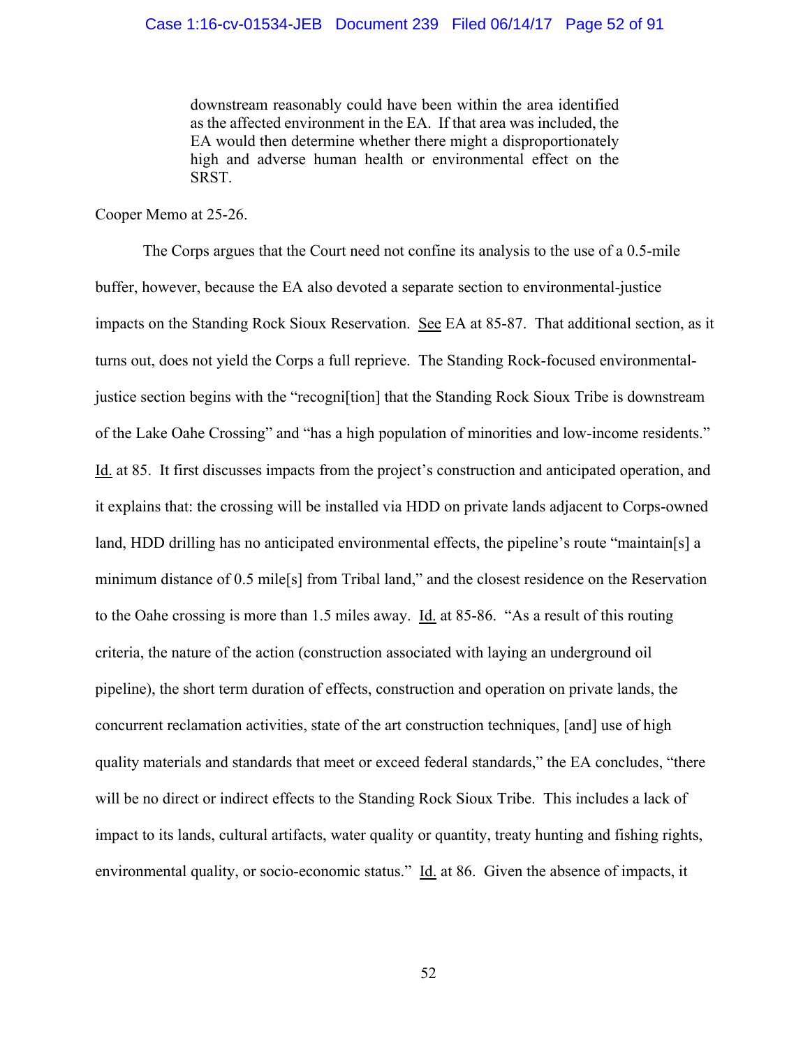> downstream reasonably could have been within the area identified as the affected environment in the EA. If that area was included, the EA would then determine whether there might a disproportionately high and adverse human health or environmental effect on the SRST.

Cooper Memo at 25-26.

The Corps argues that the Court need not confine its analysis to the use of a 0.5-mile buffer, however, because the EA also devoted a separate section to environmental-justice impacts on the Standing Rock Sioux Reservation. See EA at 85-87. That additional section, as it turns out, does not yield the Corps a full reprieve. The Standing Rock-focused environmental-justice section begins with the "recogni[tion] that the Standing Rock Sioux Tribe is downstream of the Lake Oahe Crossing" and "has a high population of minorities and low-income residents." Id. at 85. It first discusses impacts from the project's construction and anticipated operation, and it explains that: the crossing will be installed via HDD on private lands adjacent to Corps-owned land, HDD drilling has no anticipated environmental effects, the pipeline's route "maintain[s] a minimum distance of 0.5 mile[s] from Tribal land," and the closest residence on the Reservation to the Oahe crossing is more than 1.5 miles away. Id. at 85-86. "As a result of this routing criteria, the nature of the action (construction associated with laying an underground oil pipeline), the short term duration of effects, construction and operation on private lands, the concurrent reclamation activities, state of the art construction techniques, [and] use of high quality materials and standards that meet or exceed federal standards," the EA concludes, "there will be no direct or indirect effects to the Standing Rock Sioux Tribe. This includes a lack of impact to its lands, cultural artifacts, water quality or quantity, treaty hunting and fishing rights, environmental quality, or socio-economic status." Id. at 86. Given the absence of impacts, it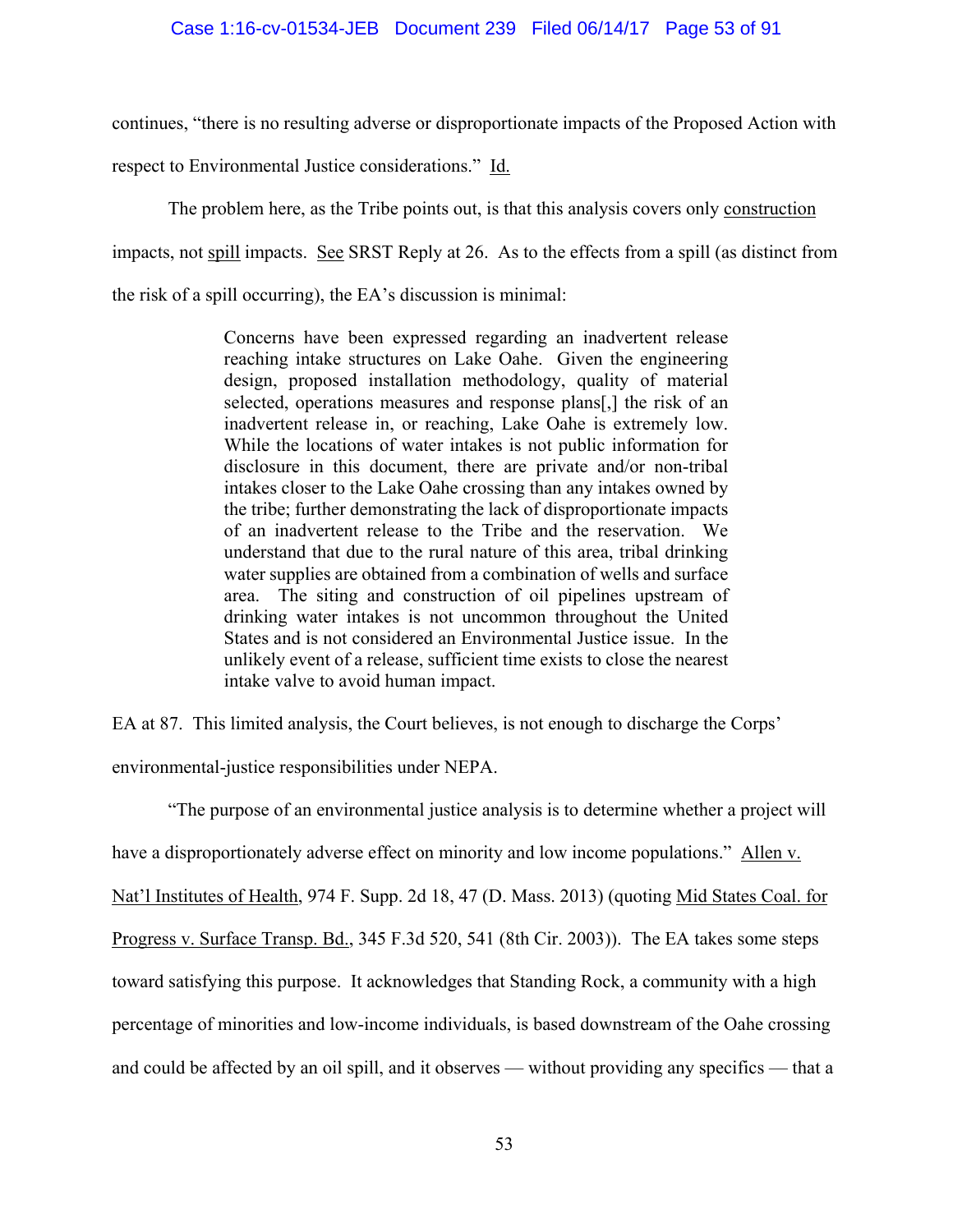continues, "there is no resulting adverse or disproportionate impacts of the Proposed Action with respect to Environmental Justice considerations." Id.

The problem here, as the Tribe points out, is that this analysis covers only construction impacts, not spill impacts. See SRST Reply at 26. As to the effects from a spill (as distinct from the risk of a spill occurring), the EA's discussion is minimal:

> Concerns have been expressed regarding an inadvertent release reaching intake structures on Lake Oahe. Given the engineering design, proposed installation methodology, quality of material selected, operations measures and response plans[,] the risk of an inadvertent release in, or reaching, Lake Oahe is extremely low. While the locations of water intakes is not public information for disclosure in this document, there are private and/or non-tribal intakes closer to the Lake Oahe crossing than any intakes owned by the tribe; further demonstrating the lack of disproportionate impacts of an inadvertent release to the Tribe and the reservation. We understand that due to the rural nature of this area, tribal drinking water supplies are obtained from a combination of wells and surface area. The siting and construction of oil pipelines upstream of drinking water intakes is not uncommon throughout the United States and is not considered an Environmental Justice issue. In the unlikely event of a release, sufficient time exists to close the nearest intake valve to avoid human impact.

EA at 87. This limited analysis, the Court believes, is not enough to discharge the Corps' environmental-justice responsibilities under NEPA.

"The purpose of an environmental justice analysis is to determine whether a project will have a disproportionately adverse effect on minority and low income populations." Allen v. Nat'l Institutes of Health, 974 F. Supp. 2d 18, 47 (D. Mass. 2013) (quoting Mid States Coal. for Progress v. Surface Transp. Bd., 345 F.3d 520, 541 (8th Cir. 2003)). The EA takes some steps toward satisfying this purpose. It acknowledges that Standing Rock, a community with a high percentage of minorities and low-income individuals, is based downstream of the Oahe crossing and could be affected by an oil spill, and it observes — without providing any specifics — that a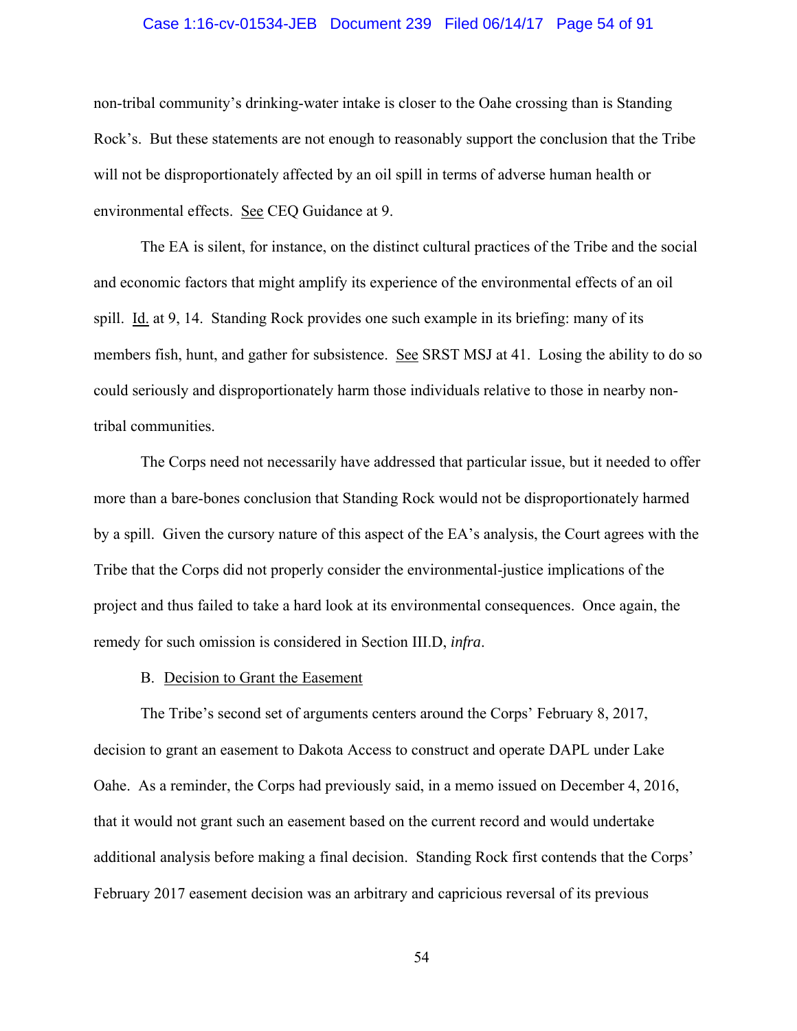non-tribal community's drinking-water intake is closer to the Oahe crossing than is Standing Rock's. But these statements are not enough to reasonably support the conclusion that the Tribe will not be disproportionately affected by an oil spill in terms of adverse human health or environmental effects. See CEQ Guidance at 9.

The EA is silent, for instance, on the distinct cultural practices of the Tribe and the social and economic factors that might amplify its experience of the environmental effects of an oil spill. Id. at 9, 14. Standing Rock provides one such example in its briefing: many of its members fish, hunt, and gather for subsistence. See SRST MSJ at 41. Losing the ability to do so could seriously and disproportionately harm those individuals relative to those in nearby non-tribal communities.

The Corps need not necessarily have addressed that particular issue, but it needed to offer more than a bare-bones conclusion that Standing Rock would not be disproportionately harmed by a spill. Given the cursory nature of this aspect of the EA's analysis, the Court agrees with the Tribe that the Corps did not properly consider the environmental-justice implications of the project and thus failed to take a hard look at its environmental consequences. Once again, the remedy for such omission is considered in Section III.D, *infra*.

### B. Decision to Grant the Easement

The Tribe's second set of arguments centers around the Corps' February 8, 2017, decision to grant an easement to Dakota Access to construct and operate DAPL under Lake Oahe. As a reminder, the Corps had previously said, in a memo issued on December 4, 2016, that it would not grant such an easement based on the current record and would undertake additional analysis before making a final decision. Standing Rock first contends that the Corps' February 2017 easement decision was an arbitrary and capricious reversal of its previous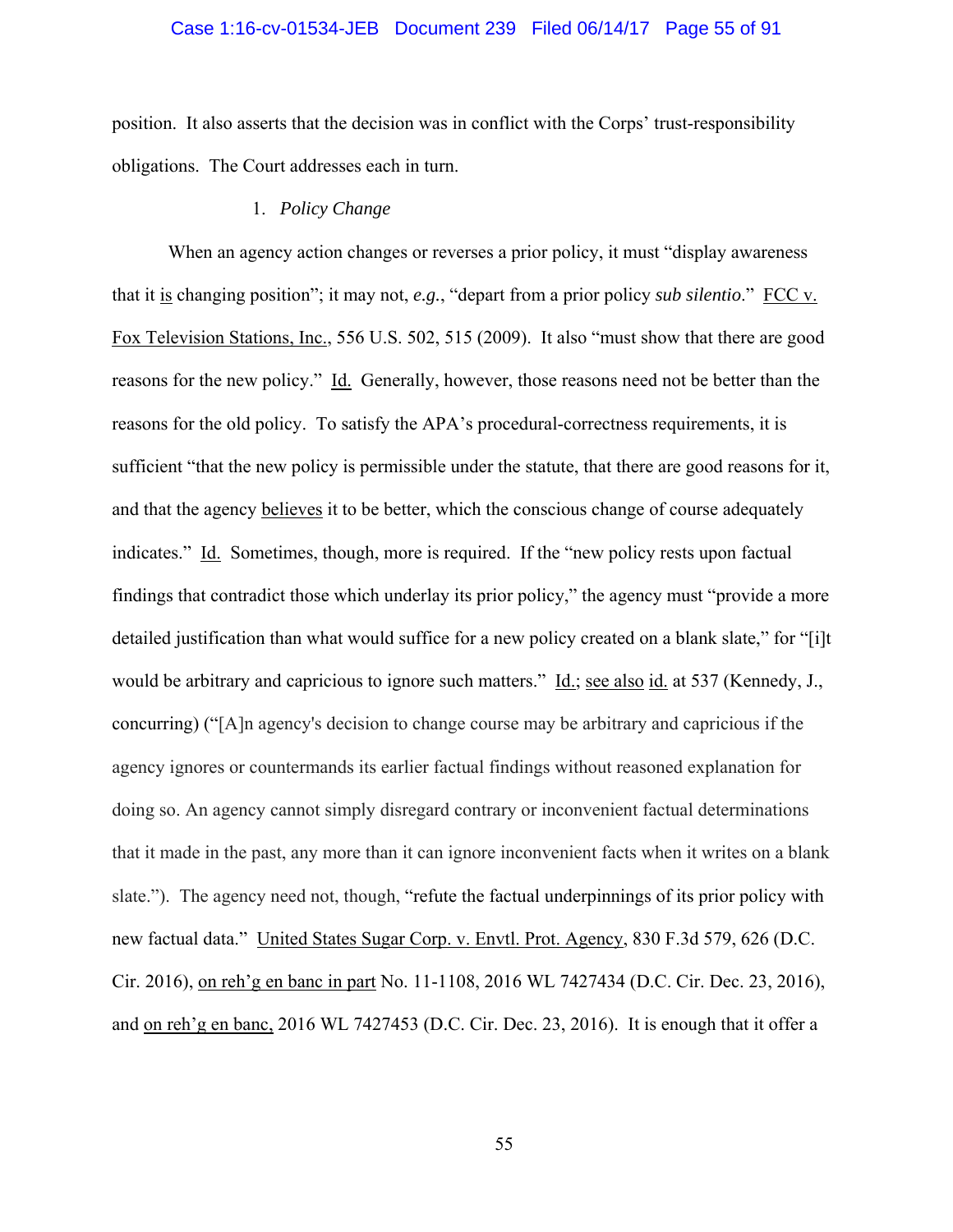position. It also asserts that the decision was in conflict with the Corps' trust-responsibility obligations. The Court addresses each in turn.

### 1. *Policy Change*

When an agency action changes or reverses a prior policy, it must "display awareness that it is changing position"; it may not, *e.g.*, "depart from a prior policy *sub silentio*." FCC v. Fox Television Stations, Inc., 556 U.S. 502, 515 (2009). It also "must show that there are good reasons for the new policy." Id. Generally, however, those reasons need not be better than the reasons for the old policy. To satisfy the APA's procedural-correctness requirements, it is sufficient "that the new policy is permissible under the statute, that there are good reasons for it, and that the agency believes it to be better, which the conscious change of course adequately indicates." Id. Sometimes, though, more is required. If the "new policy rests upon factual findings that contradict those which underlay its prior policy," the agency must "provide a more detailed justification than what would suffice for a new policy created on a blank slate," for "[i]t would be arbitrary and capricious to ignore such matters." Id.; see also id. at 537 (Kennedy, J., concurring) ("[A]n agency's decision to change course may be arbitrary and capricious if the agency ignores or countermands its earlier factual findings without reasoned explanation for doing so. An agency cannot simply disregard contrary or inconvenient factual determinations that it made in the past, any more than it can ignore inconvenient facts when it writes on a blank slate."). The agency need not, though, "refute the factual underpinnings of its prior policy with new factual data." United States Sugar Corp. v. Envtl. Prot. Agency, 830 F.3d 579, 626 (D.C. Cir. 2016), on reh'g en banc in part No. 11-1108, 2016 WL 7427434 (D.C. Cir. Dec. 23, 2016), and on reh'g en banc, 2016 WL 7427453 (D.C. Cir. Dec. 23, 2016). It is enough that it offer a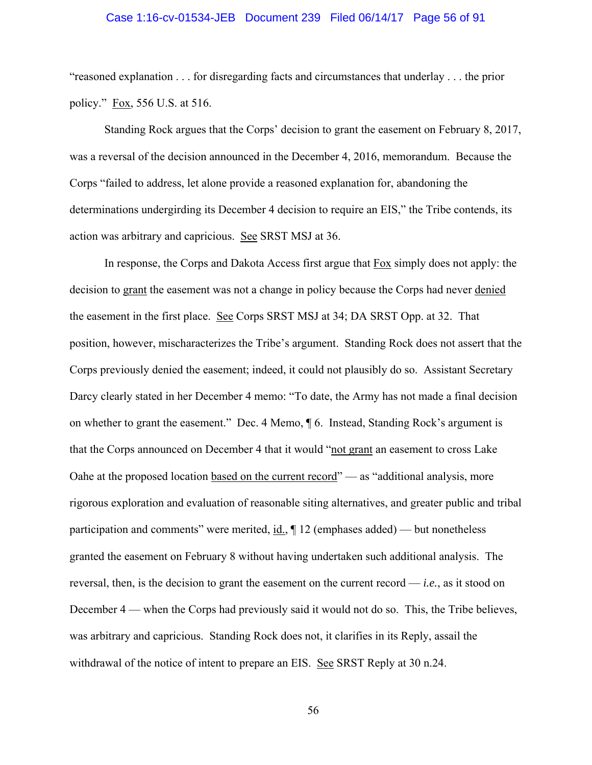"reasoned explanation . . . for disregarding facts and circumstances that underlay . . . the prior policy." Fox, 556 U.S. at 516.

Standing Rock argues that the Corps' decision to grant the easement on February 8, 2017, was a reversal of the decision announced in the December 4, 2016, memorandum. Because the Corps "failed to address, let alone provide a reasoned explanation for, abandoning the determinations undergirding its December 4 decision to require an EIS," the Tribe contends, its action was arbitrary and capricious. See SRST MSJ at 36.

In response, the Corps and Dakota Access first argue that Fox simply does not apply: the decision to grant the easement was not a change in policy because the Corps had never denied the easement in the first place. See Corps SRST MSJ at 34; DA SRST Opp. at 32. That position, however, mischaracterizes the Tribe's argument. Standing Rock does not assert that the Corps previously denied the easement; indeed, it could not plausibly do so. Assistant Secretary Darcy clearly stated in her December 4 memo: "To date, the Army has not made a final decision on whether to grant the easement." Dec. 4 Memo, ¶ 6. Instead, Standing Rock's argument is that the Corps announced on December 4 that it would "not grant an easement to cross Lake Oahe at the proposed location based on the current record" — as "additional analysis, more rigorous exploration and evaluation of reasonable siting alternatives, and greater public and tribal participation and comments" were merited, id., ¶ 12 (emphases added) — but nonetheless granted the easement on February 8 without having undertaken such additional analysis. The reversal, then, is the decision to grant the easement on the current record — *i.e.*, as it stood on December 4 — when the Corps had previously said it would not do so. This, the Tribe believes, was arbitrary and capricious. Standing Rock does not, it clarifies in its Reply, assail the withdrawal of the notice of intent to prepare an EIS. See SRST Reply at 30 n.24.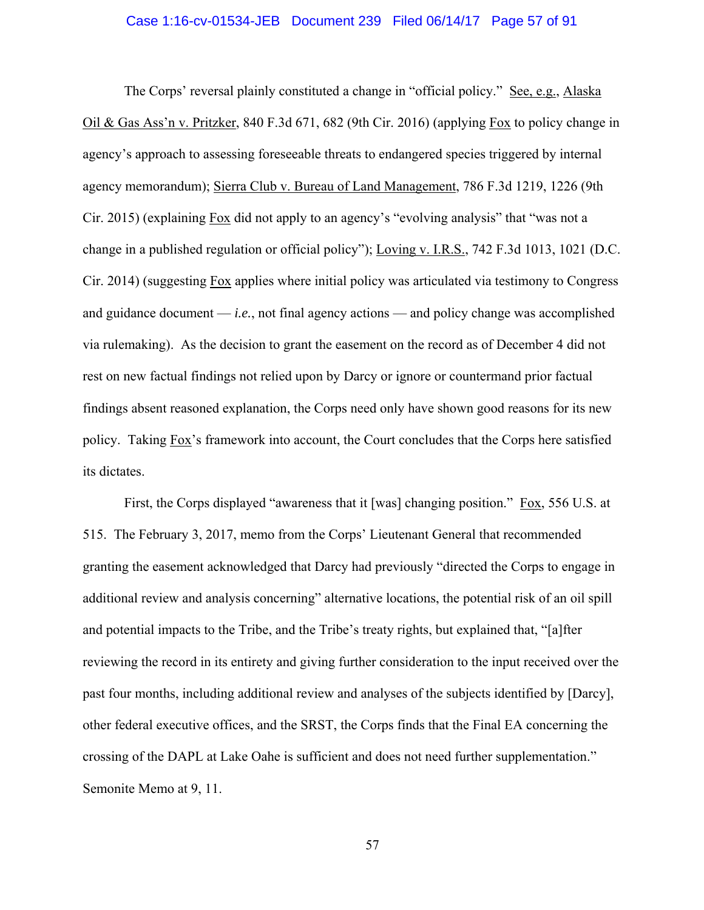The Corps' reversal plainly constituted a change in "official policy." See, e.g., Alaska Oil & Gas Ass'n v. Pritzker, 840 F.3d 671, 682 (9th Cir. 2016) (applying Fox to policy change in agency's approach to assessing foreseeable threats to endangered species triggered by internal agency memorandum); Sierra Club v. Bureau of Land Management, 786 F.3d 1219, 1226 (9th Cir. 2015) (explaining Fox did not apply to an agency's "evolving analysis" that "was not a change in a published regulation or official policy"); Loving v. I.R.S., 742 F.3d 1013, 1021 (D.C. Cir. 2014) (suggesting Fox applies where initial policy was articulated via testimony to Congress and guidance document — *i.e.*, not final agency actions — and policy change was accomplished via rulemaking). As the decision to grant the easement on the record as of December 4 did not rest on new factual findings not relied upon by Darcy or ignore or countermand prior factual findings absent reasoned explanation, the Corps need only have shown good reasons for its new policy. Taking Fox's framework into account, the Court concludes that the Corps here satisfied its dictates.

First, the Corps displayed "awareness that it [was] changing position." Fox, 556 U.S. at 515. The February 3, 2017, memo from the Corps' Lieutenant General that recommended granting the easement acknowledged that Darcy had previously "directed the Corps to engage in additional review and analysis concerning" alternative locations, the potential risk of an oil spill and potential impacts to the Tribe, and the Tribe's treaty rights, but explained that, "[a]fter reviewing the record in its entirety and giving further consideration to the input received over the past four months, including additional review and analyses of the subjects identified by [Darcy], other federal executive offices, and the SRST, the Corps finds that the Final EA concerning the crossing of the DAPL at Lake Oahe is sufficient and does not need further supplementation." Semonite Memo at 9, 11.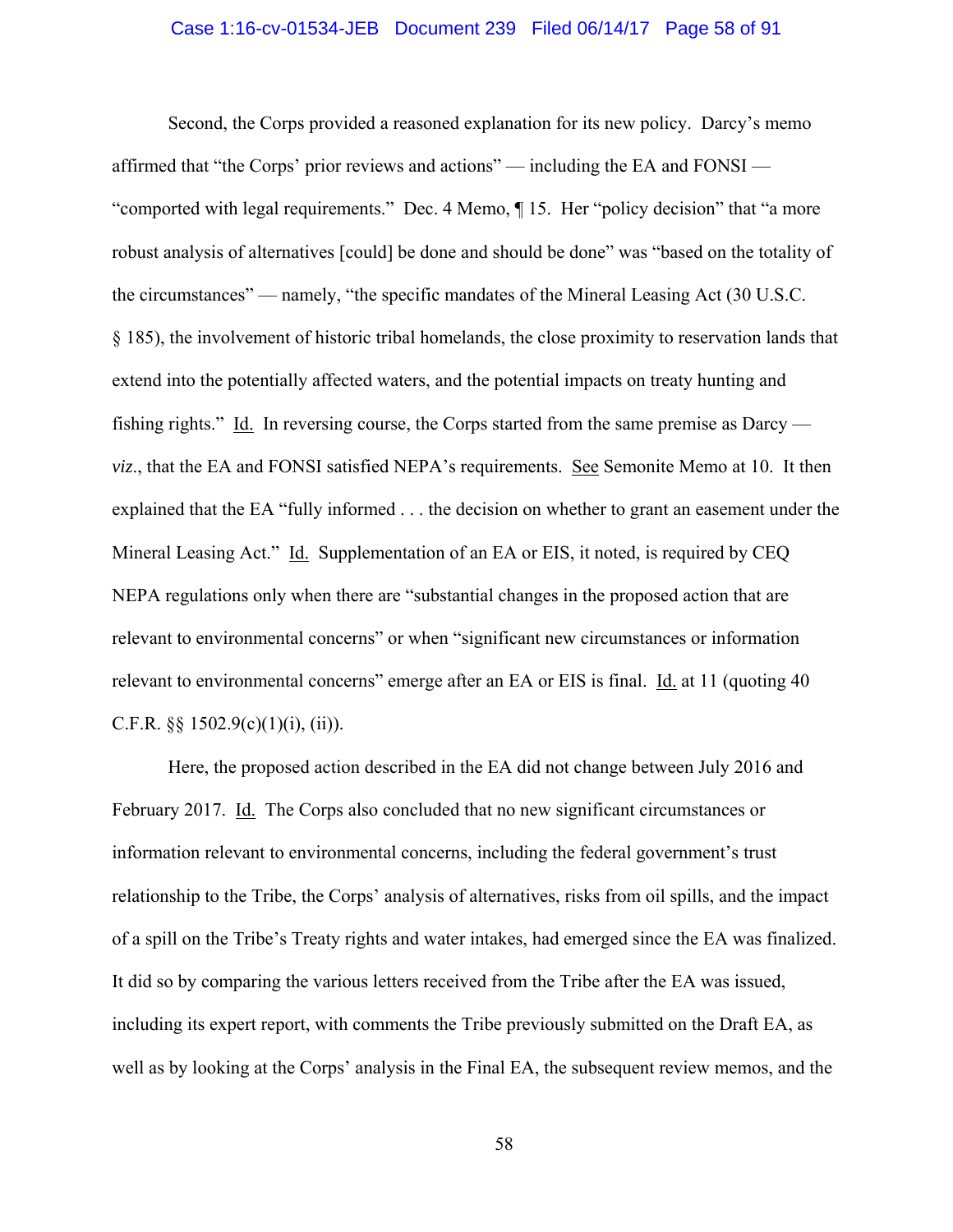Second, the Corps provided a reasoned explanation for its new policy. Darcy's memo affirmed that "the Corps' prior reviews and actions" — including the EA and FONSI — "comported with legal requirements." Dec. 4 Memo, ¶ 15. Her "policy decision" that "a more robust analysis of alternatives [could] be done and should be done" was "based on the totality of the circumstances" — namely, "the specific mandates of the Mineral Leasing Act (30 U.S.C. § 185), the involvement of historic tribal homelands, the close proximity to reservation lands that extend into the potentially affected waters, and the potential impacts on treaty hunting and fishing rights." Id. In reversing course, the Corps started from the same premise as Darcy — *viz*., that the EA and FONSI satisfied NEPA's requirements. See Semonite Memo at 10. It then explained that the EA "fully informed . . . the decision on whether to grant an easement under the Mineral Leasing Act." Id. Supplementation of an EA or EIS, it noted, is required by CEQ NEPA regulations only when there are "substantial changes in the proposed action that are relevant to environmental concerns" or when "significant new circumstances or information relevant to environmental concerns" emerge after an EA or EIS is final. Id. at 11 (quoting 40 C.F.R. §§ 1502.9(c)(1)(i), (ii)).

Here, the proposed action described in the EA did not change between July 2016 and February 2017. Id. The Corps also concluded that no new significant circumstances or information relevant to environmental concerns, including the federal government's trust relationship to the Tribe, the Corps' analysis of alternatives, risks from oil spills, and the impact of a spill on the Tribe's Treaty rights and water intakes, had emerged since the EA was finalized. It did so by comparing the various letters received from the Tribe after the EA was issued, including its expert report, with comments the Tribe previously submitted on the Draft EA, as well as by looking at the Corps' analysis in the Final EA, the subsequent review memos, and the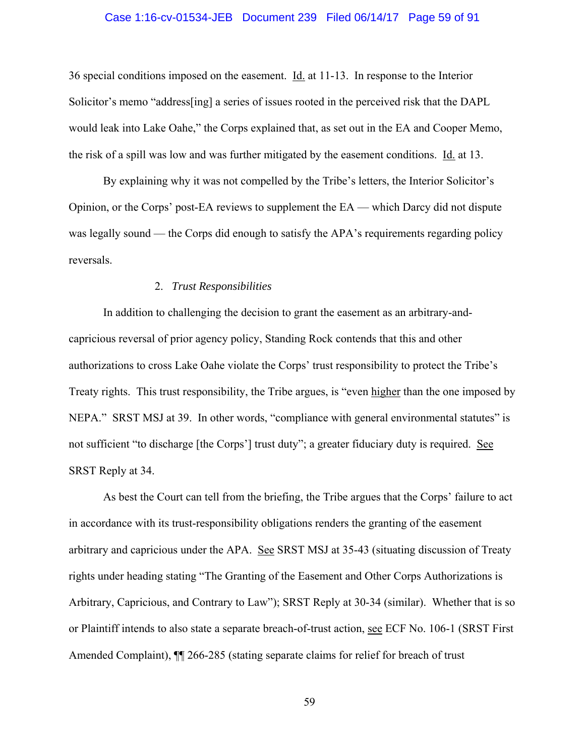36 special conditions imposed on the easement. Id. at 11-13. In response to the Interior Solicitor's memo "address[ing] a series of issues rooted in the perceived risk that the DAPL would leak into Lake Oahe," the Corps explained that, as set out in the EA and Cooper Memo, the risk of a spill was low and was further mitigated by the easement conditions. Id. at 13.

By explaining why it was not compelled by the Tribe's letters, the Interior Solicitor's Opinion, or the Corps' post-EA reviews to supplement the EA — which Darcy did not dispute was legally sound — the Corps did enough to satisfy the APA's requirements regarding policy reversals.

### 2. *Trust Responsibilities*

In addition to challenging the decision to grant the easement as an arbitrary-and-capricious reversal of prior agency policy, Standing Rock contends that this and other authorizations to cross Lake Oahe violate the Corps' trust responsibility to protect the Tribe's Treaty rights. This trust responsibility, the Tribe argues, is "even higher than the one imposed by NEPA." SRST MSJ at 39. In other words, "compliance with general environmental statutes" is not sufficient "to discharge [the Corps'] trust duty"; a greater fiduciary duty is required. See SRST Reply at 34.

As best the Court can tell from the briefing, the Tribe argues that the Corps' failure to act in accordance with its trust-responsibility obligations renders the granting of the easement arbitrary and capricious under the APA. See SRST MSJ at 35-43 (situating discussion of Treaty rights under heading stating "The Granting of the Easement and Other Corps Authorizations is Arbitrary, Capricious, and Contrary to Law"); SRST Reply at 30-34 (similar). Whether that is so or Plaintiff intends to also state a separate breach-of-trust action, see ECF No. 106-1 (SRST First Amended Complaint), ¶¶ 266-285 (stating separate claims for relief for breach of trust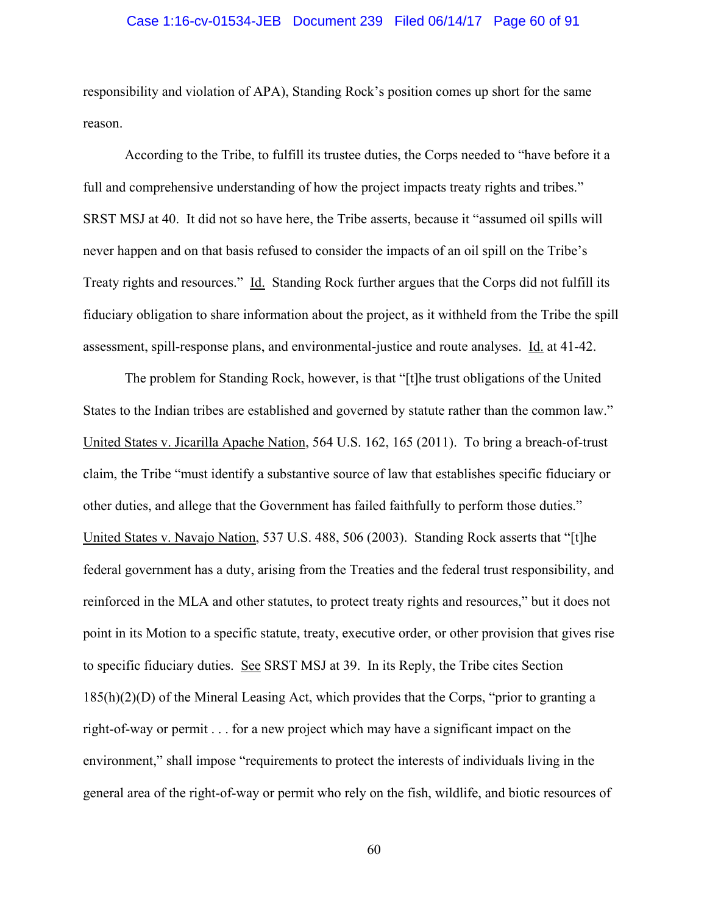responsibility and violation of APA), Standing Rock's position comes up short for the same reason.

According to the Tribe, to fulfill its trustee duties, the Corps needed to "have before it a full and comprehensive understanding of how the project impacts treaty rights and tribes." SRST MSJ at 40. It did not so have here, the Tribe asserts, because it "assumed oil spills will never happen and on that basis refused to consider the impacts of an oil spill on the Tribe's Treaty rights and resources." Id. Standing Rock further argues that the Corps did not fulfill its fiduciary obligation to share information about the project, as it withheld from the Tribe the spill assessment, spill-response plans, and environmental-justice and route analyses. Id. at 41-42.

The problem for Standing Rock, however, is that "[t]he trust obligations of the United States to the Indian tribes are established and governed by statute rather than the common law." United States v. Jicarilla Apache Nation, 564 U.S. 162, 165 (2011). To bring a breach-of-trust claim, the Tribe "must identify a substantive source of law that establishes specific fiduciary or other duties, and allege that the Government has failed faithfully to perform those duties." United States v. Navajo Nation, 537 U.S. 488, 506 (2003). Standing Rock asserts that "[t]he federal government has a duty, arising from the Treaties and the federal trust responsibility, and reinforced in the MLA and other statutes, to protect treaty rights and resources," but it does not point in its Motion to a specific statute, treaty, executive order, or other provision that gives rise to specific fiduciary duties. See SRST MSJ at 39. In its Reply, the Tribe cites Section 185(h)(2)(D) of the Mineral Leasing Act, which provides that the Corps, "prior to granting a right-of-way or permit . . . for a new project which may have a significant impact on the environment," shall impose "requirements to protect the interests of individuals living in the general area of the right-of-way or permit who rely on the fish, wildlife, and biotic resources of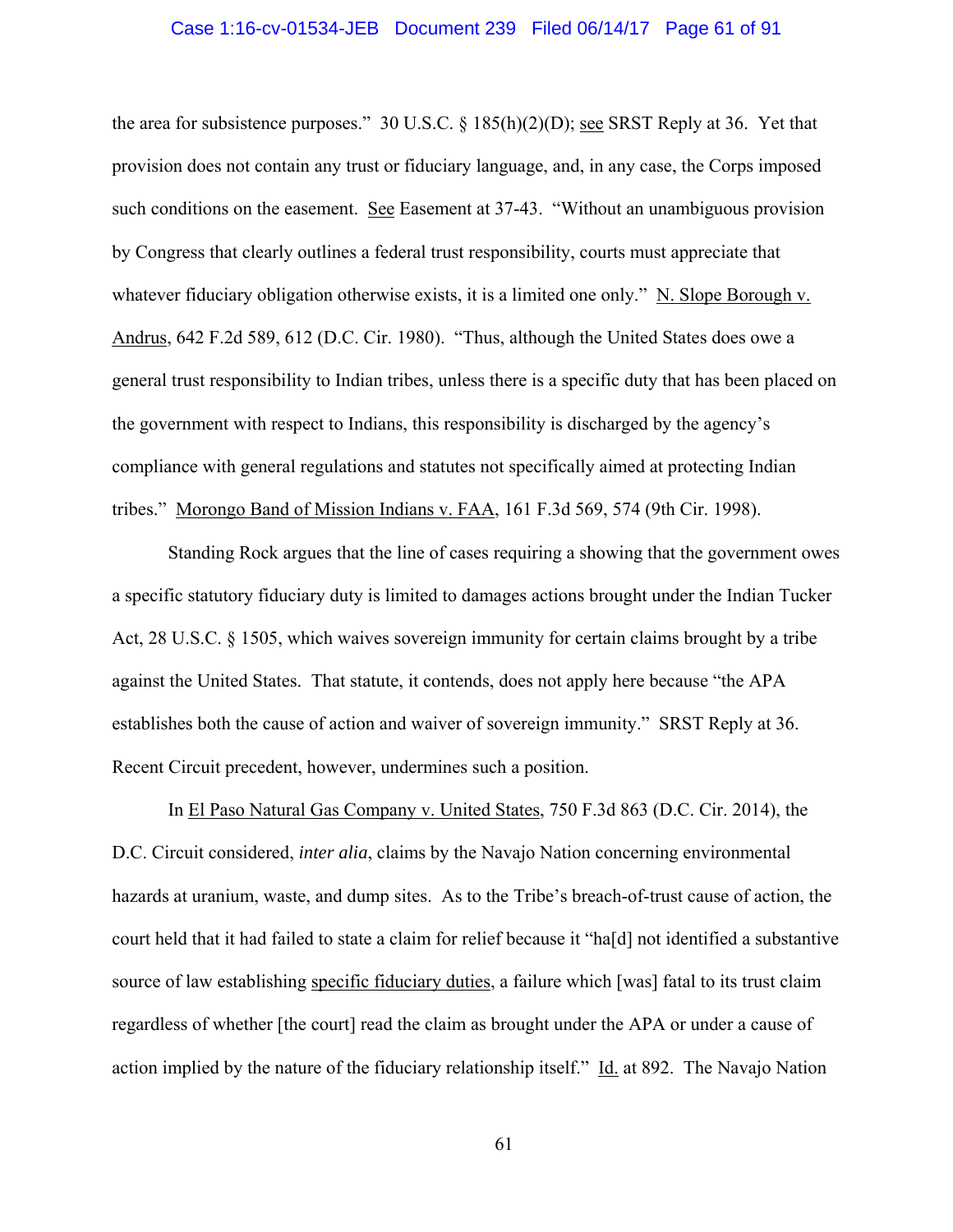the area for subsistence purposes." 30 U.S.C. § 185(h)(2)(D); see SRST Reply at 36. Yet that provision does not contain any trust or fiduciary language, and, in any case, the Corps imposed such conditions on the easement. See Easement at 37-43. "Without an unambiguous provision by Congress that clearly outlines a federal trust responsibility, courts must appreciate that whatever fiduciary obligation otherwise exists, it is a limited one only." N. Slope Borough v. Andrus, 642 F.2d 589, 612 (D.C. Cir. 1980). "Thus, although the United States does owe a general trust responsibility to Indian tribes, unless there is a specific duty that has been placed on the government with respect to Indians, this responsibility is discharged by the agency's compliance with general regulations and statutes not specifically aimed at protecting Indian tribes." Morongo Band of Mission Indians v. FAA, 161 F.3d 569, 574 (9th Cir. 1998).

Standing Rock argues that the line of cases requiring a showing that the government owes a specific statutory fiduciary duty is limited to damages actions brought under the Indian Tucker Act, 28 U.S.C. § 1505, which waives sovereign immunity for certain claims brought by a tribe against the United States. That statute, it contends, does not apply here because "the APA establishes both the cause of action and waiver of sovereign immunity." SRST Reply at 36. Recent Circuit precedent, however, undermines such a position.

In El Paso Natural Gas Company v. United States, 750 F.3d 863 (D.C. Cir. 2014), the D.C. Circuit considered, *inter alia*, claims by the Navajo Nation concerning environmental hazards at uranium, waste, and dump sites. As to the Tribe's breach-of-trust cause of action, the court held that it had failed to state a claim for relief because it "ha[d] not identified a substantive source of law establishing specific fiduciary duties, a failure which [was] fatal to its trust claim regardless of whether [the court] read the claim as brought under the APA or under a cause of action implied by the nature of the fiduciary relationship itself." Id. at 892. The Navajo Nation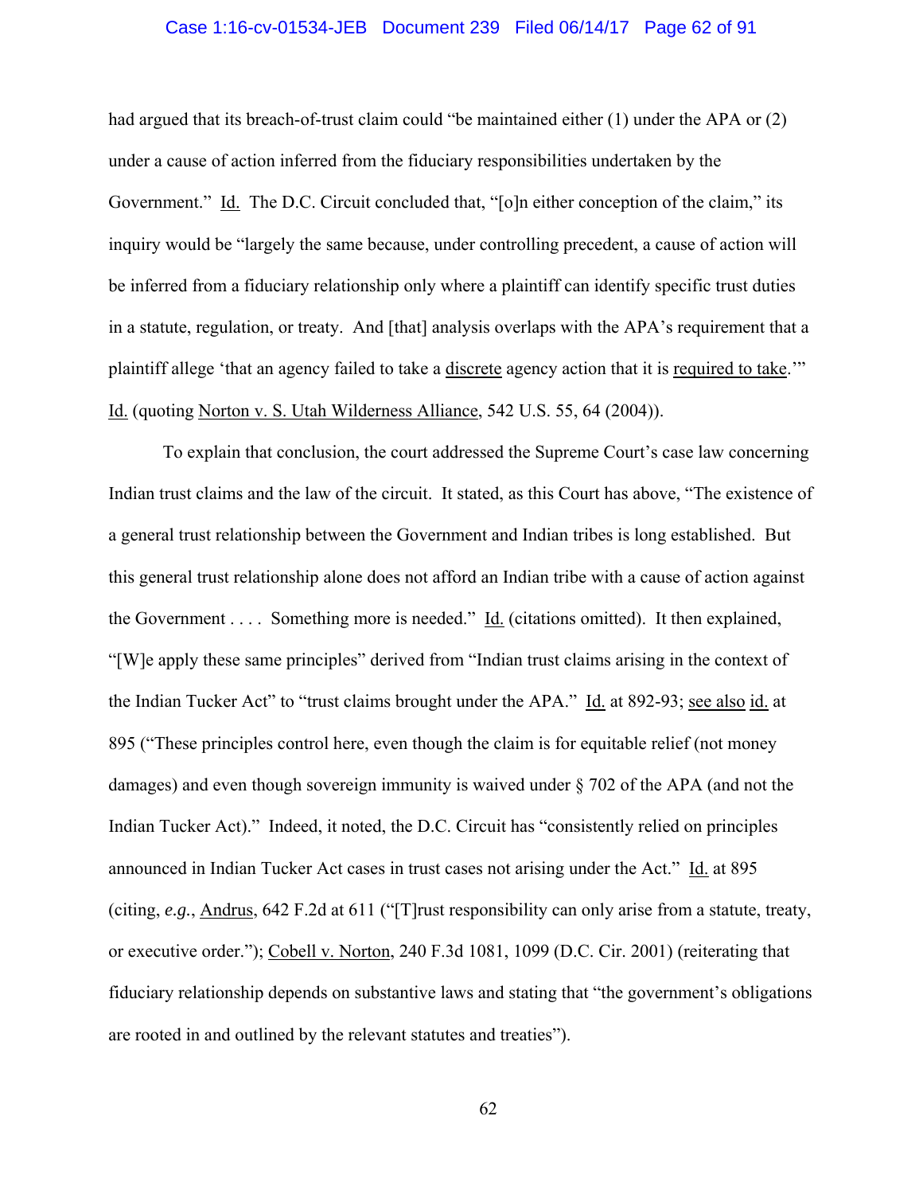had argued that its breach-of-trust claim could "be maintained either (1) under the APA or (2) under a cause of action inferred from the fiduciary responsibilities undertaken by the Government." Id. The D.C. Circuit concluded that, "[o]n either conception of the claim," its inquiry would be "largely the same because, under controlling precedent, a cause of action will be inferred from a fiduciary relationship only where a plaintiff can identify specific trust duties in a statute, regulation, or treaty. And [that] analysis overlaps with the APA's requirement that a plaintiff allege 'that an agency failed to take a discrete agency action that it is required to take.'" Id. (quoting Norton v. S. Utah Wilderness Alliance, 542 U.S. 55, 64 (2004)).

To explain that conclusion, the court addressed the Supreme Court's case law concerning Indian trust claims and the law of the circuit. It stated, as this Court has above, "The existence of a general trust relationship between the Government and Indian tribes is long established. But this general trust relationship alone does not afford an Indian tribe with a cause of action against the Government . . . . Something more is needed." Id. (citations omitted). It then explained, "[W]e apply these same principles" derived from "Indian trust claims arising in the context of the Indian Tucker Act" to "trust claims brought under the APA." Id. at 892-93; see also id. at 895 ("These principles control here, even though the claim is for equitable relief (not money damages) and even though sovereign immunity is waived under § 702 of the APA (and not the Indian Tucker Act)." Indeed, it noted, the D.C. Circuit has "consistently relied on principles announced in Indian Tucker Act cases in trust cases not arising under the Act." Id. at 895 (citing, *e.g.*, Andrus, 642 F.2d at 611 ("[T]rust responsibility can only arise from a statute, treaty, or executive order."); Cobell v. Norton, 240 F.3d 1081, 1099 (D.C. Cir. 2001) (reiterating that fiduciary relationship depends on substantive laws and stating that "the government's obligations are rooted in and outlined by the relevant statutes and treaties").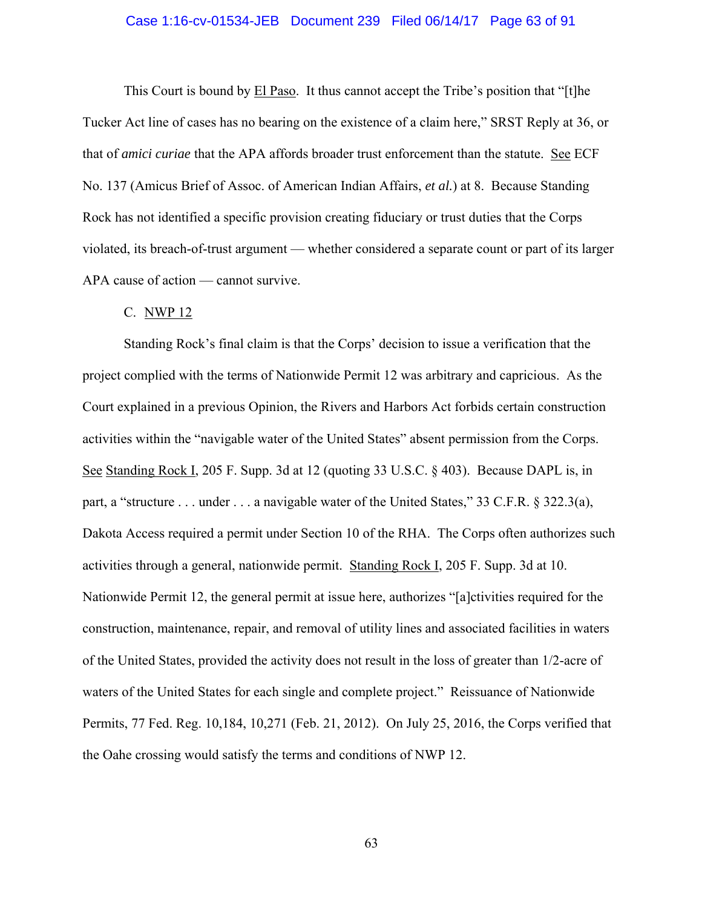This Court is bound by El Paso. It thus cannot accept the Tribe's position that "[t]he Tucker Act line of cases has no bearing on the existence of a claim here," SRST Reply at 36, or that of *amici curiae* that the APA affords broader trust enforcement than the statute. See ECF No. 137 (Amicus Brief of Assoc. of American Indian Affairs, *et al.*) at 8. Because Standing Rock has not identified a specific provision creating fiduciary or trust duties that the Corps violated, its breach-of-trust argument — whether considered a separate count or part of its larger APA cause of action — cannot survive.

C. NWP 12

Standing Rock's final claim is that the Corps' decision to issue a verification that the project complied with the terms of Nationwide Permit 12 was arbitrary and capricious. As the Court explained in a previous Opinion, the Rivers and Harbors Act forbids certain construction activities within the "navigable water of the United States" absent permission from the Corps. See Standing Rock I, 205 F. Supp. 3d at 12 (quoting 33 U.S.C. § 403). Because DAPL is, in part, a "structure . . . under . . . a navigable water of the United States," 33 C.F.R. § 322.3(a), Dakota Access required a permit under Section 10 of the RHA. The Corps often authorizes such activities through a general, nationwide permit. Standing Rock I, 205 F. Supp. 3d at 10. Nationwide Permit 12, the general permit at issue here, authorizes "[a]ctivities required for the construction, maintenance, repair, and removal of utility lines and associated facilities in waters of the United States, provided the activity does not result in the loss of greater than 1/2-acre of waters of the United States for each single and complete project." Reissuance of Nationwide Permits, 77 Fed. Reg. 10,184, 10,271 (Feb. 21, 2012). On July 25, 2016, the Corps verified that the Oahe crossing would satisfy the terms and conditions of NWP 12.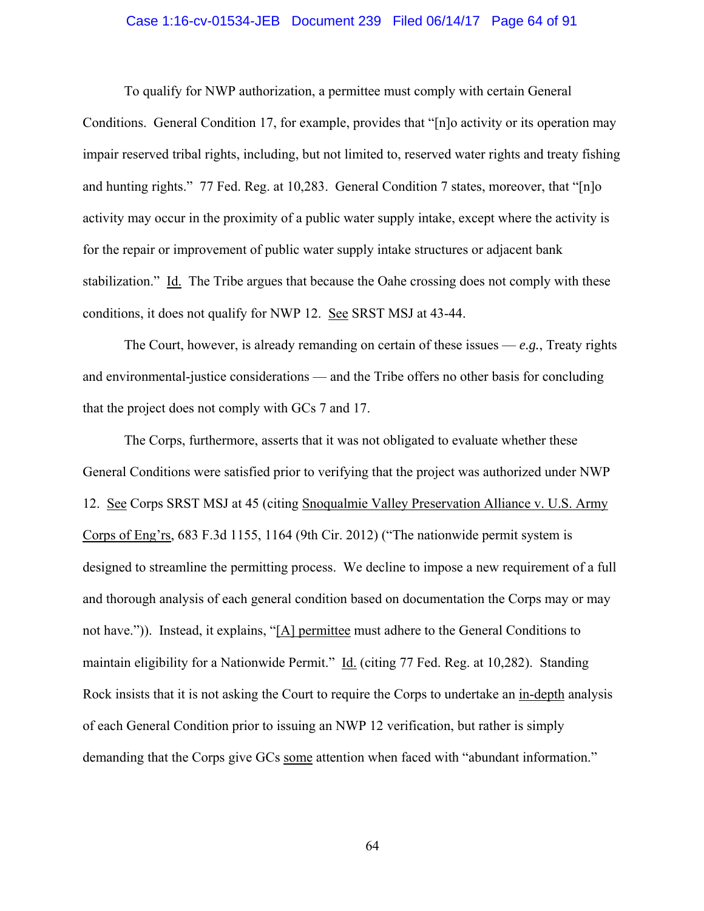To qualify for NWP authorization, a permittee must comply with certain General Conditions. General Condition 17, for example, provides that "[n]o activity or its operation may impair reserved tribal rights, including, but not limited to, reserved water rights and treaty fishing and hunting rights." 77 Fed. Reg. at 10,283. General Condition 7 states, moreover, that "[n]o activity may occur in the proximity of a public water supply intake, except where the activity is for the repair or improvement of public water supply intake structures or adjacent bank stabilization." Id. The Tribe argues that because the Oahe crossing does not comply with these conditions, it does not qualify for NWP 12. See SRST MSJ at 43-44.

The Court, however, is already remanding on certain of these issues — *e.g.*, Treaty rights and environmental-justice considerations — and the Tribe offers no other basis for concluding that the project does not comply with GCs 7 and 17.

The Corps, furthermore, asserts that it was not obligated to evaluate whether these General Conditions were satisfied prior to verifying that the project was authorized under NWP 12. See Corps SRST MSJ at 45 (citing Snoqualmie Valley Preservation Alliance v. U.S. Army Corps of Eng'rs, 683 F.3d 1155, 1164 (9th Cir. 2012) ("The nationwide permit system is designed to streamline the permitting process. We decline to impose a new requirement of a full and thorough analysis of each general condition based on documentation the Corps may or may not have.")). Instead, it explains, "[A] permittee must adhere to the General Conditions to maintain eligibility for a Nationwide Permit." Id. (citing 77 Fed. Reg. at 10,282). Standing Rock insists that it is not asking the Court to require the Corps to undertake an in-depth analysis of each General Condition prior to issuing an NWP 12 verification, but rather is simply demanding that the Corps give GCs some attention when faced with "abundant information."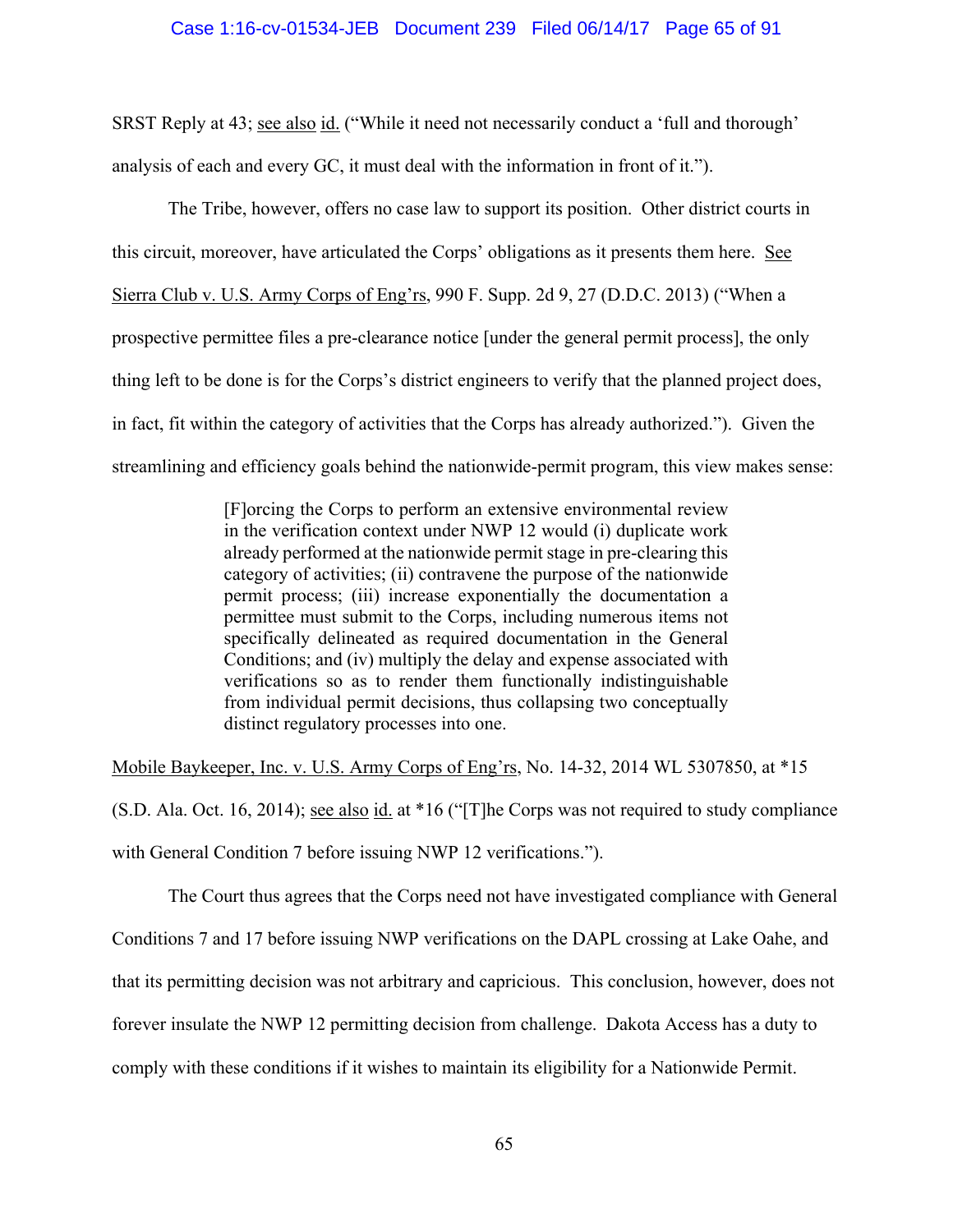SRST Reply at 43; see also id. ("While it need not necessarily conduct a 'full and thorough' analysis of each and every GC, it must deal with the information in front of it.").

The Tribe, however, offers no case law to support its position. Other district courts in this circuit, moreover, have articulated the Corps' obligations as it presents them here. See Sierra Club v. U.S. Army Corps of Eng'rs, 990 F. Supp. 2d 9, 27 (D.D.C. 2013) ("When a prospective permittee files a pre-clearance notice [under the general permit process], the only thing left to be done is for the Corps's district engineers to verify that the planned project does, in fact, fit within the category of activities that the Corps has already authorized."). Given the streamlining and efficiency goals behind the nationwide-permit program, this view makes sense:

> [F]orcing the Corps to perform an extensive environmental review in the verification context under NWP 12 would (i) duplicate work already performed at the nationwide permit stage in pre-clearing this category of activities; (ii) contravene the purpose of the nationwide permit process; (iii) increase exponentially the documentation a permittee must submit to the Corps, including numerous items not specifically delineated as required documentation in the General Conditions; and (iv) multiply the delay and expense associated with verifications so as to render them functionally indistinguishable from individual permit decisions, thus collapsing two conceptually distinct regulatory processes into one.

Mobile Baykeeper, Inc. v. U.S. Army Corps of Eng'rs, No. 14-32, 2014 WL 5307850, at *15 (S.D. Ala. Oct. 16, 2014); see also id. at *16 ("[T]he Corps was not required to study compliance with General Condition 7 before issuing NWP 12 verifications.").

The Court thus agrees that the Corps need not have investigated compliance with General Conditions 7 and 17 before issuing NWP verifications on the DAPL crossing at Lake Oahe, and that its permitting decision was not arbitrary and capricious. This conclusion, however, does not forever insulate the NWP 12 permitting decision from challenge. Dakota Access has a duty to comply with these conditions if it wishes to maintain its eligibility for a Nationwide Permit.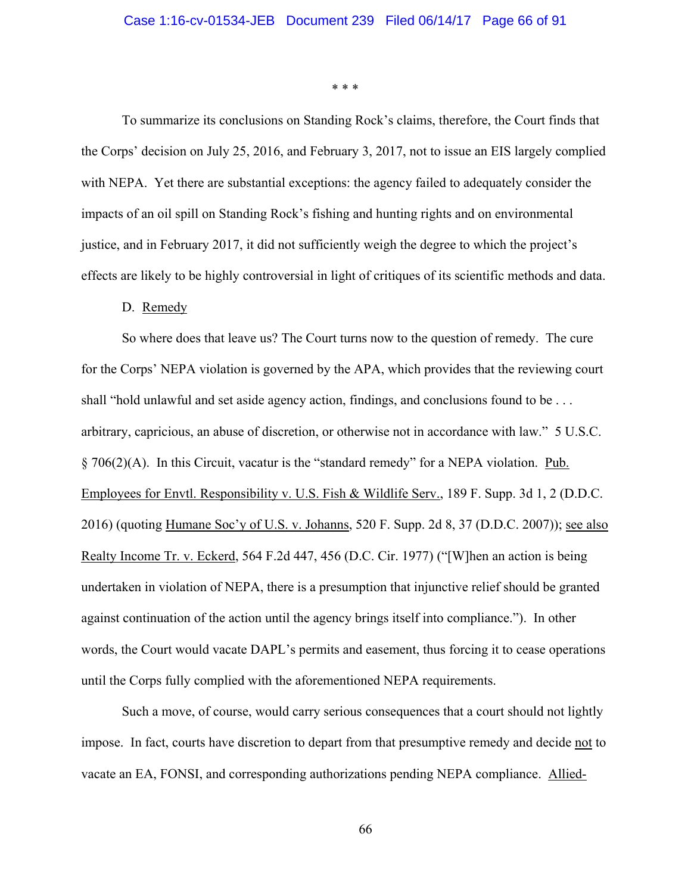\* \* \*

To summarize its conclusions on Standing Rock's claims, therefore, the Court finds that the Corps' decision on July 25, 2016, and February 3, 2017, not to issue an EIS largely complied with NEPA. Yet there are substantial exceptions: the agency failed to adequately consider the impacts of an oil spill on Standing Rock's fishing and hunting rights and on environmental justice, and in February 2017, it did not sufficiently weigh the degree to which the project's effects are likely to be highly controversial in light of critiques of its scientific methods and data.

D. Remedy

So where does that leave us? The Court turns now to the question of remedy. The cure for the Corps' NEPA violation is governed by the APA, which provides that the reviewing court shall "hold unlawful and set aside agency action, findings, and conclusions found to be . . . arbitrary, capricious, an abuse of discretion, or otherwise not in accordance with law." 5 U.S.C. § 706(2)(A). In this Circuit, vacatur is the "standard remedy" for a NEPA violation. Pub. Employees for Envtl. Responsibility v. U.S. Fish & Wildlife Serv., 189 F. Supp. 3d 1, 2 (D.D.C. 2016) (quoting Humane Soc'y of U.S. v. Johanns, 520 F. Supp. 2d 8, 37 (D.D.C. 2007)); see also Realty Income Tr. v. Eckerd, 564 F.2d 447, 456 (D.C. Cir. 1977) ("[W]hen an action is being undertaken in violation of NEPA, there is a presumption that injunctive relief should be granted against continuation of the action until the agency brings itself into compliance."). In other words, the Court would vacate DAPL's permits and easement, thus forcing it to cease operations until the Corps fully complied with the aforementioned NEPA requirements.

Such a move, of course, would carry serious consequences that a court should not lightly impose. In fact, courts have discretion to depart from that presumptive remedy and decide not to vacate an EA, FONSI, and corresponding authorizations pending NEPA compliance. Allied-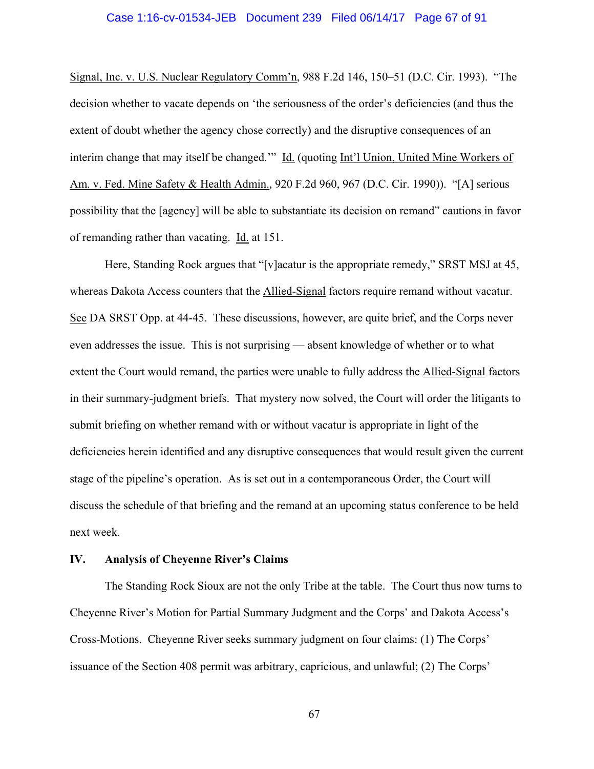Signal, Inc. v. U.S. Nuclear Regulatory Comm'n, 988 F.2d 146, 150–51 (D.C. Cir. 1993). "The decision whether to vacate depends on 'the seriousness of the order's deficiencies (and thus the extent of doubt whether the agency chose correctly) and the disruptive consequences of an interim change that may itself be changed.'" Id. (quoting Int'l Union, United Mine Workers of Am. v. Fed. Mine Safety & Health Admin., 920 F.2d 960, 967 (D.C. Cir. 1990)). "[A] serious possibility that the [agency] will be able to substantiate its decision on remand" cautions in favor of remanding rather than vacating. Id. at 151.

Here, Standing Rock argues that "[v]acatur is the appropriate remedy," SRST MSJ at 45, whereas Dakota Access counters that the Allied-Signal factors require remand without vacatur. See DA SRST Opp. at 44-45. These discussions, however, are quite brief, and the Corps never even addresses the issue. This is not surprising — absent knowledge of whether or to what extent the Court would remand, the parties were unable to fully address the Allied-Signal factors in their summary-judgment briefs. That mystery now solved, the Court will order the litigants to submit briefing on whether remand with or without vacatur is appropriate in light of the deficiencies herein identified and any disruptive consequences that would result given the current stage of the pipeline's operation. As is set out in a contemporaneous Order, the Court will discuss the schedule of that briefing and the remand at an upcoming status conference to be held next week.

## IV. Analysis of Cheyenne River's Claims

The Standing Rock Sioux are not the only Tribe at the table. The Court thus now turns to Cheyenne River's Motion for Partial Summary Judgment and the Corps' and Dakota Access's Cross-Motions. Cheyenne River seeks summary judgment on four claims: (1) The Corps' issuance of the Section 408 permit was arbitrary, capricious, and unlawful; (2) The Corps'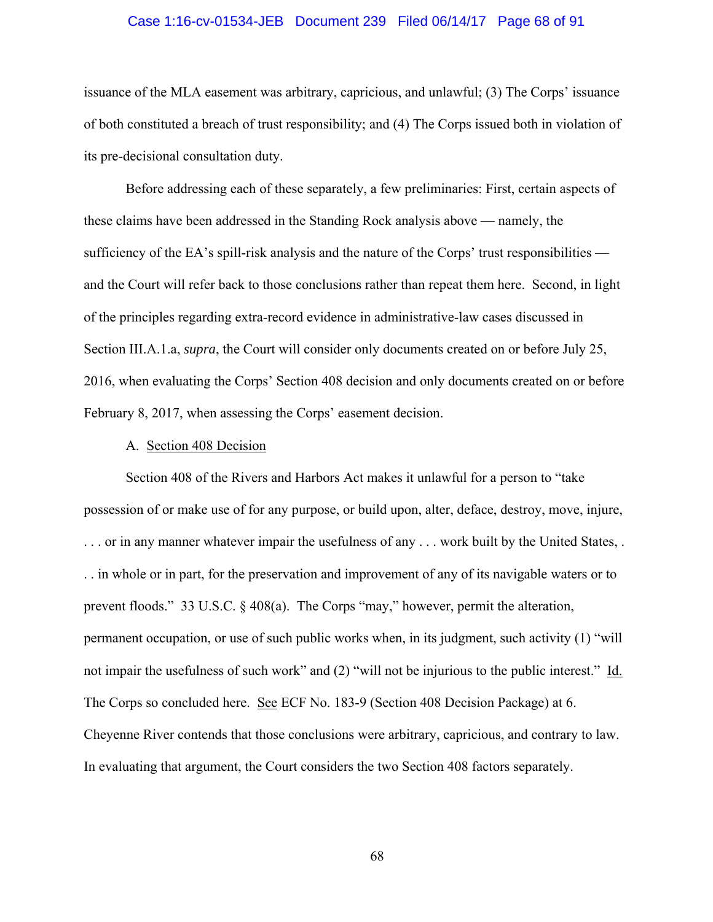issuance of the MLA easement was arbitrary, capricious, and unlawful; (3) The Corps' issuance of both constituted a breach of trust responsibility; and (4) The Corps issued both in violation of its pre-decisional consultation duty.

Before addressing each of these separately, a few preliminaries: First, certain aspects of these claims have been addressed in the Standing Rock analysis above — namely, the sufficiency of the EA's spill-risk analysis and the nature of the Corps' trust responsibilities — and the Court will refer back to those conclusions rather than repeat them here. Second, in light of the principles regarding extra-record evidence in administrative-law cases discussed in Section III.A.1.a, *supra*, the Court will consider only documents created on or before July 25, 2016, when evaluating the Corps' Section 408 decision and only documents created on or before February 8, 2017, when assessing the Corps' easement decision.

A. <u>Section 408 Decision</u>

Section 408 of the Rivers and Harbors Act makes it unlawful for a person to "take possession of or make use of for any purpose, or build upon, alter, deface, destroy, move, injure, . . . or in any manner whatever impair the usefulness of any . . . work built by the United States, . . . in whole or in part, for the preservation and improvement of any of its navigable waters or to prevent floods." 33 U.S.C. § 408(a). The Corps "may," however, permit the alteration, permanent occupation, or use of such public works when, in its judgment, such activity (1) "will not impair the usefulness of such work" and (2) "will not be injurious to the public interest." <u>Id.</u> The Corps so concluded here. <u>See</u> ECF No. 183-9 (Section 408 Decision Package) at 6. Cheyenne River contends that those conclusions were arbitrary, capricious, and contrary to law. In evaluating that argument, the Court considers the two Section 408 factors separately.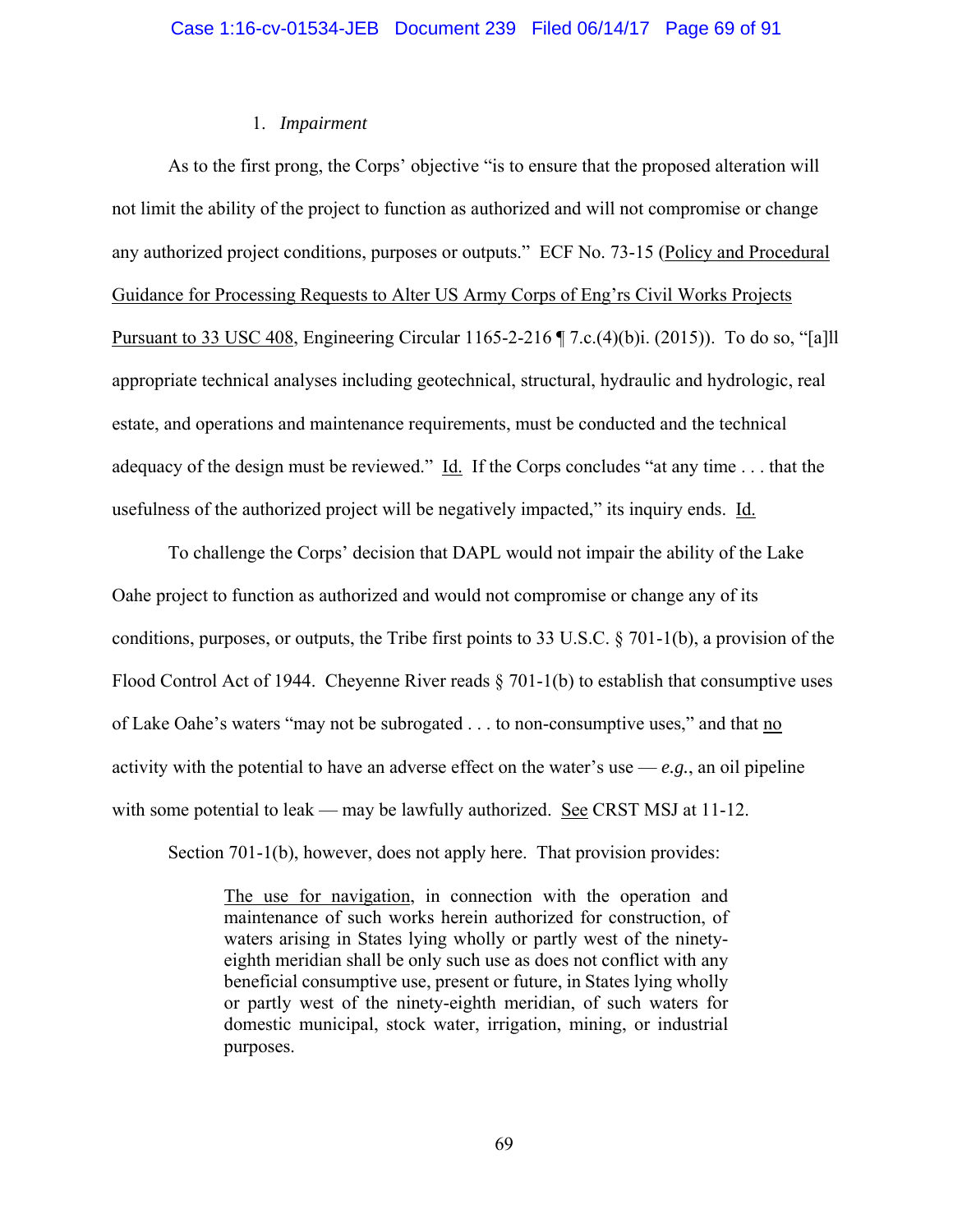### 1. *Impairment*

As to the first prong, the Corps' objective "is to ensure that the proposed alteration will not limit the ability of the project to function as authorized and will not compromise or change any authorized project conditions, purposes or outputs." ECF No. 73-15 (Policy and Procedural Guidance for Processing Requests to Alter US Army Corps of Eng'rs Civil Works Projects Pursuant to 33 USC 408, Engineering Circular 1165-2-216 ¶ 7.c.(4)(b)i. (2015)). To do so, "[a]ll appropriate technical analyses including geotechnical, structural, hydraulic and hydrologic, real estate, and operations and maintenance requirements, must be conducted and the technical adequacy of the design must be reviewed." Id. If the Corps concludes "at any time . . . that the usefulness of the authorized project will be negatively impacted," its inquiry ends. Id.

To challenge the Corps' decision that DAPL would not impair the ability of the Lake Oahe project to function as authorized and would not compromise or change any of its conditions, purposes, or outputs, the Tribe first points to 33 U.S.C. § 701-1(b), a provision of the Flood Control Act of 1944. Cheyenne River reads § 701-1(b) to establish that consumptive uses of Lake Oahe's waters "may not be subrogated . . . to non-consumptive uses," and that no activity with the potential to have an adverse effect on the water's use — *e.g.*, an oil pipeline with some potential to leak — may be lawfully authorized. See CRST MSJ at 11-12.

Section 701-1(b), however, does not apply here. That provision provides:

> The use for navigation, in connection with the operation and maintenance of such works herein authorized for construction, of waters arising in States lying wholly or partly west of the ninety-eighth meridian shall be only such use as does not conflict with any beneficial consumptive use, present or future, in States lying wholly or partly west of the ninety-eighth meridian, of such waters for domestic municipal, stock water, irrigation, mining, or industrial purposes.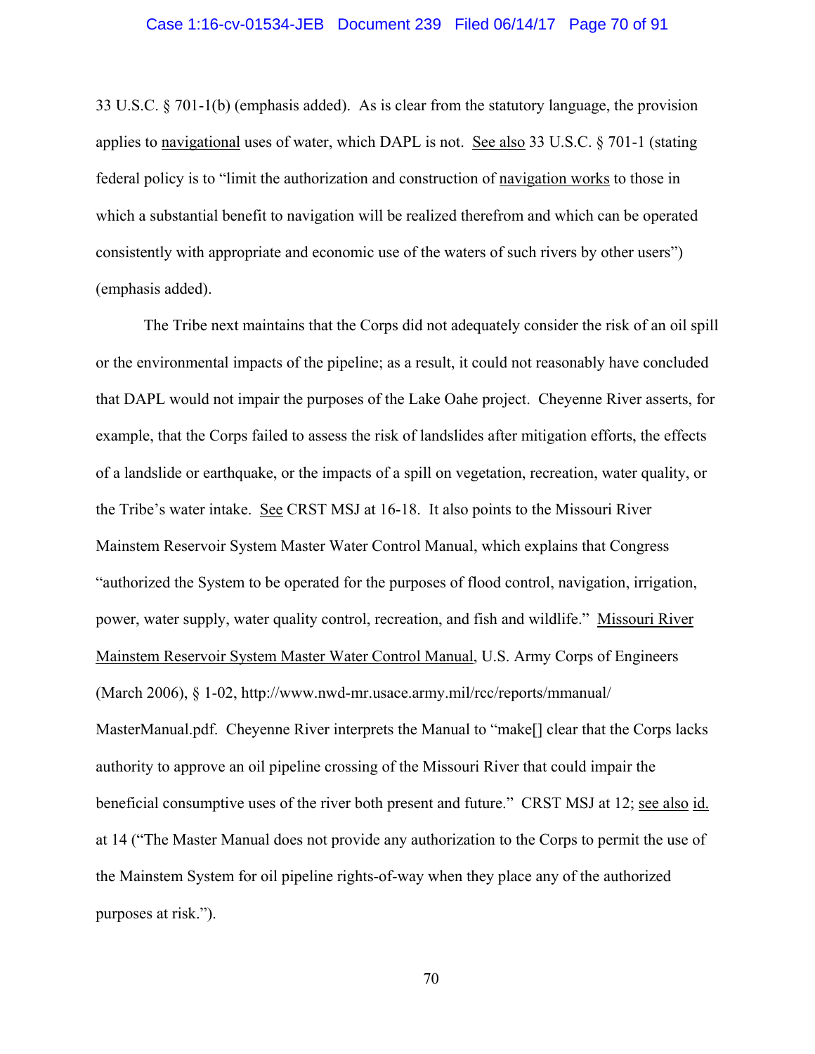33 U.S.C. § 701-1(b) (emphasis added). As is clear from the statutory language, the provision applies to <u>navigational</u> uses of water, which DAPL is not. <u>See also</u> 33 U.S.C. § 701-1 (stating federal policy is to "limit the authorization and construction of <u>navigation works</u> to those in which a substantial benefit to navigation will be realized therefrom and which can be operated consistently with appropriate and economic use of the waters of such rivers by other users") (emphasis added).

The Tribe next maintains that the Corps did not adequately consider the risk of an oil spill or the environmental impacts of the pipeline; as a result, it could not reasonably have concluded that DAPL would not impair the purposes of the Lake Oahe project. Cheyenne River asserts, for example, that the Corps failed to assess the risk of landslides after mitigation efforts, the effects of a landslide or earthquake, or the impacts of a spill on vegetation, recreation, water quality, or the Tribe's water intake. <u>See</u> CRST MSJ at 16-18. It also points to the Missouri River Mainstem Reservoir System Master Water Control Manual, which explains that Congress "authorized the System to be operated for the purposes of flood control, navigation, irrigation, power, water supply, water quality control, recreation, and fish and wildlife." <u>Missouri River Mainstem Reservoir System Master Water Control Manual</u>, U.S. Army Corps of Engineers (March 2006), § 1-02, http://www.nwd-mr.usace.army.mil/rcc/reports/mmanual/MasterManual.pdf. Cheyenne River interprets the Manual to "make[] clear that the Corps lacks authority to approve an oil pipeline crossing of the Missouri River that could impair the beneficial consumptive uses of the river both present and future." CRST MSJ at 12; <u>see also</u> <u>id.</u> at 14 ("The Master Manual does not provide any authorization to the Corps to permit the use of the Mainstem System for oil pipeline rights-of-way when they place any of the authorized purposes at risk.").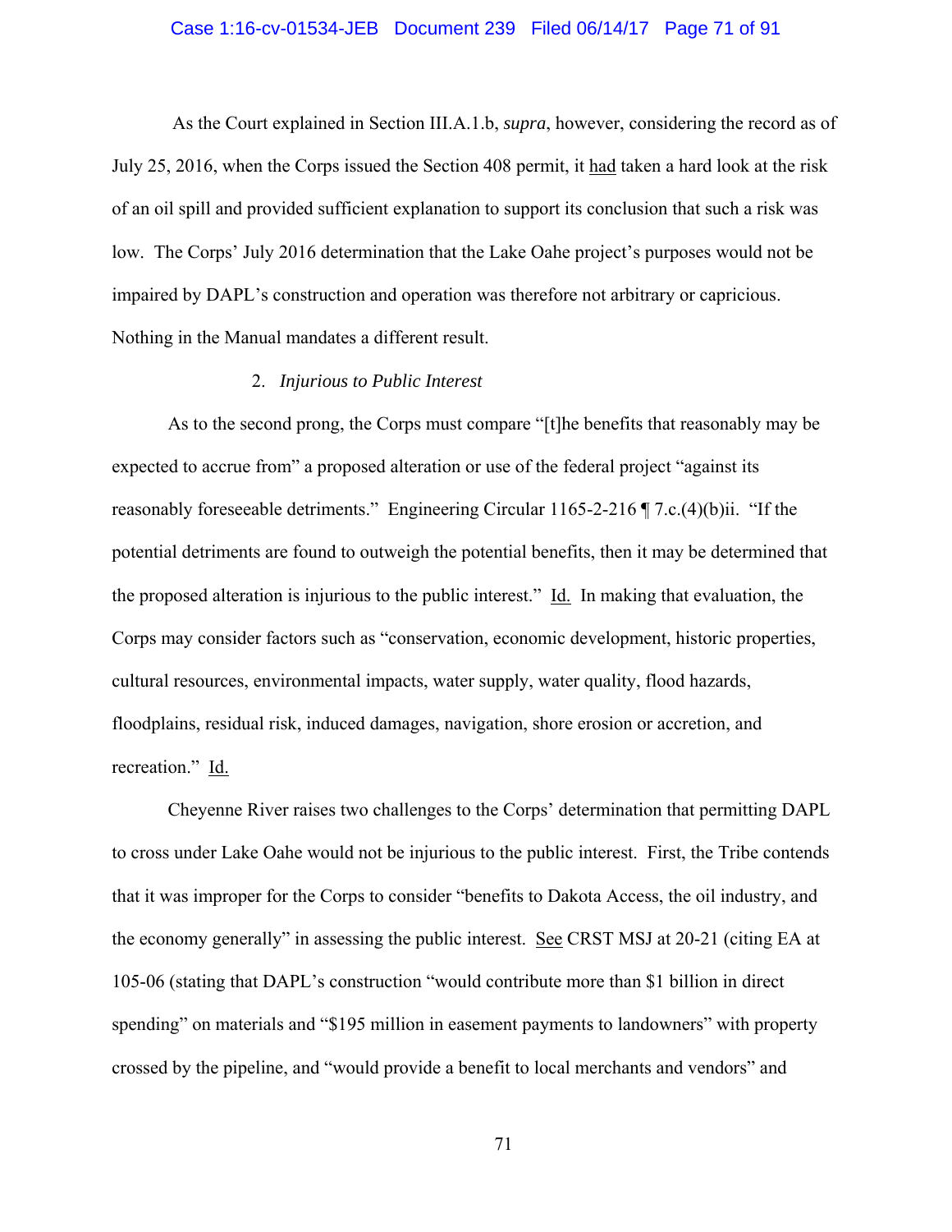As the Court explained in Section III.A.1.b, *supra*, however, considering the record as of July 25, 2016, when the Corps issued the Section 408 permit, it had taken a hard look at the risk of an oil spill and provided sufficient explanation to support its conclusion that such a risk was low. The Corps' July 2016 determination that the Lake Oahe project's purposes would not be impaired by DAPL's construction and operation was therefore not arbitrary or capricious. Nothing in the Manual mandates a different result.

2. *Injurious to Public Interest*

As to the second prong, the Corps must compare "[t]he benefits that reasonably may be expected to accrue from" a proposed alteration or use of the federal project "against its reasonably foreseeable detriments." Engineering Circular 1165-2-216 ¶ 7.c.(4)(b)ii. "If the potential detriments are found to outweigh the potential benefits, then it may be determined that the proposed alteration is injurious to the public interest." Id. In making that evaluation, the Corps may consider factors such as "conservation, economic development, historic properties, cultural resources, environmental impacts, water supply, water quality, flood hazards, floodplains, residual risk, induced damages, navigation, shore erosion or accretion, and recreation." Id.

Cheyenne River raises two challenges to the Corps' determination that permitting DAPL to cross under Lake Oahe would not be injurious to the public interest. First, the Tribe contends that it was improper for the Corps to consider "benefits to Dakota Access, the oil industry, and the economy generally" in assessing the public interest. See CRST MSJ at 20-21 (citing EA at 105-06 (stating that DAPL's construction "would contribute more than $1 billion in direct spending" on materials and "$195 million in easement payments to landowners" with property crossed by the pipeline, and "would provide a benefit to local merchants and vendors" and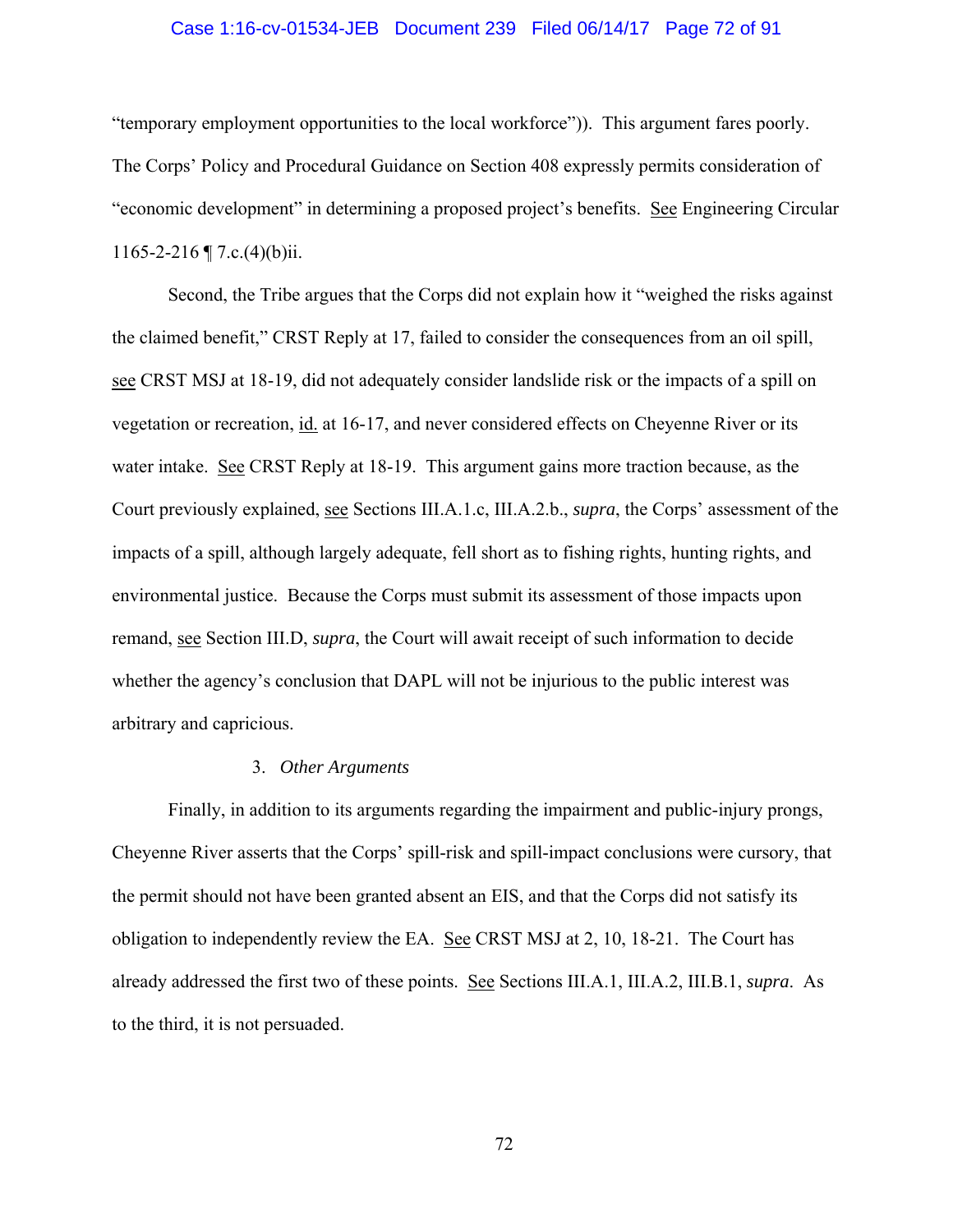"temporary employment opportunities to the local workforce")). This argument fares poorly. The Corps' Policy and Procedural Guidance on Section 408 expressly permits consideration of "economic development" in determining a proposed project's benefits. See Engineering Circular 1165-2-216 ¶ 7.c.(4)(b)ii.

Second, the Tribe argues that the Corps did not explain how it "weighed the risks against the claimed benefit," CRST Reply at 17, failed to consider the consequences from an oil spill, see CRST MSJ at 18-19, did not adequately consider landslide risk or the impacts of a spill on vegetation or recreation, id. at 16-17, and never considered effects on Cheyenne River or its water intake. See CRST Reply at 18-19. This argument gains more traction because, as the Court previously explained, see Sections III.A.1.c, III.A.2.b., *supra*, the Corps' assessment of the impacts of a spill, although largely adequate, fell short as to fishing rights, hunting rights, and environmental justice. Because the Corps must submit its assessment of those impacts upon remand, see Section III.D, *supra*, the Court will await receipt of such information to decide whether the agency's conclusion that DAPL will not be injurious to the public interest was arbitrary and capricious.

### 3. *Other Arguments*

Finally, in addition to its arguments regarding the impairment and public-injury prongs, Cheyenne River asserts that the Corps' spill-risk and spill-impact conclusions were cursory, that the permit should not have been granted absent an EIS, and that the Corps did not satisfy its obligation to independently review the EA. See CRST MSJ at 2, 10, 18-21. The Court has already addressed the first two of these points. See Sections III.A.1, III.A.2, III.B.1, *supra*. As to the third, it is not persuaded.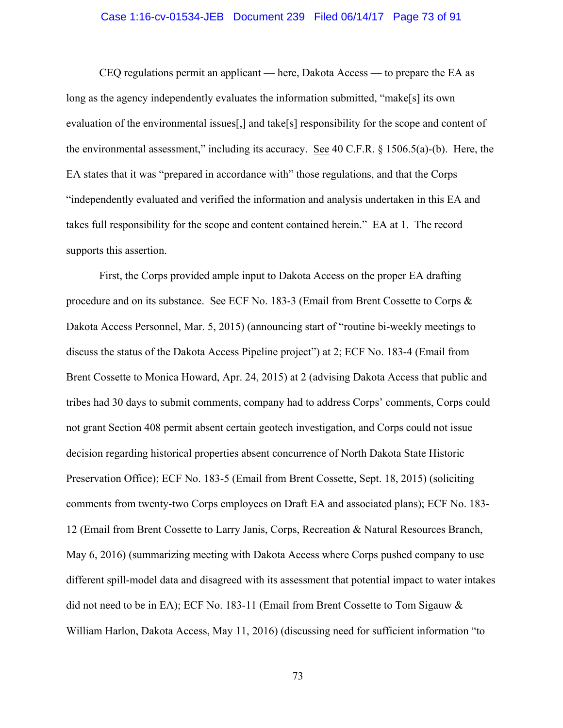CEQ regulations permit an applicant — here, Dakota Access — to prepare the EA as long as the agency independently evaluates the information submitted, "make[s] its own evaluation of the environmental issues[,] and take[s] responsibility for the scope and content of the environmental assessment," including its accuracy. See 40 C.F.R. § 1506.5(a)-(b). Here, the EA states that it was "prepared in accordance with" those regulations, and that the Corps "independently evaluated and verified the information and analysis undertaken in this EA and takes full responsibility for the scope and content contained herein." EA at 1. The record supports this assertion.

First, the Corps provided ample input to Dakota Access on the proper EA drafting procedure and on its substance. See ECF No. 183-3 (Email from Brent Cossette to Corps & Dakota Access Personnel, Mar. 5, 2015) (announcing start of "routine bi-weekly meetings to discuss the status of the Dakota Access Pipeline project") at 2; ECF No. 183-4 (Email from Brent Cossette to Monica Howard, Apr. 24, 2015) at 2 (advising Dakota Access that public and tribes had 30 days to submit comments, company had to address Corps' comments, Corps could not grant Section 408 permit absent certain geotech investigation, and Corps could not issue decision regarding historical properties absent concurrence of North Dakota State Historic Preservation Office); ECF No. 183-5 (Email from Brent Cossette, Sept. 18, 2015) (soliciting comments from twenty-two Corps employees on Draft EA and associated plans); ECF No. 183-12 (Email from Brent Cossette to Larry Janis, Corps, Recreation & Natural Resources Branch, May 6, 2016) (summarizing meeting with Dakota Access where Corps pushed company to use different spill-model data and disagreed with its assessment that potential impact to water intakes did not need to be in EA); ECF No. 183-11 (Email from Brent Cossette to Tom Sigauw & William Harlon, Dakota Access, May 11, 2016) (discussing need for sufficient information "to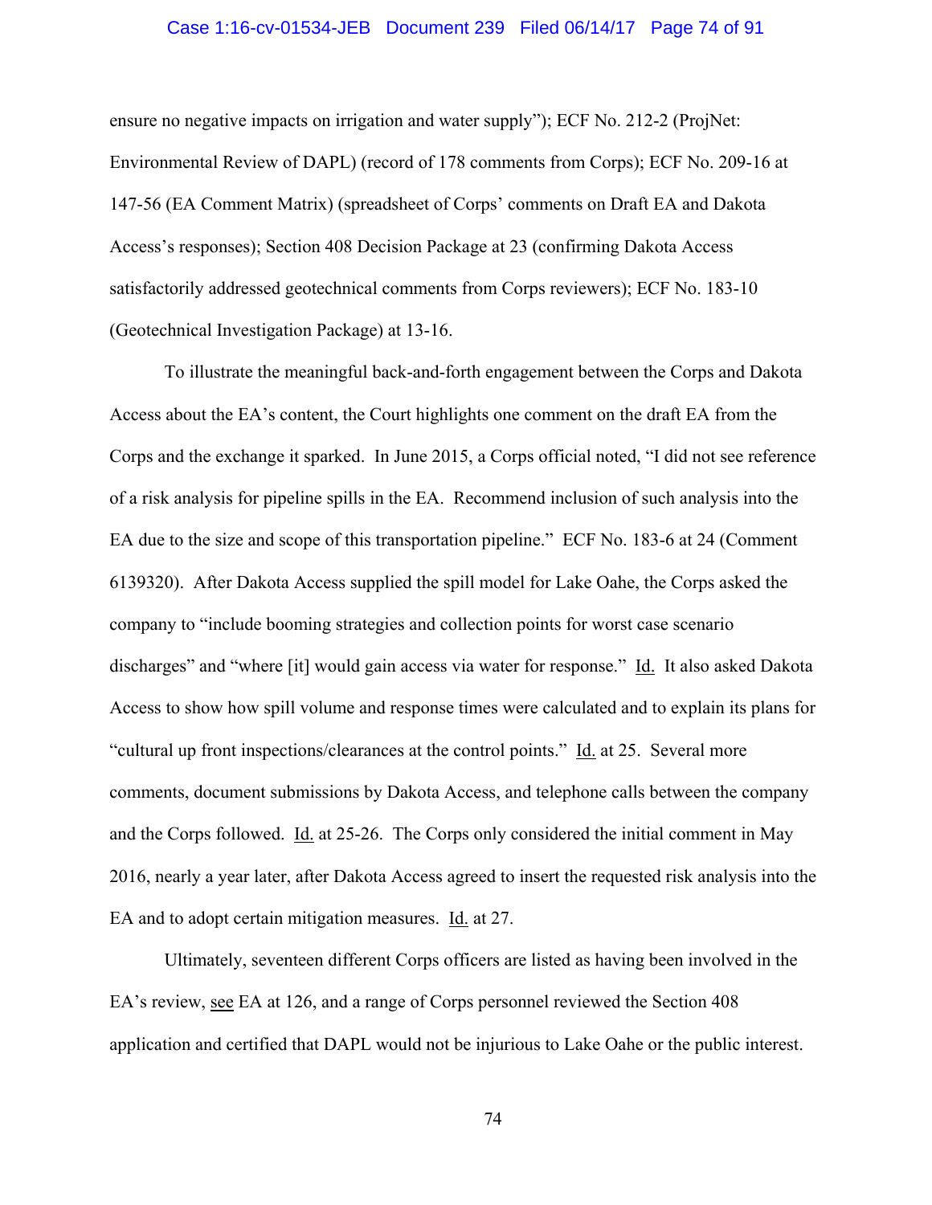ensure no negative impacts on irrigation and water supply"); ECF No. 212-2 (ProjNet: Environmental Review of DAPL) (record of 178 comments from Corps); ECF No. 209-16 at 147-56 (EA Comment Matrix) (spreadsheet of Corps' comments on Draft EA and Dakota Access's responses); Section 408 Decision Package at 23 (confirming Dakota Access satisfactorily addressed geotechnical comments from Corps reviewers); ECF No. 183-10 (Geotechnical Investigation Package) at 13-16.

To illustrate the meaningful back-and-forth engagement between the Corps and Dakota Access about the EA's content, the Court highlights one comment on the draft EA from the Corps and the exchange it sparked. In June 2015, a Corps official noted, "I did not see reference of a risk analysis for pipeline spills in the EA. Recommend inclusion of such analysis into the EA due to the size and scope of this transportation pipeline." ECF No. 183-6 at 24 (Comment 6139320). After Dakota Access supplied the spill model for Lake Oahe, the Corps asked the company to "include booming strategies and collection points for worst case scenario discharges" and "where [it] would gain access via water for response." Id. It also asked Dakota Access to show how spill volume and response times were calculated and to explain its plans for "cultural up front inspections/clearances at the control points." Id. at 25. Several more comments, document submissions by Dakota Access, and telephone calls between the company and the Corps followed. Id. at 25-26. The Corps only considered the initial comment in May 2016, nearly a year later, after Dakota Access agreed to insert the requested risk analysis into the EA and to adopt certain mitigation measures. Id. at 27.

Ultimately, seventeen different Corps officers are listed as having been involved in the EA's review, see EA at 126, and a range of Corps personnel reviewed the Section 408 application and certified that DAPL would not be injurious to Lake Oahe or the public interest.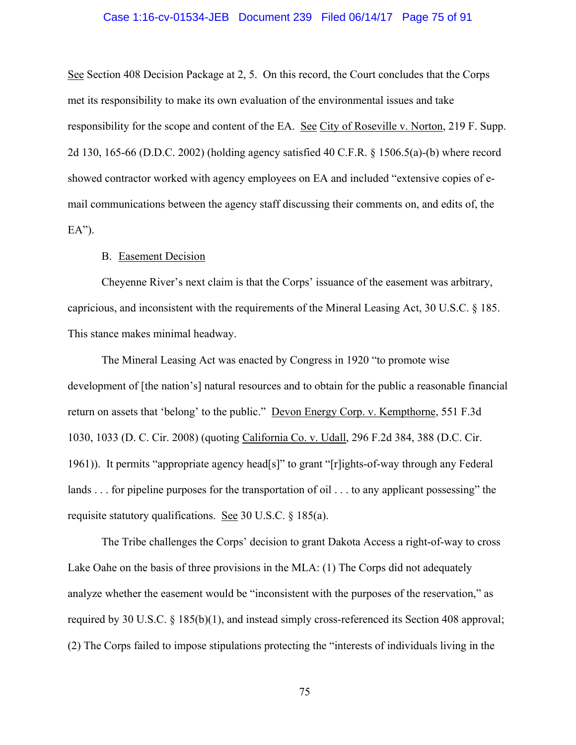See Section 408 Decision Package at 2, 5. On this record, the Court concludes that the Corps met its responsibility to make its own evaluation of the environmental issues and take responsibility for the scope and content of the EA. See City of Roseville v. Norton, 219 F. Supp. 2d 130, 165-66 (D.D.C. 2002) (holding agency satisfied 40 C.F.R. § 1506.5(a)-(b) where record showed contractor worked with agency employees on EA and included "extensive copies of e-mail communications between the agency staff discussing their comments on, and edits of, the EA").

B. Easement Decision

Cheyenne River's next claim is that the Corps' issuance of the easement was arbitrary, capricious, and inconsistent with the requirements of the Mineral Leasing Act, 30 U.S.C. § 185. This stance makes minimal headway.

The Mineral Leasing Act was enacted by Congress in 1920 "to promote wise development of [the nation's] natural resources and to obtain for the public a reasonable financial return on assets that 'belong' to the public." Devon Energy Corp. v. Kempthorne, 551 F.3d 1030, 1033 (D. C. Cir. 2008) (quoting California Co. v. Udall, 296 F.2d 384, 388 (D.C. Cir. 1961)). It permits "appropriate agency head[s]" to grant "[r]ights-of-way through any Federal lands . . . for pipeline purposes for the transportation of oil . . . to any applicant possessing" the requisite statutory qualifications. See 30 U.S.C. § 185(a).

The Tribe challenges the Corps' decision to grant Dakota Access a right-of-way to cross Lake Oahe on the basis of three provisions in the MLA: (1) The Corps did not adequately analyze whether the easement would be "inconsistent with the purposes of the reservation," as required by 30 U.S.C. § 185(b)(1), and instead simply cross-referenced its Section 408 approval; (2) The Corps failed to impose stipulations protecting the "interests of individuals living in the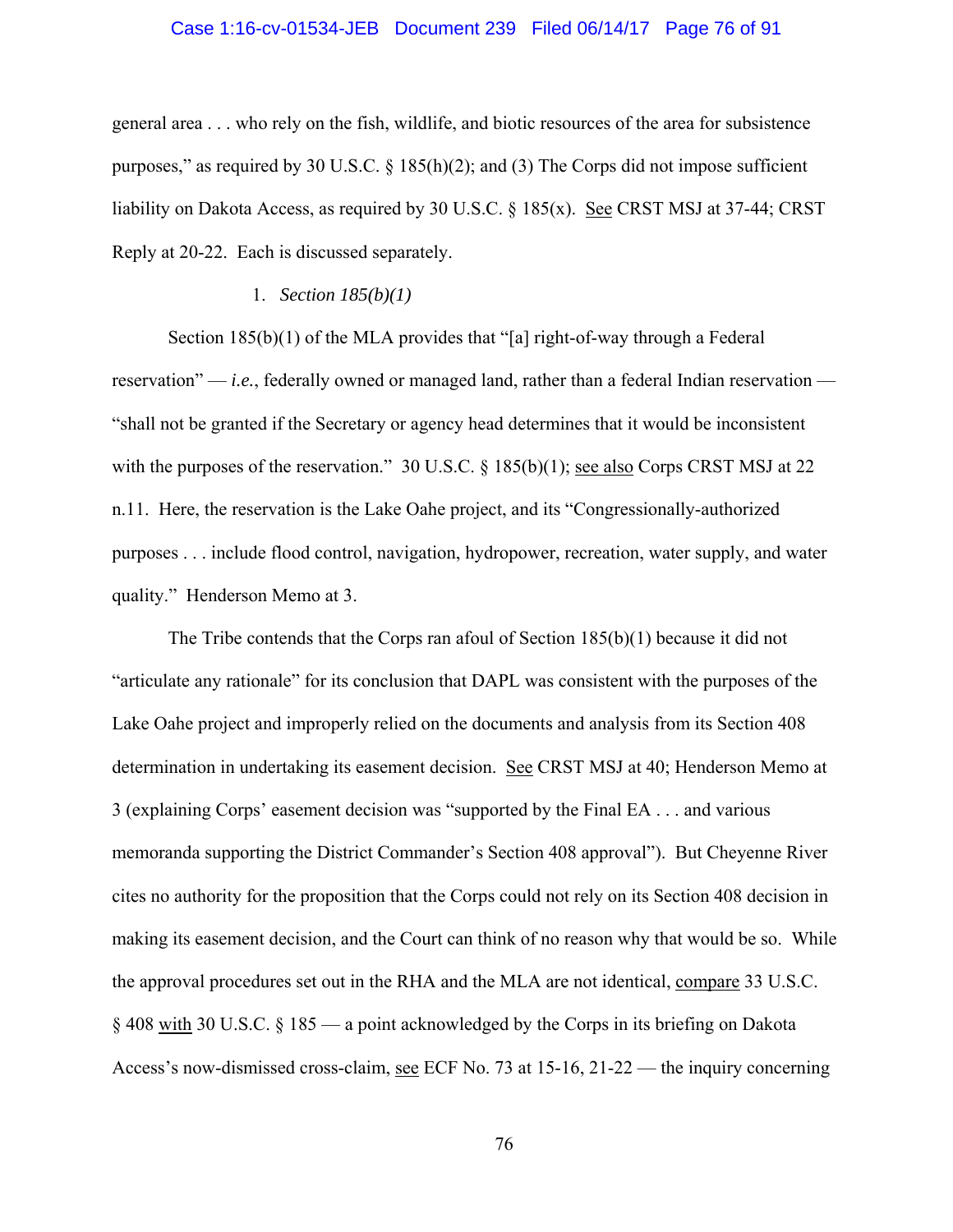general area . . . who rely on the fish, wildlife, and biotic resources of the area for subsistence purposes," as required by 30 U.S.C. § 185(h)(2); and (3) The Corps did not impose sufficient liability on Dakota Access, as required by 30 U.S.C. § 185(x). See CRST MSJ at 37-44; CRST Reply at 20-22. Each is discussed separately.

1. *Section 185(b)(1)*

Section 185(b)(1) of the MLA provides that "[a] right-of-way through a Federal reservation" — *i.e.*, federally owned or managed land, rather than a federal Indian reservation — "shall not be granted if the Secretary or agency head determines that it would be inconsistent with the purposes of the reservation." 30 U.S.C. § 185(b)(1); see also Corps CRST MSJ at 22 n.11. Here, the reservation is the Lake Oahe project, and its "Congressionally-authorized purposes . . . include flood control, navigation, hydropower, recreation, water supply, and water quality." Henderson Memo at 3.

The Tribe contends that the Corps ran afoul of Section 185(b)(1) because it did not "articulate any rationale" for its conclusion that DAPL was consistent with the purposes of the Lake Oahe project and improperly relied on the documents and analysis from its Section 408 determination in undertaking its easement decision. See CRST MSJ at 40; Henderson Memo at 3 (explaining Corps' easement decision was "supported by the Final EA . . . and various memoranda supporting the District Commander's Section 408 approval"). But Cheyenne River cites no authority for the proposition that the Corps could not rely on its Section 408 decision in making its easement decision, and the Court can think of no reason why that would be so. While the approval procedures set out in the RHA and the MLA are not identical, compare 33 U.S.C. § 408 with 30 U.S.C. § 185 — a point acknowledged by the Corps in its briefing on Dakota Access's now-dismissed cross-claim, see ECF No. 73 at 15-16, 21-22 — the inquiry concerning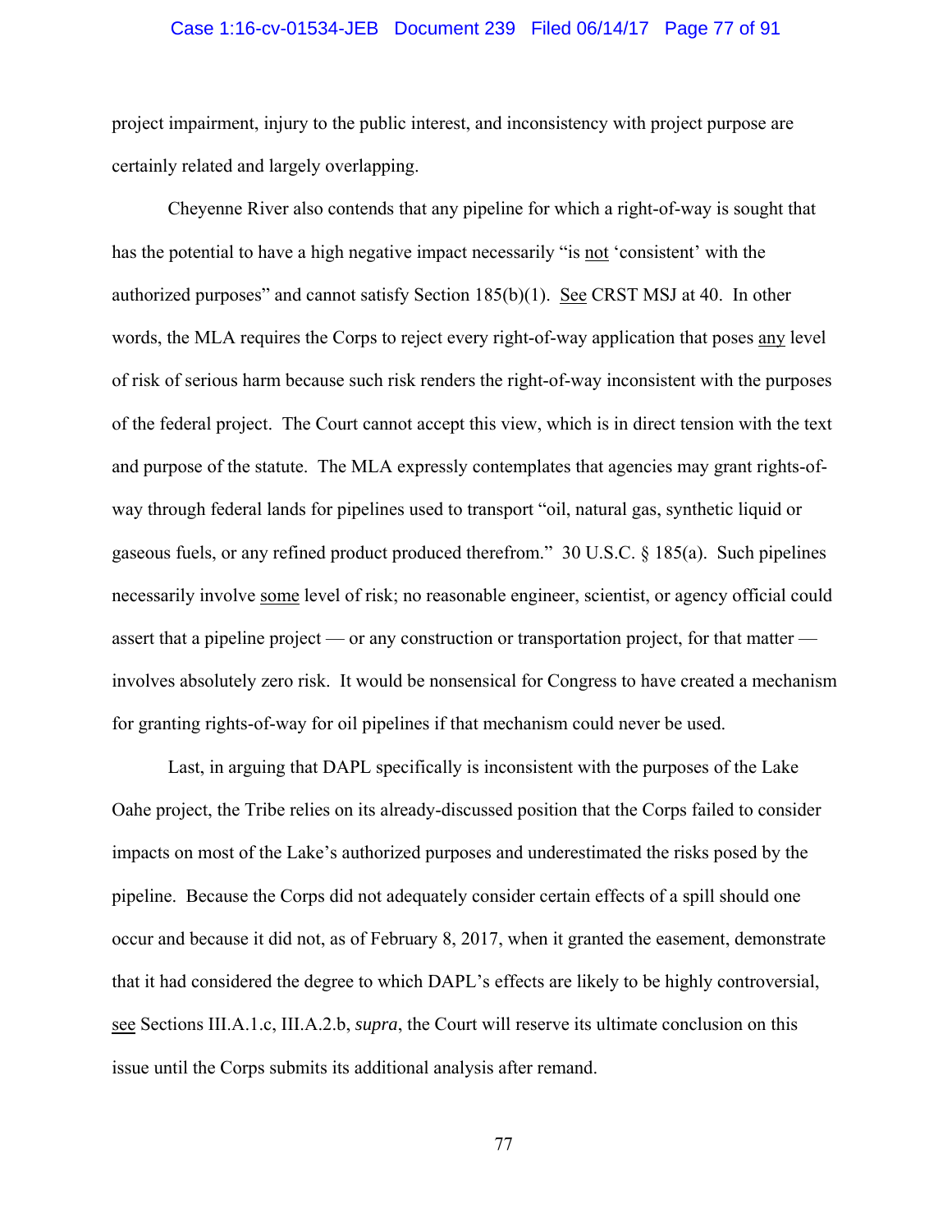project impairment, injury to the public interest, and inconsistency with project purpose are certainly related and largely overlapping.

Cheyenne River also contends that any pipeline for which a right-of-way is sought that has the potential to have a high negative impact necessarily "is not 'consistent' with the authorized purposes" and cannot satisfy Section 185(b)(1). See CRST MSJ at 40. In other words, the MLA requires the Corps to reject every right-of-way application that poses any level of risk of serious harm because such risk renders the right-of-way inconsistent with the purposes of the federal project. The Court cannot accept this view, which is in direct tension with the text and purpose of the statute. The MLA expressly contemplates that agencies may grant rights-of-way through federal lands for pipelines used to transport "oil, natural gas, synthetic liquid or gaseous fuels, or any refined product produced therefrom." 30 U.S.C. § 185(a). Such pipelines necessarily involve some level of risk; no reasonable engineer, scientist, or agency official could assert that a pipeline project — or any construction or transportation project, for that matter — involves absolutely zero risk. It would be nonsensical for Congress to have created a mechanism for granting rights-of-way for oil pipelines if that mechanism could never be used.

Last, in arguing that DAPL specifically is inconsistent with the purposes of the Lake Oahe project, the Tribe relies on its already-discussed position that the Corps failed to consider impacts on most of the Lake's authorized purposes and underestimated the risks posed by the pipeline. Because the Corps did not adequately consider certain effects of a spill should one occur and because it did not, as of February 8, 2017, when it granted the easement, demonstrate that it had considered the degree to which DAPL's effects are likely to be highly controversial, see Sections III.A.1.c, III.A.2.b, *supra*, the Court will reserve its ultimate conclusion on this issue until the Corps submits its additional analysis after remand.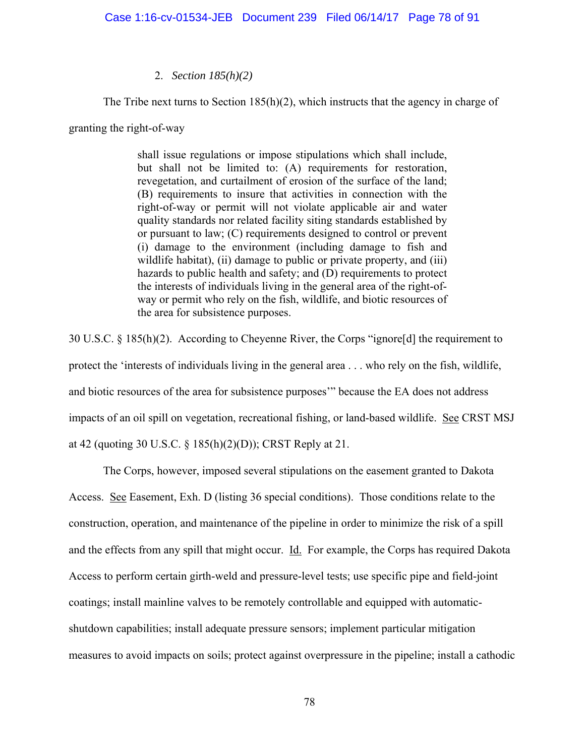2. *Section 185(h)(2)*

The Tribe next turns to Section 185(h)(2), which instructs that the agency in charge of granting the right-of-way

> shall issue regulations or impose stipulations which shall include, but shall not be limited to: (A) requirements for restoration, revegetation, and curtailment of erosion of the surface of the land; (B) requirements to insure that activities in connection with the right-of-way or permit will not violate applicable air and water quality standards nor related facility siting standards established by or pursuant to law; (C) requirements designed to control or prevent (i) damage to the environment (including damage to fish and wildlife habitat), (ii) damage to public or private property, and (iii) hazards to public health and safety; and (D) requirements to protect the interests of individuals living in the general area of the right-of-way or permit who rely on the fish, wildlife, and biotic resources of the area for subsistence purposes.

30 U.S.C. § 185(h)(2). According to Cheyenne River, the Corps "ignore[d] the requirement to protect the 'interests of individuals living in the general area . . . who rely on the fish, wildlife, and biotic resources of the area for subsistence purposes'" because the EA does not address impacts of an oil spill on vegetation, recreational fishing, or land-based wildlife. See CRST MSJ at 42 (quoting 30 U.S.C. § 185(h)(2)(D)); CRST Reply at 21.

The Corps, however, imposed several stipulations on the easement granted to Dakota Access. See Easement, Exh. D (listing 36 special conditions). Those conditions relate to the construction, operation, and maintenance of the pipeline in order to minimize the risk of a spill and the effects from any spill that might occur. Id. For example, the Corps has required Dakota Access to perform certain girth-weld and pressure-level tests; use specific pipe and field-joint coatings; install mainline valves to be remotely controllable and equipped with automatic-shutdown capabilities; install adequate pressure sensors; implement particular mitigation measures to avoid impacts on soils; protect against overpressure in the pipeline; install a cathodic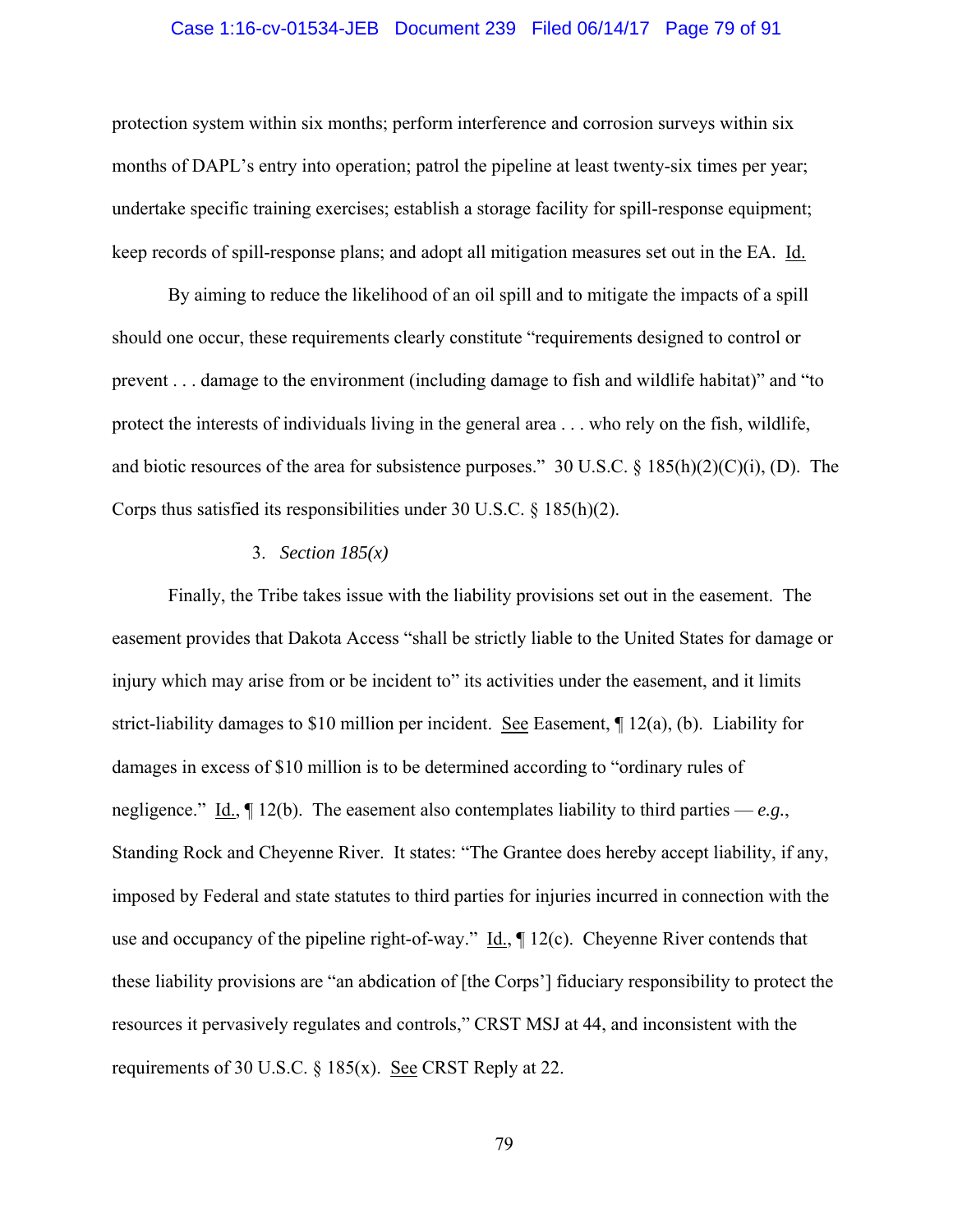protection system within six months; perform interference and corrosion surveys within six months of DAPL's entry into operation; patrol the pipeline at least twenty-six times per year; undertake specific training exercises; establish a storage facility for spill-response equipment; keep records of spill-response plans; and adopt all mitigation measures set out in the EA. Id.

By aiming to reduce the likelihood of an oil spill and to mitigate the impacts of a spill should one occur, these requirements clearly constitute "requirements designed to control or prevent . . . damage to the environment (including damage to fish and wildlife habitat)" and "to protect the interests of individuals living in the general area . . . who rely on the fish, wildlife, and biotic resources of the area for subsistence purposes." 30 U.S.C. § 185(h)(2)(C)(i), (D). The Corps thus satisfied its responsibilities under 30 U.S.C. § 185(h)(2).

3. *Section 185(x)*

Finally, the Tribe takes issue with the liability provisions set out in the easement. The easement provides that Dakota Access "shall be strictly liable to the United States for damage or injury which may arise from or be incident to" its activities under the easement, and it limits strict-liability damages to $10 million per incident. See Easement, ¶ 12(a), (b). Liability for damages in excess of $10 million is to be determined according to "ordinary rules of negligence." Id., ¶ 12(b). The easement also contemplates liability to third parties — *e.g.*, Standing Rock and Cheyenne River. It states: "The Grantee does hereby accept liability, if any, imposed by Federal and state statutes to third parties for injuries incurred in connection with the use and occupancy of the pipeline right-of-way." Id., ¶ 12(c). Cheyenne River contends that these liability provisions are "an abdication of [the Corps'] fiduciary responsibility to protect the resources it pervasively regulates and controls," CRST MSJ at 44, and inconsistent with the requirements of 30 U.S.C. § 185(x). See CRST Reply at 22.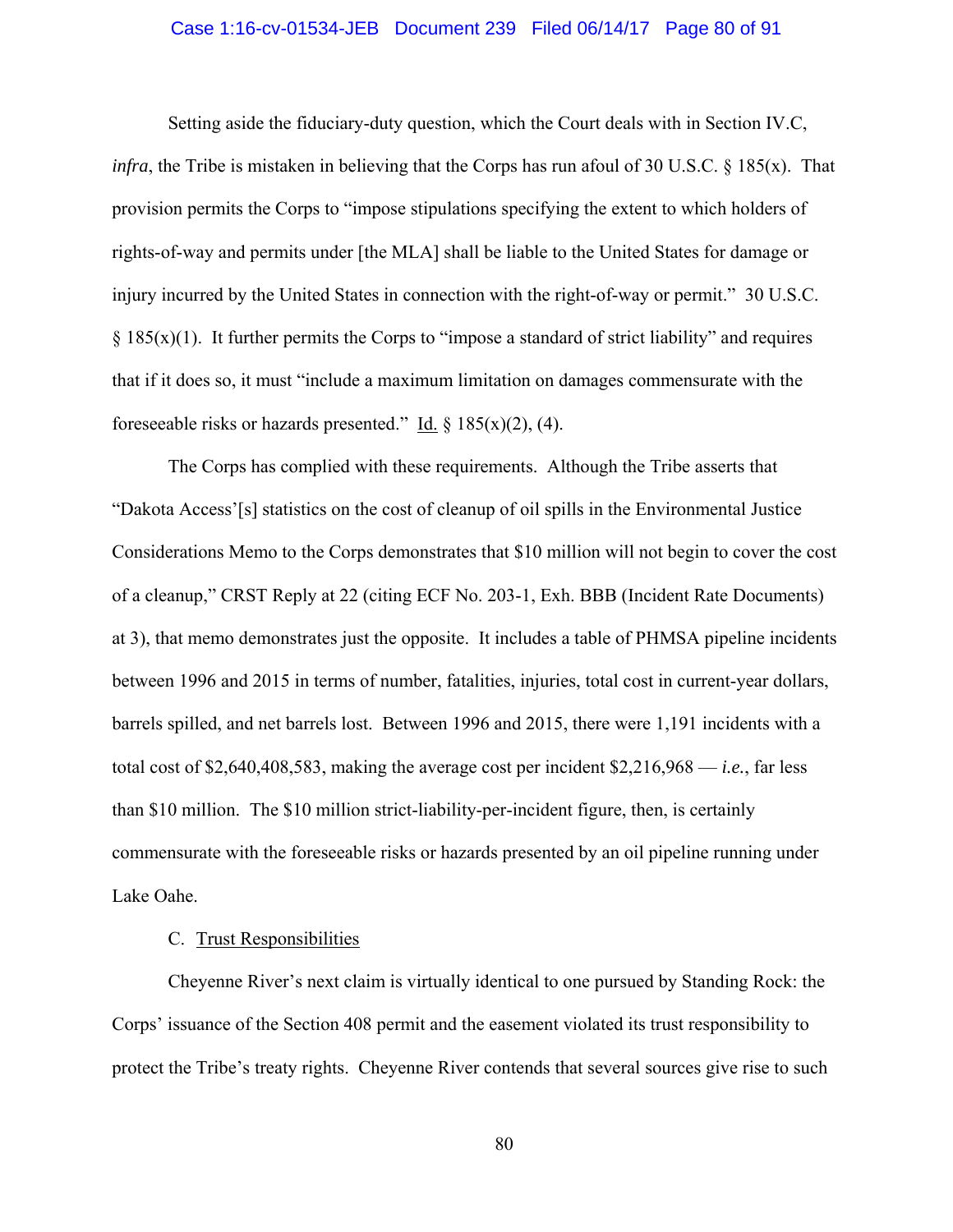Setting aside the fiduciary-duty question, which the Court deals with in Section IV.C, *infra*, the Tribe is mistaken in believing that the Corps has run afoul of 30 U.S.C. § 185(x). That provision permits the Corps to "impose stipulations specifying the extent to which holders of rights-of-way and permits under [the MLA] shall be liable to the United States for damage or injury incurred by the United States in connection with the right-of-way or permit." 30 U.S.C. § 185(x)(1). It further permits the Corps to "impose a standard of strict liability" and requires that if it does so, it must "include a maximum limitation on damages commensurate with the foreseeable risks or hazards presented." Id. § 185(x)(2), (4).

The Corps has complied with these requirements. Although the Tribe asserts that "Dakota Access'[s] statistics on the cost of cleanup of oil spills in the Environmental Justice Considerations Memo to the Corps demonstrates that $10 million will not begin to cover the cost of a cleanup," CRST Reply at 22 (citing ECF No. 203-1, Exh. BBB (Incident Rate Documents) at 3), that memo demonstrates just the opposite. It includes a table of PHMSA pipeline incidents between 1996 and 2015 in terms of number, fatalities, injuries, total cost in current-year dollars, barrels spilled, and net barrels lost. Between 1996 and 2015, there were 1,191 incidents with a total cost of $2,640,408,583, making the average cost per incident $2,216,968 — *i.e.*, far less than $10 million. The $10 million strict-liability-per-incident figure, then, is certainly commensurate with the foreseeable risks or hazards presented by an oil pipeline running under Lake Oahe.

C. Trust Responsibilities

Cheyenne River's next claim is virtually identical to one pursued by Standing Rock: the Corps' issuance of the Section 408 permit and the easement violated its trust responsibility to protect the Tribe's treaty rights. Cheyenne River contends that several sources give rise to such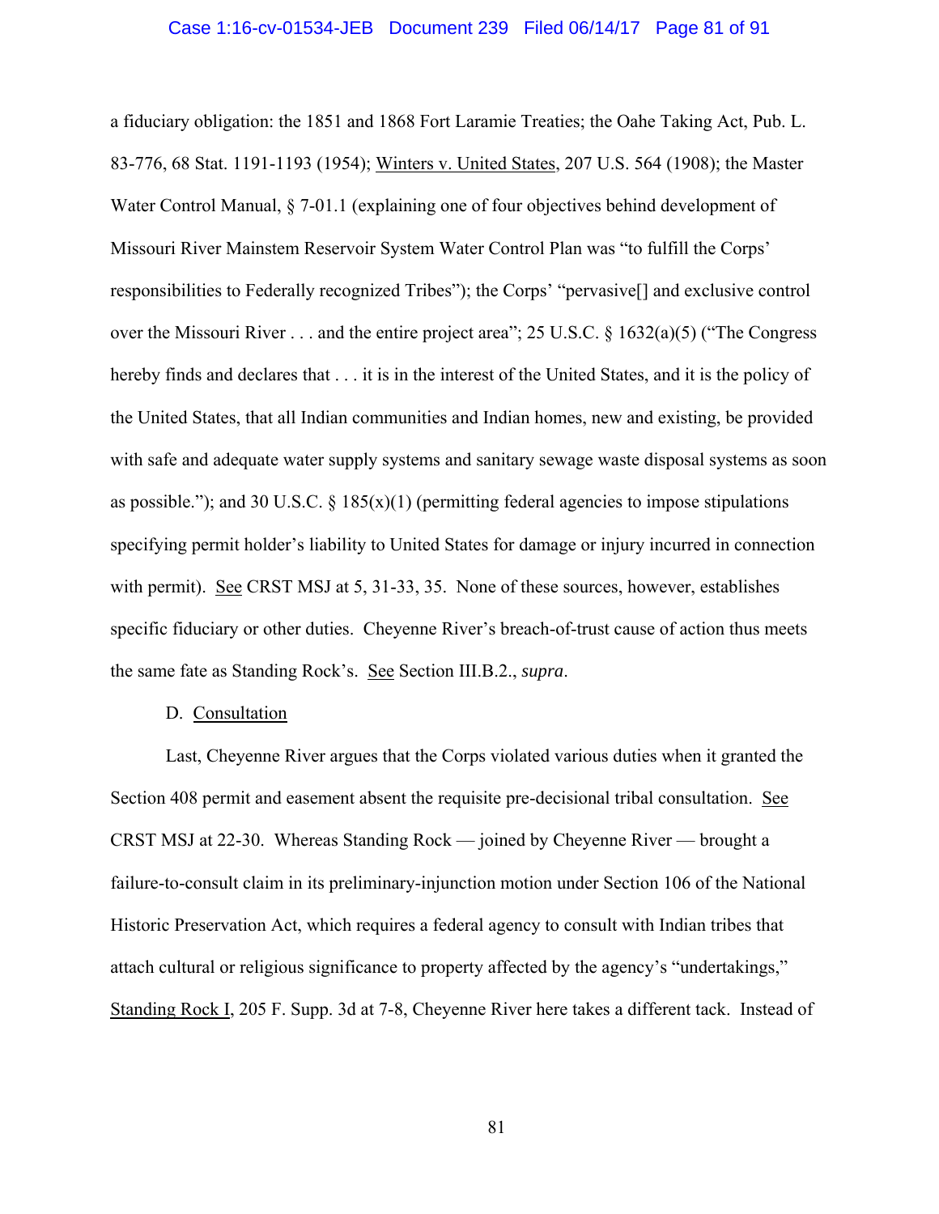a fiduciary obligation: the 1851 and 1868 Fort Laramie Treaties; the Oahe Taking Act, Pub. L. 83-776, 68 Stat. 1191-1193 (1954); Winters v. United States, 207 U.S. 564 (1908); the Master Water Control Manual, § 7-01.1 (explaining one of four objectives behind development of Missouri River Mainstem Reservoir System Water Control Plan was "to fulfill the Corps' responsibilities to Federally recognized Tribes"); the Corps' "pervasive[] and exclusive control over the Missouri River . . . and the entire project area"; 25 U.S.C. § 1632(a)(5) ("The Congress hereby finds and declares that . . . it is in the interest of the United States, and it is the policy of the United States, that all Indian communities and Indian homes, new and existing, be provided with safe and adequate water supply systems and sanitary sewage waste disposal systems as soon as possible."); and 30 U.S.C. § 185(x)(1) (permitting federal agencies to impose stipulations specifying permit holder's liability to United States for damage or injury incurred in connection with permit). See CRST MSJ at 5, 31-33, 35. None of these sources, however, establishes specific fiduciary or other duties. Cheyenne River's breach-of-trust cause of action thus meets the same fate as Standing Rock's. See Section III.B.2., *supra*.

D. Consultation

Last, Cheyenne River argues that the Corps violated various duties when it granted the Section 408 permit and easement absent the requisite pre-decisional tribal consultation. See CRST MSJ at 22-30. Whereas Standing Rock — joined by Cheyenne River — brought a failure-to-consult claim in its preliminary-injunction motion under Section 106 of the National Historic Preservation Act, which requires a federal agency to consult with Indian tribes that attach cultural or religious significance to property affected by the agency's "undertakings," Standing Rock I, 205 F. Supp. 3d at 7-8, Cheyenne River here takes a different tack. Instead of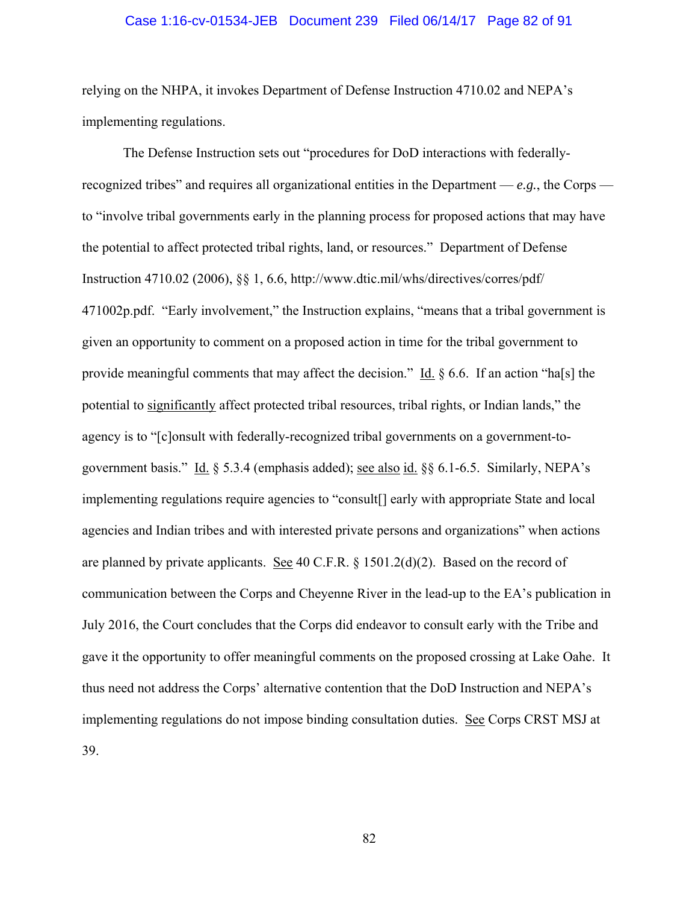relying on the NHPA, it invokes Department of Defense Instruction 4710.02 and NEPA's implementing regulations.

The Defense Instruction sets out "procedures for DoD interactions with federally-recognized tribes" and requires all organizational entities in the Department — *e.g.*, the Corps — to "involve tribal governments early in the planning process for proposed actions that may have the potential to affect protected tribal rights, land, or resources." Department of Defense Instruction 4710.02 (2006), §§ 1, 6.6, http://www.dtic.mil/whs/directives/corres/pdf/471002p.pdf. "Early involvement," the Instruction explains, "means that a tribal government is given an opportunity to comment on a proposed action in time for the tribal government to provide meaningful comments that may affect the decision." Id. § 6.6. If an action "ha[s] the potential to significantly affect protected tribal resources, tribal rights, or Indian lands," the agency is to "[c]onsult with federally-recognized tribal governments on a government-to-government basis." Id. § 5.3.4 (emphasis added); see also id. §§ 6.1-6.5. Similarly, NEPA's implementing regulations require agencies to "consult[] early with appropriate State and local agencies and Indian tribes and with interested private persons and organizations" when actions are planned by private applicants. See 40 C.F.R. § 1501.2(d)(2). Based on the record of communication between the Corps and Cheyenne River in the lead-up to the EA's publication in July 2016, the Court concludes that the Corps did endeavor to consult early with the Tribe and gave it the opportunity to offer meaningful comments on the proposed crossing at Lake Oahe. It thus need not address the Corps' alternative contention that the DoD Instruction and NEPA's implementing regulations do not impose binding consultation duties. See Corps CRST MSJ at 39.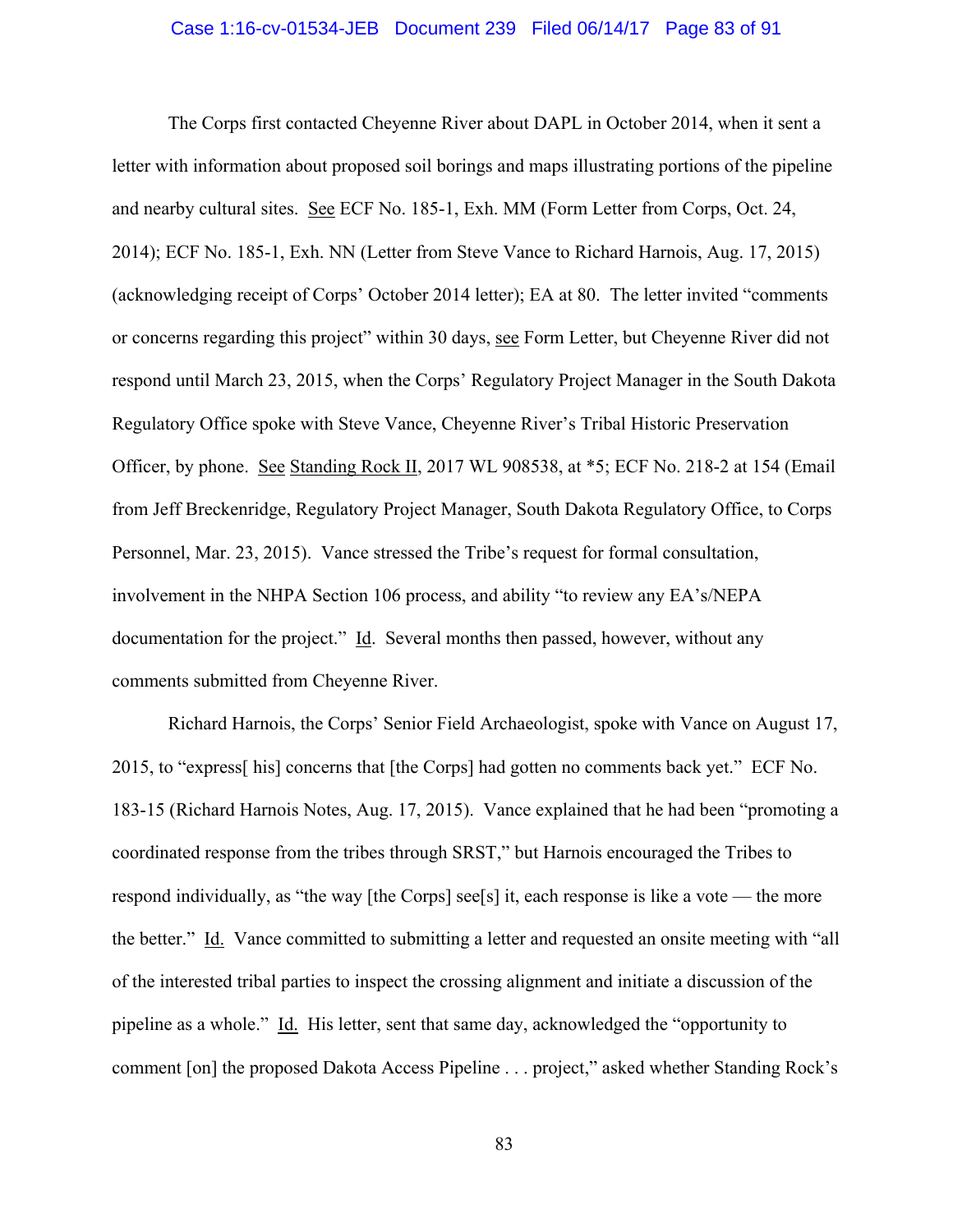The Corps first contacted Cheyenne River about DAPL in October 2014, when it sent a letter with information about proposed soil borings and maps illustrating portions of the pipeline and nearby cultural sites. See ECF No. 185-1, Exh. MM (Form Letter from Corps, Oct. 24, 2014); ECF No. 185-1, Exh. NN (Letter from Steve Vance to Richard Harnois, Aug. 17, 2015) (acknowledging receipt of Corps' October 2014 letter); EA at 80. The letter invited "comments or concerns regarding this project" within 30 days, see Form Letter, but Cheyenne River did not respond until March 23, 2015, when the Corps' Regulatory Project Manager in the South Dakota Regulatory Office spoke with Steve Vance, Cheyenne River's Tribal Historic Preservation Officer, by phone. See Standing Rock II, 2017 WL 908538, at *5; ECF No. 218-2 at 154 (Email from Jeff Breckenridge, Regulatory Project Manager, South Dakota Regulatory Office, to Corps Personnel, Mar. 23, 2015). Vance stressed the Tribe's request for formal consultation, involvement in the NHPA Section 106 process, and ability "to review any EA's/NEPA documentation for the project." Id. Several months then passed, however, without any comments submitted from Cheyenne River.

Richard Harnois, the Corps' Senior Field Archaeologist, spoke with Vance on August 17, 2015, to "express[ his] concerns that [the Corps] had gotten no comments back yet." ECF No. 183-15 (Richard Harnois Notes, Aug. 17, 2015). Vance explained that he had been "promoting a coordinated response from the tribes through SRST," but Harnois encouraged the Tribes to respond individually, as "the way [the Corps] see[s] it, each response is like a vote — the more the better." Id. Vance committed to submitting a letter and requested an onsite meeting with "all of the interested tribal parties to inspect the crossing alignment and initiate a discussion of the pipeline as a whole." Id. His letter, sent that same day, acknowledged the "opportunity to comment [on] the proposed Dakota Access Pipeline . . . project," asked whether Standing Rock's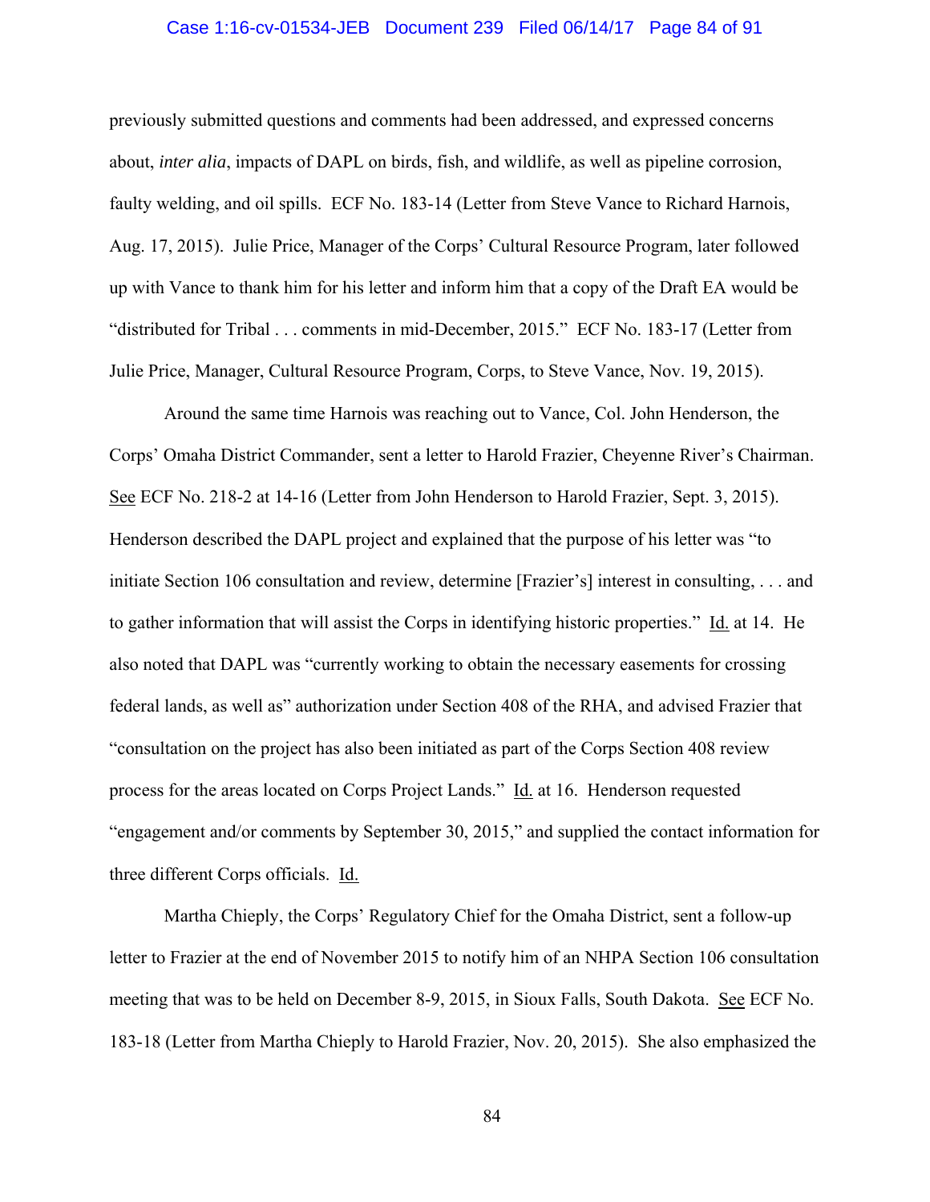previously submitted questions and comments had been addressed, and expressed concerns about, *inter alia*, impacts of DAPL on birds, fish, and wildlife, as well as pipeline corrosion, faulty welding, and oil spills. ECF No. 183-14 (Letter from Steve Vance to Richard Harnois, Aug. 17, 2015). Julie Price, Manager of the Corps' Cultural Resource Program, later followed up with Vance to thank him for his letter and inform him that a copy of the Draft EA would be "distributed for Tribal . . . comments in mid-December, 2015." ECF No. 183-17 (Letter from Julie Price, Manager, Cultural Resource Program, Corps, to Steve Vance, Nov. 19, 2015).

Around the same time Harnois was reaching out to Vance, Col. John Henderson, the Corps' Omaha District Commander, sent a letter to Harold Frazier, Cheyenne River's Chairman. See ECF No. 218-2 at 14-16 (Letter from John Henderson to Harold Frazier, Sept. 3, 2015). Henderson described the DAPL project and explained that the purpose of his letter was "to initiate Section 106 consultation and review, determine [Frazier's] interest in consulting, . . . and to gather information that will assist the Corps in identifying historic properties." Id. at 14. He also noted that DAPL was "currently working to obtain the necessary easements for crossing federal lands, as well as" authorization under Section 408 of the RHA, and advised Frazier that "consultation on the project has also been initiated as part of the Corps Section 408 review process for the areas located on Corps Project Lands." Id. at 16. Henderson requested "engagement and/or comments by September 30, 2015," and supplied the contact information for three different Corps officials. Id.

Martha Chieply, the Corps' Regulatory Chief for the Omaha District, sent a follow-up letter to Frazier at the end of November 2015 to notify him of an NHPA Section 106 consultation meeting that was to be held on December 8-9, 2015, in Sioux Falls, South Dakota. See ECF No. 183-18 (Letter from Martha Chieply to Harold Frazier, Nov. 20, 2015). She also emphasized the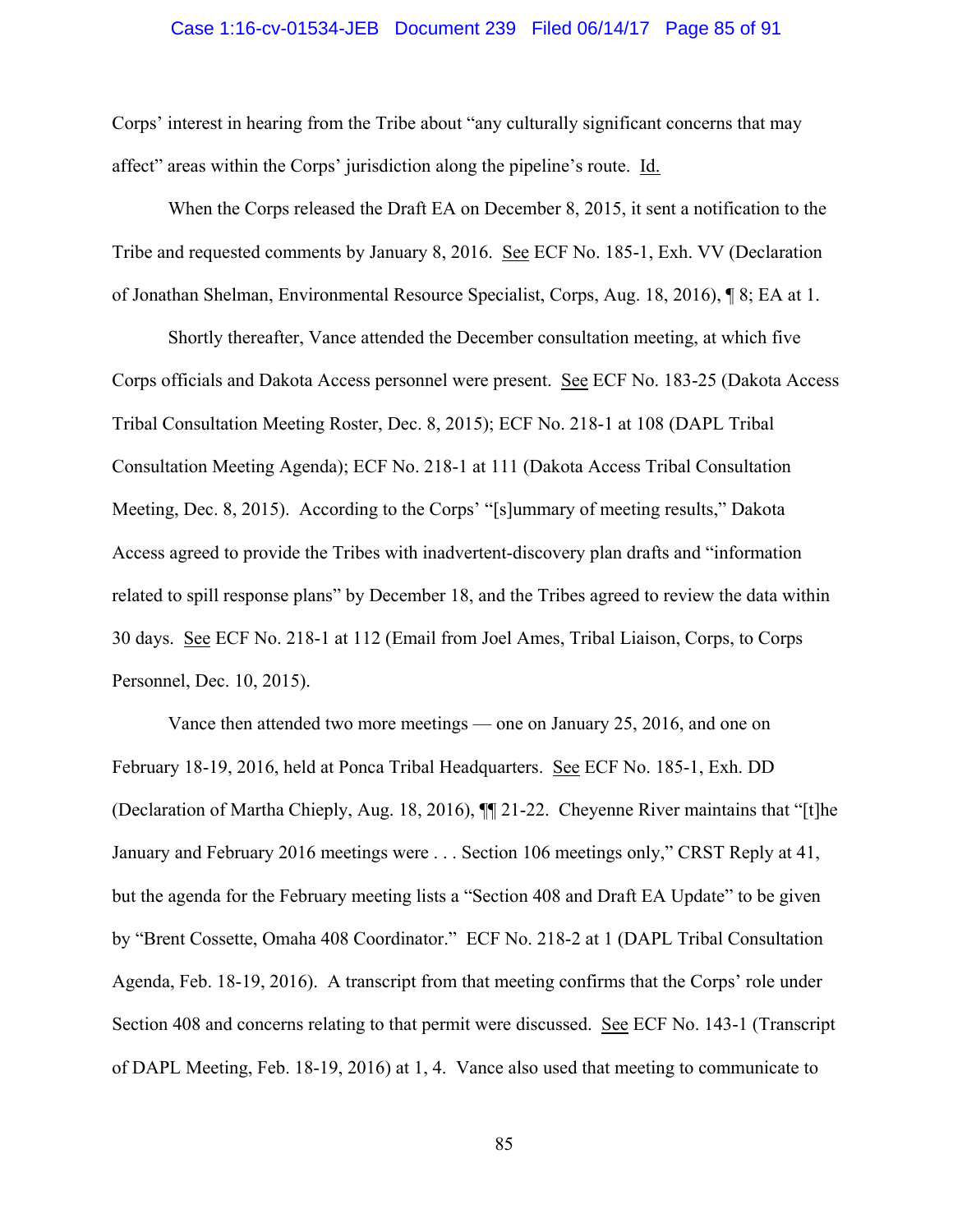Corps' interest in hearing from the Tribe about "any culturally significant concerns that may affect" areas within the Corps' jurisdiction along the pipeline's route. Id.

When the Corps released the Draft EA on December 8, 2015, it sent a notification to the Tribe and requested comments by January 8, 2016. See ECF No. 185-1, Exh. VV (Declaration of Jonathan Shelman, Environmental Resource Specialist, Corps, Aug. 18, 2016), ¶ 8; EA at 1.

Shortly thereafter, Vance attended the December consultation meeting, at which five Corps officials and Dakota Access personnel were present. See ECF No. 183-25 (Dakota Access Tribal Consultation Meeting Roster, Dec. 8, 2015); ECF No. 218-1 at 108 (DAPL Tribal Consultation Meeting Agenda); ECF No. 218-1 at 111 (Dakota Access Tribal Consultation Meeting, Dec. 8, 2015). According to the Corps' "[s]ummary of meeting results," Dakota Access agreed to provide the Tribes with inadvertent-discovery plan drafts and "information related to spill response plans" by December 18, and the Tribes agreed to review the data within 30 days. See ECF No. 218-1 at 112 (Email from Joel Ames, Tribal Liaison, Corps, to Corps Personnel, Dec. 10, 2015).

Vance then attended two more meetings — one on January 25, 2016, and one on February 18-19, 2016, held at Ponca Tribal Headquarters. See ECF No. 185-1, Exh. DD (Declaration of Martha Chieply, Aug. 18, 2016), ¶¶ 21-22. Cheyenne River maintains that "[t]he January and February 2016 meetings were . . . Section 106 meetings only," CRST Reply at 41, but the agenda for the February meeting lists a "Section 408 and Draft EA Update" to be given by "Brent Cossette, Omaha 408 Coordinator." ECF No. 218-2 at 1 (DAPL Tribal Consultation Agenda, Feb. 18-19, 2016). A transcript from that meeting confirms that the Corps' role under Section 408 and concerns relating to that permit were discussed. See ECF No. 143-1 (Transcript of DAPL Meeting, Feb. 18-19, 2016) at 1, 4. Vance also used that meeting to communicate to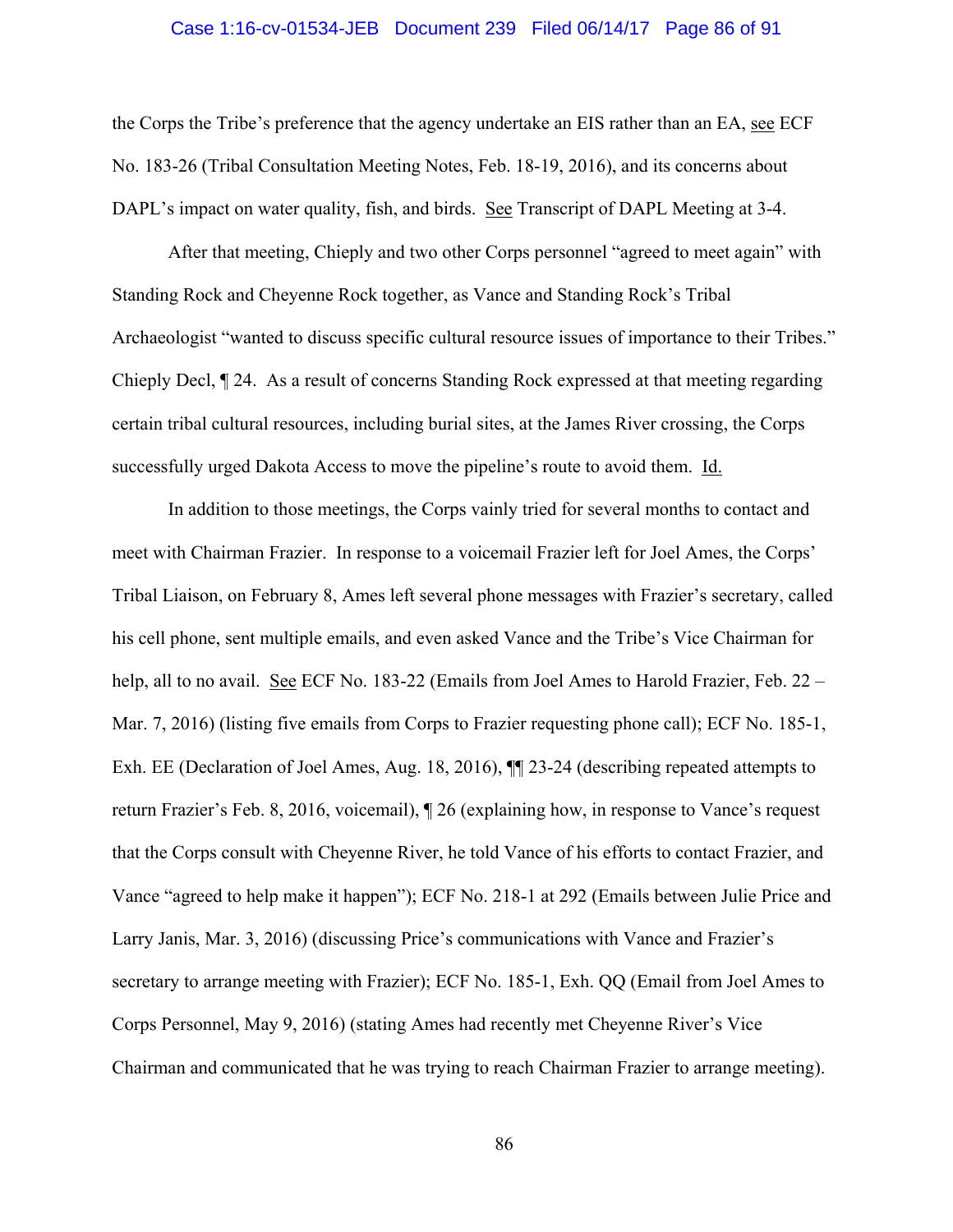the Corps the Tribe's preference that the agency undertake an EIS rather than an EA, see ECF No. 183-26 (Tribal Consultation Meeting Notes, Feb. 18-19, 2016), and its concerns about DAPL's impact on water quality, fish, and birds. See Transcript of DAPL Meeting at 3-4.

After that meeting, Chieply and two other Corps personnel "agreed to meet again" with Standing Rock and Cheyenne Rock together, as Vance and Standing Rock's Tribal Archaeologist "wanted to discuss specific cultural resource issues of importance to their Tribes." Chieply Decl, ¶ 24. As a result of concerns Standing Rock expressed at that meeting regarding certain tribal cultural resources, including burial sites, at the James River crossing, the Corps successfully urged Dakota Access to move the pipeline's route to avoid them. Id.

In addition to those meetings, the Corps vainly tried for several months to contact and meet with Chairman Frazier. In response to a voicemail Frazier left for Joel Ames, the Corps' Tribal Liaison, on February 8, Ames left several phone messages with Frazier's secretary, called his cell phone, sent multiple emails, and even asked Vance and the Tribe's Vice Chairman for help, all to no avail. See ECF No. 183-22 (Emails from Joel Ames to Harold Frazier, Feb. 22 – Mar. 7, 2016) (listing five emails from Corps to Frazier requesting phone call); ECF No. 185-1, Exh. EE (Declaration of Joel Ames, Aug. 18, 2016), ¶¶ 23-24 (describing repeated attempts to return Frazier's Feb. 8, 2016, voicemail), ¶ 26 (explaining how, in response to Vance's request that the Corps consult with Cheyenne River, he told Vance of his efforts to contact Frazier, and Vance "agreed to help make it happen"); ECF No. 218-1 at 292 (Emails between Julie Price and Larry Janis, Mar. 3, 2016) (discussing Price's communications with Vance and Frazier's secretary to arrange meeting with Frazier); ECF No. 185-1, Exh. QQ (Email from Joel Ames to Corps Personnel, May 9, 2016) (stating Ames had recently met Cheyenne River's Vice Chairman and communicated that he was trying to reach Chairman Frazier to arrange meeting).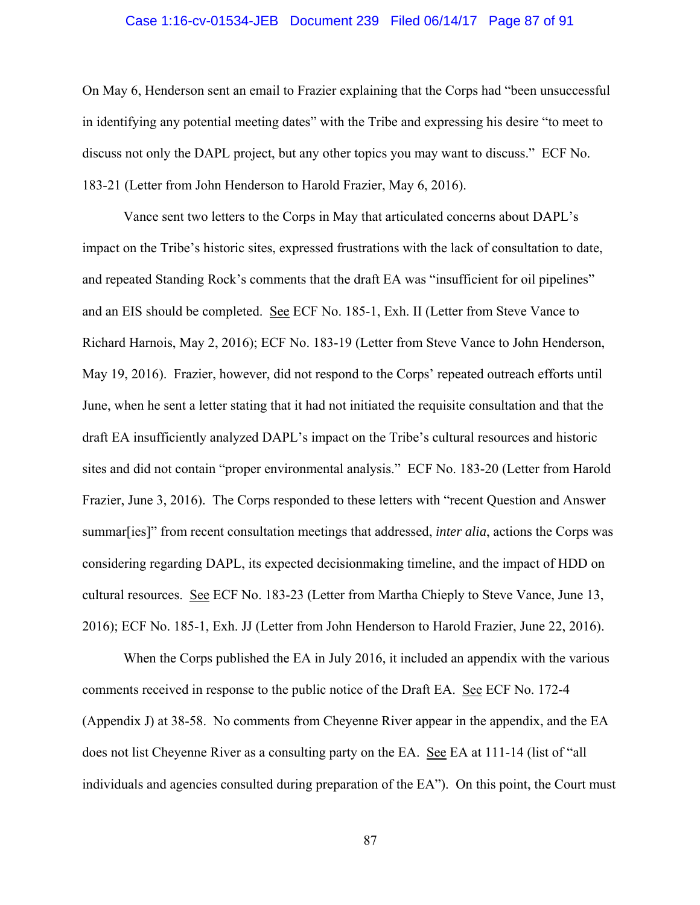On May 6, Henderson sent an email to Frazier explaining that the Corps had "been unsuccessful in identifying any potential meeting dates" with the Tribe and expressing his desire "to meet to discuss not only the DAPL project, but any other topics you may want to discuss." ECF No. 183-21 (Letter from John Henderson to Harold Frazier, May 6, 2016).

Vance sent two letters to the Corps in May that articulated concerns about DAPL's impact on the Tribe's historic sites, expressed frustrations with the lack of consultation to date, and repeated Standing Rock's comments that the draft EA was "insufficient for oil pipelines" and an EIS should be completed. See ECF No. 185-1, Exh. II (Letter from Steve Vance to Richard Harnois, May 2, 2016); ECF No. 183-19 (Letter from Steve Vance to John Henderson, May 19, 2016). Frazier, however, did not respond to the Corps' repeated outreach efforts until June, when he sent a letter stating that it had not initiated the requisite consultation and that the draft EA insufficiently analyzed DAPL's impact on the Tribe's cultural resources and historic sites and did not contain "proper environmental analysis." ECF No. 183-20 (Letter from Harold Frazier, June 3, 2016). The Corps responded to these letters with "recent Question and Answer summar[ies]" from recent consultation meetings that addressed, *inter alia*, actions the Corps was considering regarding DAPL, its expected decisionmaking timeline, and the impact of HDD on cultural resources. See ECF No. 183-23 (Letter from Martha Chieply to Steve Vance, June 13, 2016); ECF No. 185-1, Exh. JJ (Letter from John Henderson to Harold Frazier, June 22, 2016).

When the Corps published the EA in July 2016, it included an appendix with the various comments received in response to the public notice of the Draft EA. See ECF No. 172-4 (Appendix J) at 38-58. No comments from Cheyenne River appear in the appendix, and the EA does not list Cheyenne River as a consulting party on the EA. See EA at 111-14 (list of "all individuals and agencies consulted during preparation of the EA"). On this point, the Court must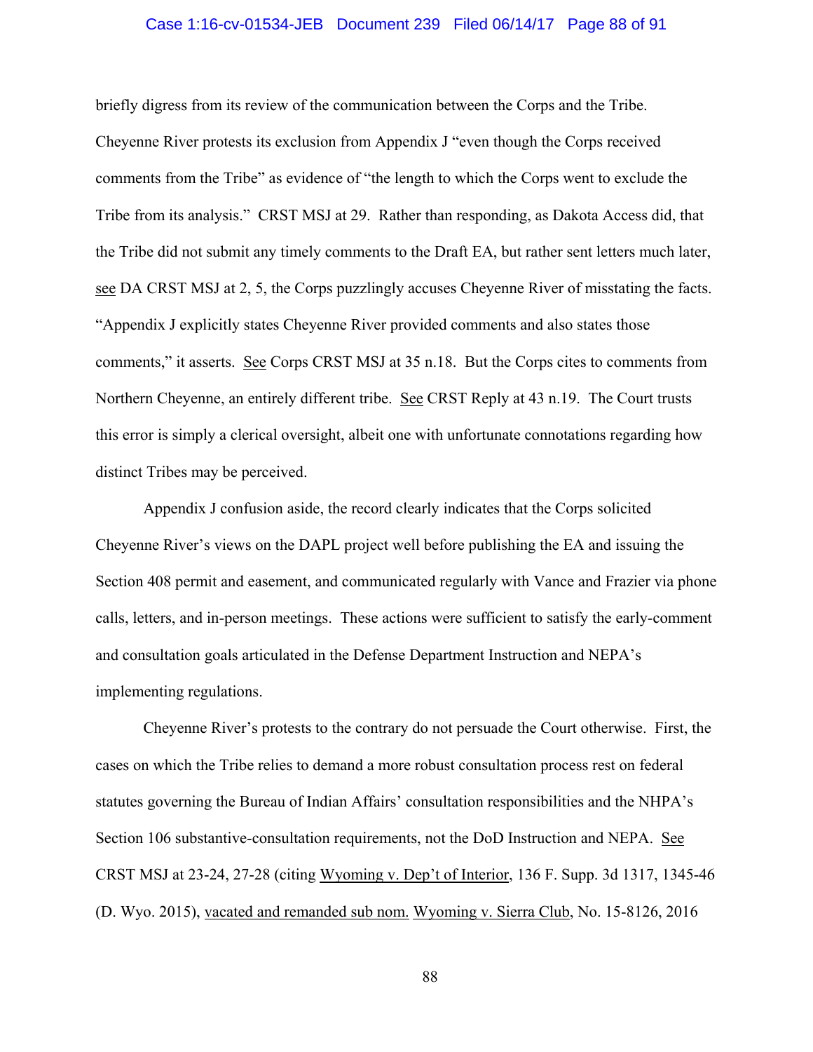briefly digress from its review of the communication between the Corps and the Tribe. Cheyenne River protests its exclusion from Appendix J "even though the Corps received comments from the Tribe" as evidence of "the length to which the Corps went to exclude the Tribe from its analysis." CRST MSJ at 29. Rather than responding, as Dakota Access did, that the Tribe did not submit any timely comments to the Draft EA, but rather sent letters much later, see DA CRST MSJ at 2, 5, the Corps puzzlingly accuses Cheyenne River of misstating the facts. "Appendix J explicitly states Cheyenne River provided comments and also states those comments," it asserts. See Corps CRST MSJ at 35 n.18. But the Corps cites to comments from Northern Cheyenne, an entirely different tribe. See CRST Reply at 43 n.19. The Court trusts this error is simply a clerical oversight, albeit one with unfortunate connotations regarding how distinct Tribes may be perceived.

Appendix J confusion aside, the record clearly indicates that the Corps solicited Cheyenne River's views on the DAPL project well before publishing the EA and issuing the Section 408 permit and easement, and communicated regularly with Vance and Frazier via phone calls, letters, and in-person meetings. These actions were sufficient to satisfy the early-comment and consultation goals articulated in the Defense Department Instruction and NEPA's implementing regulations.

Cheyenne River's protests to the contrary do not persuade the Court otherwise. First, the cases on which the Tribe relies to demand a more robust consultation process rest on federal statutes governing the Bureau of Indian Affairs' consultation responsibilities and the NHPA's Section 106 substantive-consultation requirements, not the DoD Instruction and NEPA. See CRST MSJ at 23-24, 27-28 (citing Wyoming v. Dep't of Interior, 136 F. Supp. 3d 1317, 1345-46 (D. Wyo. 2015), vacated and remanded sub nom. Wyoming v. Sierra Club, No. 15-8126, 2016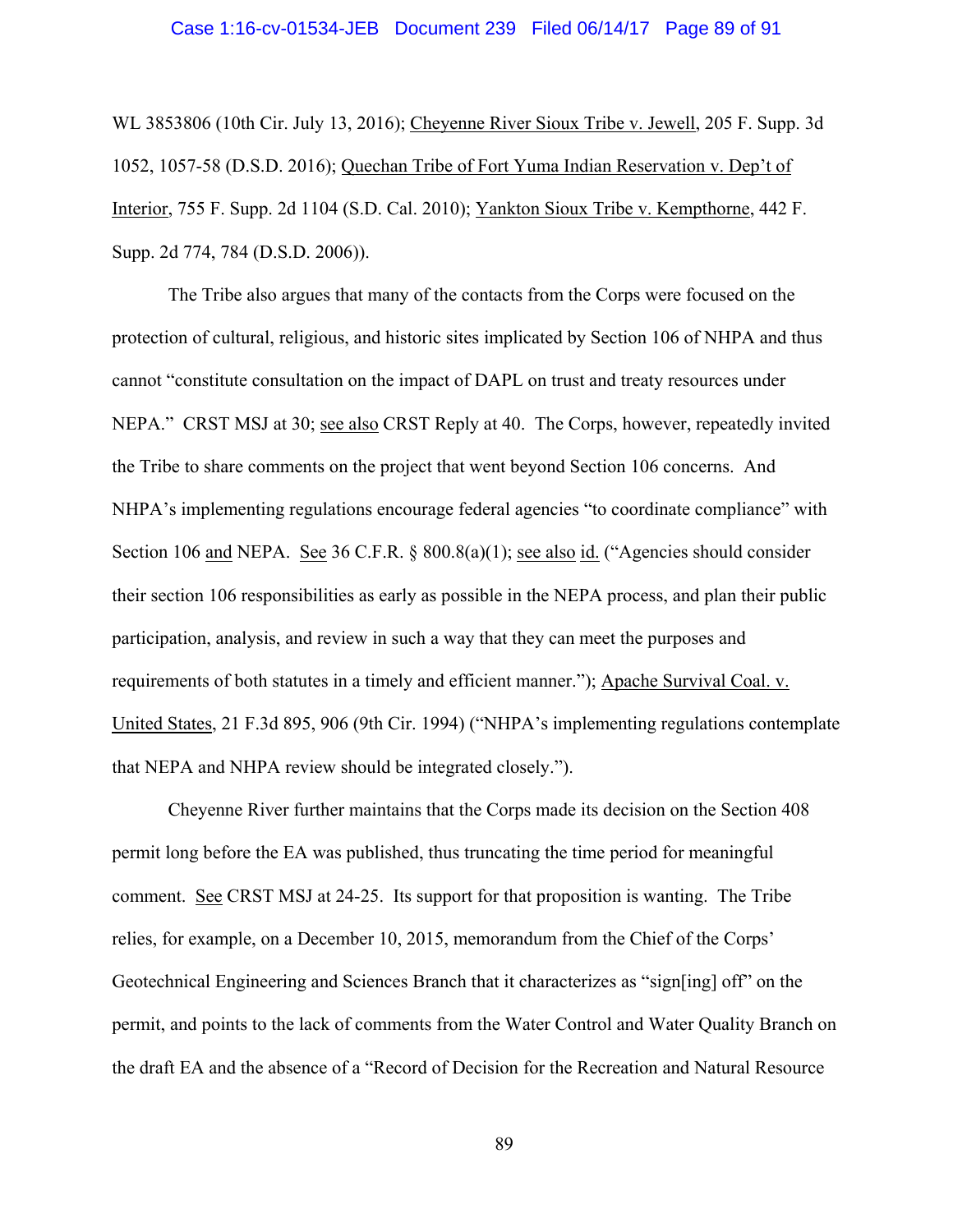WL 3853806 (10th Cir. July 13, 2016); Cheyenne River Sioux Tribe v. Jewell, 205 F. Supp. 3d 1052, 1057-58 (D.S.D. 2016); Quechan Tribe of Fort Yuma Indian Reservation v. Dep't of Interior, 755 F. Supp. 2d 1104 (S.D. Cal. 2010); Yankton Sioux Tribe v. Kempthorne, 442 F. Supp. 2d 774, 784 (D.S.D. 2006)).

The Tribe also argues that many of the contacts from the Corps were focused on the protection of cultural, religious, and historic sites implicated by Section 106 of NHPA and thus cannot "constitute consultation on the impact of DAPL on trust and treaty resources under NEPA." CRST MSJ at 30; see also CRST Reply at 40. The Corps, however, repeatedly invited the Tribe to share comments on the project that went beyond Section 106 concerns. And NHPA's implementing regulations encourage federal agencies "to coordinate compliance" with Section 106 and NEPA. See 36 C.F.R. § 800.8(a)(1); see also id. ("Agencies should consider their section 106 responsibilities as early as possible in the NEPA process, and plan their public participation, analysis, and review in such a way that they can meet the purposes and requirements of both statutes in a timely and efficient manner."); Apache Survival Coal. v. United States, 21 F.3d 895, 906 (9th Cir. 1994) ("NHPA's implementing regulations contemplate that NEPA and NHPA review should be integrated closely.").

Cheyenne River further maintains that the Corps made its decision on the Section 408 permit long before the EA was published, thus truncating the time period for meaningful comment. See CRST MSJ at 24-25. Its support for that proposition is wanting. The Tribe relies, for example, on a December 10, 2015, memorandum from the Chief of the Corps' Geotechnical Engineering and Sciences Branch that it characterizes as "sign[ing] off" on the permit, and points to the lack of comments from the Water Control and Water Quality Branch on the draft EA and the absence of a "Record of Decision for the Recreation and Natural Resource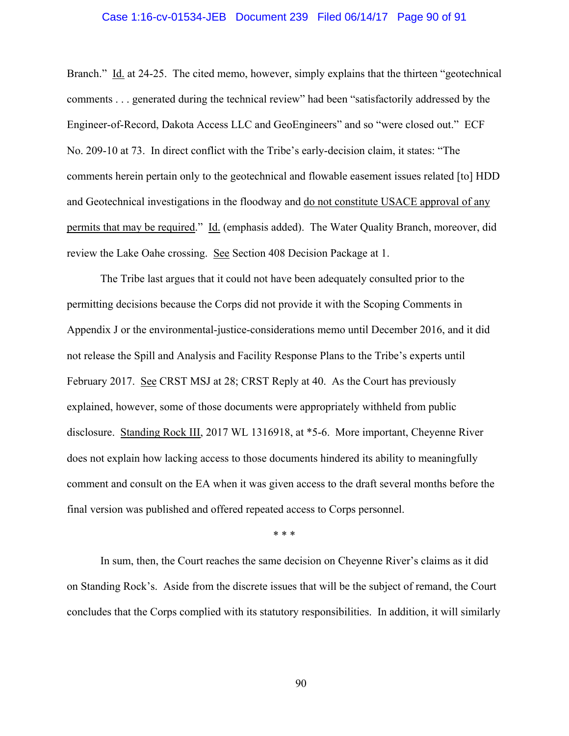Branch." Id. at 24-25. The cited memo, however, simply explains that the thirteen "geotechnical comments . . . generated during the technical review" had been "satisfactorily addressed by the Engineer-of-Record, Dakota Access LLC and GeoEngineers" and so "were closed out." ECF No. 209-10 at 73. In direct conflict with the Tribe's early-decision claim, it states: "The comments herein pertain only to the geotechnical and flowable easement issues related [to] HDD and Geotechnical investigations in the floodway and do not constitute USACE approval of any permits that may be required." Id. (emphasis added). The Water Quality Branch, moreover, did review the Lake Oahe crossing. See Section 408 Decision Package at 1.

The Tribe last argues that it could not have been adequately consulted prior to the permitting decisions because the Corps did not provide it with the Scoping Comments in Appendix J or the environmental-justice-considerations memo until December 2016, and it did not release the Spill and Analysis and Facility Response Plans to the Tribe's experts until February 2017. See CRST MSJ at 28; CRST Reply at 40. As the Court has previously explained, however, some of those documents were appropriately withheld from public disclosure. Standing Rock III, 2017 WL 1316918, at *5-6. More important, Cheyenne River does not explain how lacking access to those documents hindered its ability to meaningfully comment and consult on the EA when it was given access to the draft several months before the final version was published and offered repeated access to Corps personnel.

\* \* \*

In sum, then, the Court reaches the same decision on Cheyenne River's claims as it did on Standing Rock's. Aside from the discrete issues that will be the subject of remand, the Court concludes that the Corps complied with its statutory responsibilities. In addition, it will similarly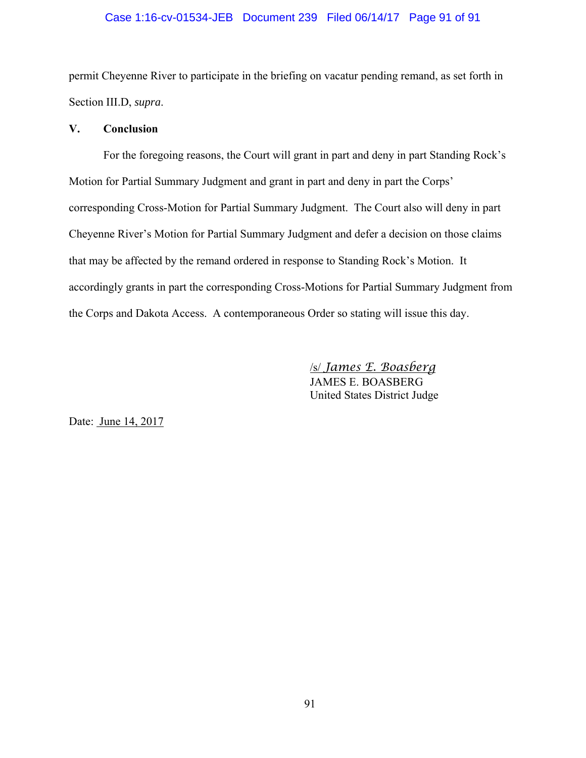permit Cheyenne River to participate in the briefing on vacatur pending remand, as set forth in Section III.D, *supra*.

## V. Conclusion

For the foregoing reasons, the Court will grant in part and deny in part Standing Rock's Motion for Partial Summary Judgment and grant in part and deny in part the Corps' corresponding Cross-Motion for Partial Summary Judgment. The Court also will deny in part Cheyenne River's Motion for Partial Summary Judgment and defer a decision on those claims that may be affected by the remand ordered in response to Standing Rock's Motion. It accordingly grants in part the corresponding Cross-Motions for Partial Summary Judgment from the Corps and Dakota Access. A contemporaneous Order so stating will issue this day.

/s/ *James E. Boasberg*
JAMES E. BOASBERG
United States District Judge

Date: June 14, 2017